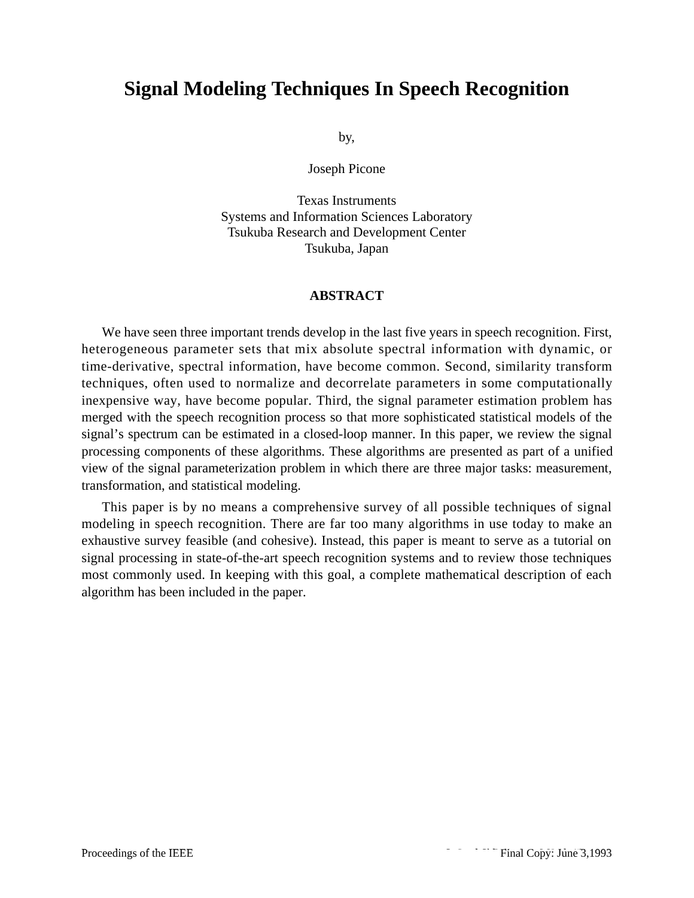# Signal Modeling Techniques In Speech Recognition

by,

Joseph Picone

Texas Instruments
Systems and Information Sciences Laboratory
Tsukuba Research and Development Center
Tsukuba, Japan

## ABSTRACT

We have seen three important trends develop in the last five years in speech recognition. First, heterogeneous parameter sets that mix absolute spectral information with dynamic, or time-derivative, spectral information, have become common. Second, similarity transform techniques, often used to normalize and decorrelate parameters in some computationally inexpensive way, have become popular. Third, the signal parameter estimation problem has merged with the speech recognition process so that more sophisticated statistical models of the signal's spectrum can be estimated in a closed-loop manner. In this paper, we review the signal processing components of these algorithms. These algorithms are presented as part of a unified view of the signal parameterization problem in which there are three major tasks: measurement, transformation, and statistical modeling.

This paper is by no means a comprehensive survey of all possible techniques of signal modeling in speech recognition. There are far too many algorithms in use today to make an exhaustive survey feasible (and cohesive). Instead, this paper is meant to serve as a tutorial on signal processing in state-of-the-art speech recognition systems and to review those techniques most commonly used. In keeping with this goal, a complete mathematical description of each algorithm has been included in the paper.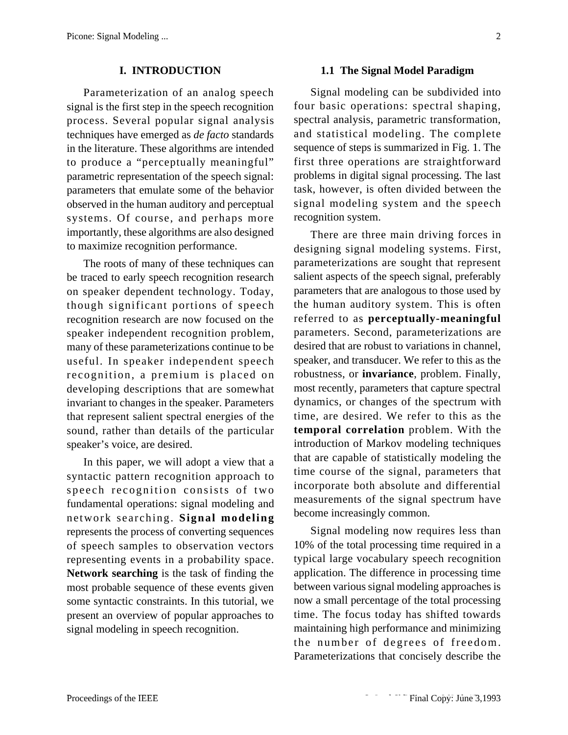# I. INTRODUCTION

Parameterization of an analog speech signal is the first step in the speech recognition process. Several popular signal analysis techniques have emerged as *de facto* standards in the literature. These algorithms are intended to produce a "perceptually meaningful" parametric representation of the speech signal: parameters that emulate some of the behavior observed in the human auditory and perceptual systems. Of course, and perhaps more importantly, these algorithms are also designed to maximize recognition performance.

The roots of many of these techniques can be traced to early speech recognition research on speaker dependent technology. Today, though significant portions of speech recognition research are now focused on the speaker independent recognition problem, many of these parameterizations continue to be useful. In speaker independent speech recognition, a premium is placed on developing descriptions that are somewhat invariant to changes in the speaker. Parameters that represent salient spectral energies of the sound, rather than details of the particular speaker's voice, are desired.

In this paper, we will adopt a view that a syntactic pattern recognition approach to speech recognition consists of two fundamental operations: signal modeling and network searching. **Signal modeling** represents the process of converting sequences of speech samples to observation vectors representing events in a probability space. **Network searching** is the task of finding the most probable sequence of these events given some syntactic constraints. In this tutorial, we present an overview of popular approaches to signal modeling in speech recognition.

## 1.1 The Signal Model Paradigm

Signal modeling can be subdivided into four basic operations: spectral shaping, spectral analysis, parametric transformation, and statistical modeling. The complete sequence of steps is summarized in Fig. 1. The first three operations are straightforward problems in digital signal processing. The last task, however, is often divided between the signal modeling system and the speech recognition system.

There are three main driving forces in designing signal modeling systems. First, parameterizations are sought that represent salient aspects of the speech signal, preferably parameters that are analogous to those used by the human auditory system. This is often referred to as **perceptually-meaningful** parameters. Second, parameterizations are desired that are robust to variations in channel, speaker, and transducer. We refer to this as the robustness, or **invariance**, problem. Finally, most recently, parameters that capture spectral dynamics, or changes of the spectrum with time, are desired. We refer to this as the **temporal correlation** problem. With the introduction of Markov modeling techniques that are capable of statistically modeling the time course of the signal, parameters that incorporate both absolute and differential measurements of the signal spectrum have become increasingly common.

Signal modeling now requires less than 10% of the total processing time required in a typical large vocabulary speech recognition application. The difference in processing time between various signal modeling approaches is now a small percentage of the total processing time. The focus today has shifted towards maintaining high performance and minimizing the number of degrees of freedom. Parameterizations that concisely describe the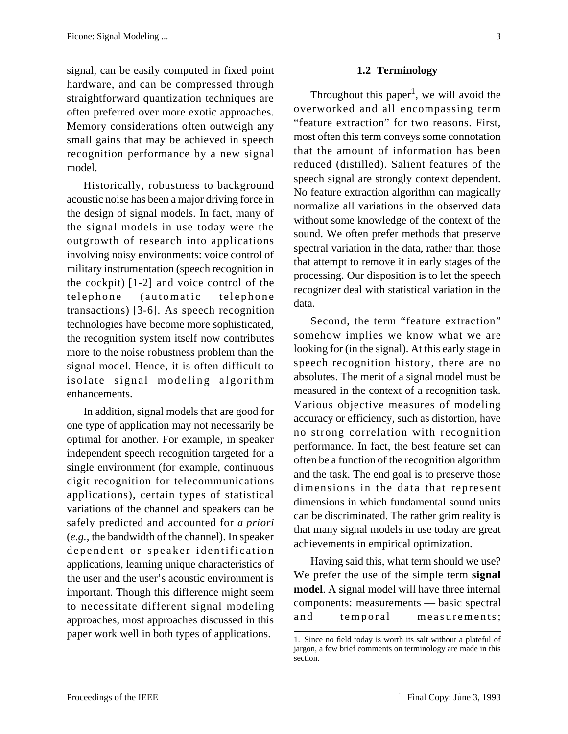signal, can be easily computed in fixed point hardware, and can be compressed through straightforward quantization techniques are often preferred over more exotic approaches. Memory considerations often outweigh any small gains that may be achieved in speech recognition performance by a new signal model.

Historically, robustness to background acoustic noise has been a major driving force in the design of signal models. In fact, many of the signal models in use today were the outgrowth of research into applications involving noisy environments: voice control of military instrumentation (speech recognition in the cockpit) [1-2] and voice control of the telephone (automatic telephone transactions) [3-6]. As speech recognition technologies have become more sophisticated, the recognition system itself now contributes more to the noise robustness problem than the signal model. Hence, it is often difficult to isolate signal modeling algorithm enhancements.

In addition, signal models that are good for one type of application may not necessarily be optimal for another. For example, in speaker independent speech recognition targeted for a single environment (for example, continuous digit recognition for telecommunications applications), certain types of statistical variations of the channel and speakers can be safely predicted and accounted for *a priori* (*e.g.*, the bandwidth of the channel). In speaker dependent or speaker identification applications, learning unique characteristics of the user and the user's acoustic environment is important. Though this difference might seem to necessitate different signal modeling approaches, most approaches discussed in this paper work well in both types of applications.

### 1.2 Terminology

Throughout this paper[1], we will avoid the overworked and all encompassing term "feature extraction" for two reasons. First, most often this term conveys some connotation that the amount of information has been reduced (distilled). Salient features of the speech signal are strongly context dependent. No feature extraction algorithm can magically normalize all variations in the observed data without some knowledge of the context of the sound. We often prefer methods that preserve spectral variation in the data, rather than those that attempt to remove it in early stages of the processing. Our disposition is to let the speech recognizer deal with statistical variation in the data.

Second, the term "feature extraction" somehow implies we know what we are looking for (in the signal). At this early stage in speech recognition history, there are no absolutes. The merit of a signal model must be measured in the context of a recognition task. Various objective measures of modeling accuracy or efficiency, such as distortion, have no strong correlation with recognition performance. In fact, the best feature set can often be a function of the recognition algorithm and the task. The end goal is to preserve those dimensions in the data that represent dimensions in which fundamental sound units can be discriminated. The rather grim reality is that many signal models in use today are great achievements in empirical optimization.

Having said this, what term should we use? We prefer the use of the simple term **signal model**. A signal model will have three internal components: measurements — basic spectral and temporal measurements;

1. Since no field today is worth its salt without a plateful of jargon, a few brief comments on terminology are made in this section.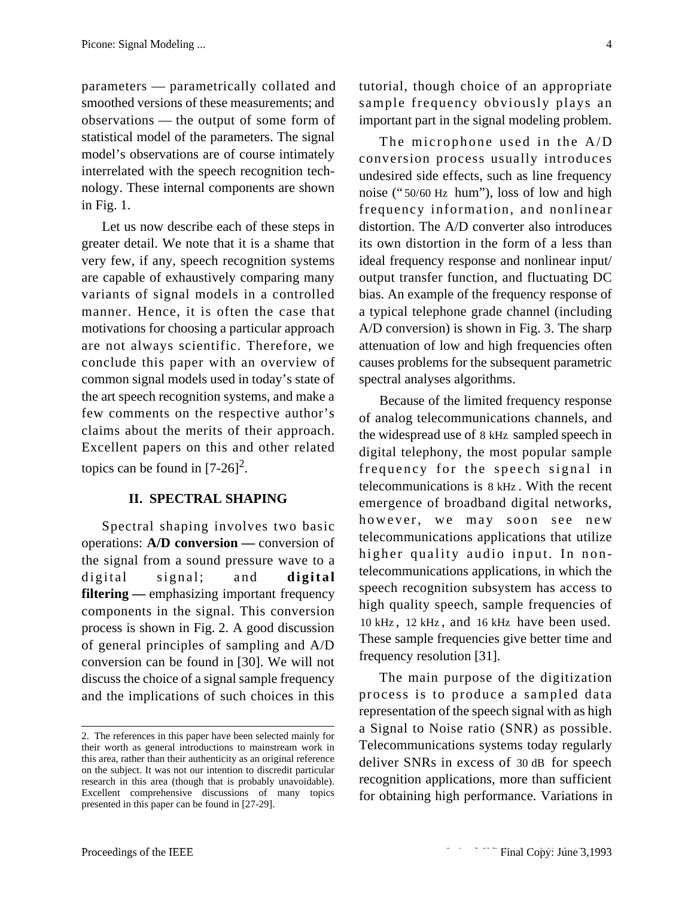parameters — parametrically collated and smoothed versions of these measurements; and observations — the output of some form of statistical model of the parameters. The signal model's observations are of course intimately interrelated with the speech recognition technology. These internal components are shown in Fig. 1.

Let us now describe each of these steps in greater detail. We note that it is a shame that very few, if any, speech recognition systems are capable of exhaustively comparing many variants of signal models in a controlled manner. Hence, it is often the case that motivations for choosing a particular approach are not always scientific. Therefore, we conclude this paper with an overview of common signal models used in today's state of the art speech recognition systems, and make a few comments on the respective author's claims about the merits of their approach. Excellent papers on this and other related topics can be found in [7-26][2].

## II. SPECTRAL SHAPING

Spectral shaping involves two basic operations: **A/D conversion —** conversion of the signal from a sound pressure wave to a digital signal; and **digital filtering —** emphasizing important frequency components in the signal. This conversion process is shown in Fig. 2. A good discussion of general principles of sampling and A/D conversion can be found in [30]. We will not discuss the choice of a signal sample frequency and the implications of such choices in this tutorial, though choice of an appropriate sample frequency obviously plays an important part in the signal modeling problem.

The microphone used in the A/D conversion process usually introduces undesired side effects, such as line frequency noise ("50/60 Hz hum"), loss of low and high frequency information, and nonlinear distortion. The A/D converter also introduces its own distortion in the form of a less than ideal frequency response and nonlinear input/output transfer function, and fluctuating DC bias. An example of the frequency response of a typical telephone grade channel (including A/D conversion) is shown in Fig. 3. The sharp attenuation of low and high frequencies often causes problems for the subsequent parametric spectral analyses algorithms.

Because of the limited frequency response of analog telecommunications channels, and the widespread use of 8 kHz sampled speech in digital telephony, the most popular sample frequency for the speech signal in telecommunications is 8 kHz. With the recent emergence of broadband digital networks, however, we may soon see new telecommunications applications that utilize higher quality audio input. In non-telecommunications applications, in which the speech recognition subsystem has access to high quality speech, sample frequencies of 10 kHz, 12 kHz, and 16 kHz have been used. These sample frequencies give better time and frequency resolution [31].

The main purpose of the digitization process is to produce a sampled data representation of the speech signal with as high a Signal to Noise ratio (SNR) as possible. Telecommunications systems today regularly deliver SNRs in excess of 30 dB for speech recognition applications, more than sufficient for obtaining high performance. Variations in

2. The references in this paper have been selected mainly for their worth as general introductions to mainstream work in this area, rather than their authenticity as an original reference on the subject. It was not our intention to discredit particular research in this area (though that is probably unavoidable). Excellent comprehensive discussions of many topics presented in this paper can be found in [27-29].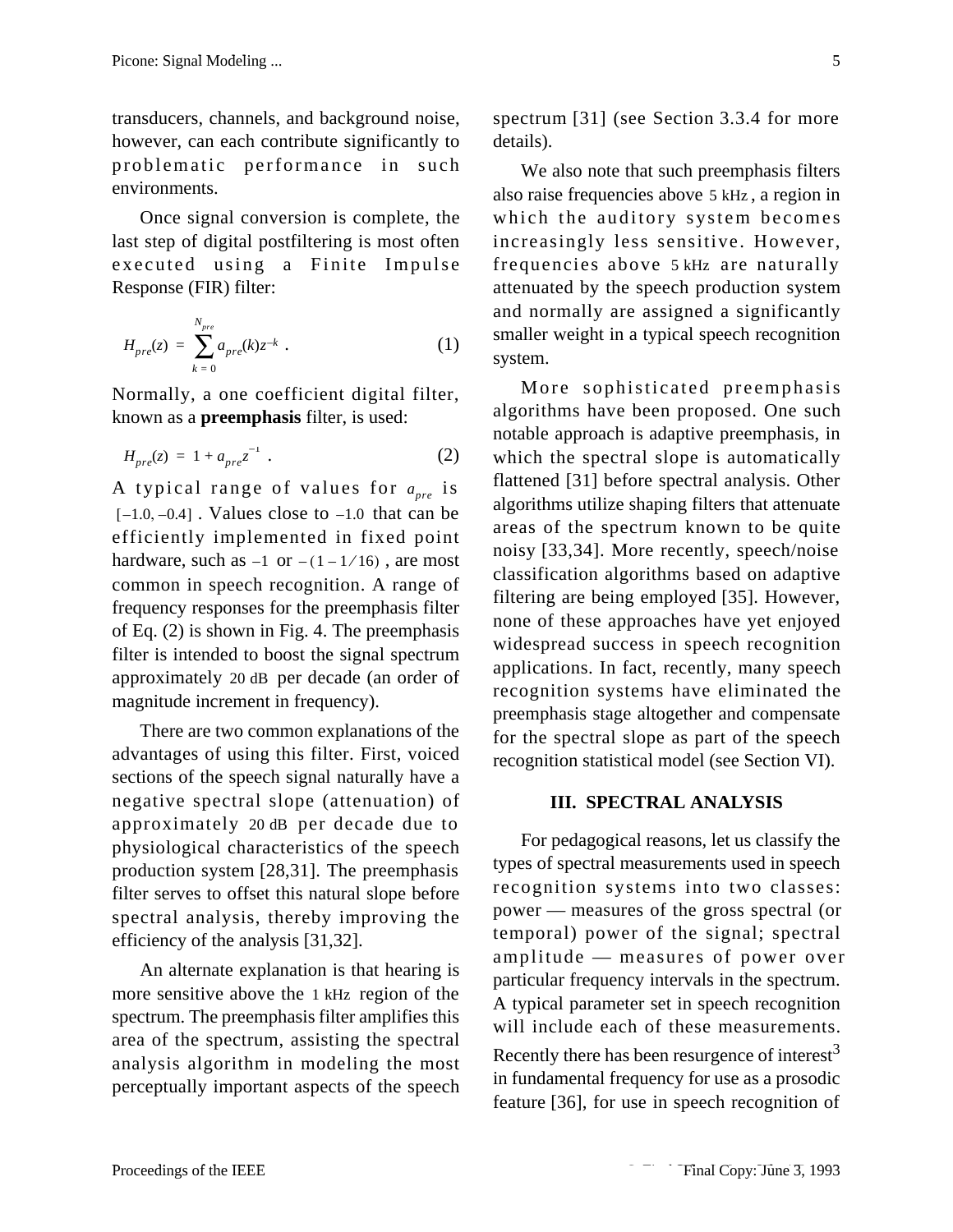transducers, channels, and background noise, however, can each contribute significantly to problematic performance in such environments.

Once signal conversion is complete, the last step of digital postfiltering is most often executed using a Finite Impulse Response (FIR) filter:

$$H_{pre}(z) = \sum_{k=0}^{N_{pre}} a_{pre}(k) z^{-k} \ . \tag{1}$$

Normally, a one coefficient digital filter, known as a **preemphasis** filter, is used:

$$H_{pre}(z) = 1 + a_{pre} z^{-1} \ . \tag{2}$$

A typical range of values for $a_{pre}$ is $[-1.0, -0.4]$. Values close to $-1.0$ that can be efficiently implemented in fixed point hardware, such as $-1$ or $-(1 - 1/16)$, are most common in speech recognition. A range of frequency responses for the preemphasis filter of Eq. (2) is shown in Fig. 4. The preemphasis filter is intended to boost the signal spectrum approximately 20 dB per decade (an order of magnitude increment in frequency).

There are two common explanations of the advantages of using this filter. First, voiced sections of the speech signal naturally have a negative spectral slope (attenuation) of approximately 20 dB per decade due to physiological characteristics of the speech production system [28,31]. The preemphasis filter serves to offset this natural slope before spectral analysis, thereby improving the efficiency of the analysis [31,32].

An alternate explanation is that hearing is more sensitive above the 1 kHz region of the spectrum. The preemphasis filter amplifies this area of the spectrum, assisting the spectral analysis algorithm in modeling the most perceptually important aspects of the speech spectrum [31] (see Section 3.3.4 for more details).

We also note that such preemphasis filters also raise frequencies above 5 kHz, a region in which the auditory system becomes increasingly less sensitive. However, frequencies above 5 kHz are naturally attenuated by the speech production system and normally are assigned a significantly smaller weight in a typical speech recognition system.

More sophisticated preemphasis algorithms have been proposed. One such notable approach is adaptive preemphasis, in which the spectral slope is automatically flattened [31] before spectral analysis. Other algorithms utilize shaping filters that attenuate areas of the spectrum known to be quite noisy [33,34]. More recently, speech/noise classification algorithms based on adaptive filtering are being employed [35]. However, none of these approaches have yet enjoyed widespread success in speech recognition applications. In fact, recently, many speech recognition systems have eliminated the preemphasis stage altogether and compensate for the spectral slope as part of the speech recognition statistical model (see Section VI).

## III. SPECTRAL ANALYSIS

For pedagogical reasons, let us classify the types of spectral measurements used in speech recognition systems into two classes: power — measures of the gross spectral (or temporal) power of the signal; spectral amplitude — measures of power over particular frequency intervals in the spectrum. A typical parameter set in speech recognition will include each of these measurements. Recently there has been resurgence of interest[3] in fundamental frequency for use as a prosodic feature [36], for use in speech recognition of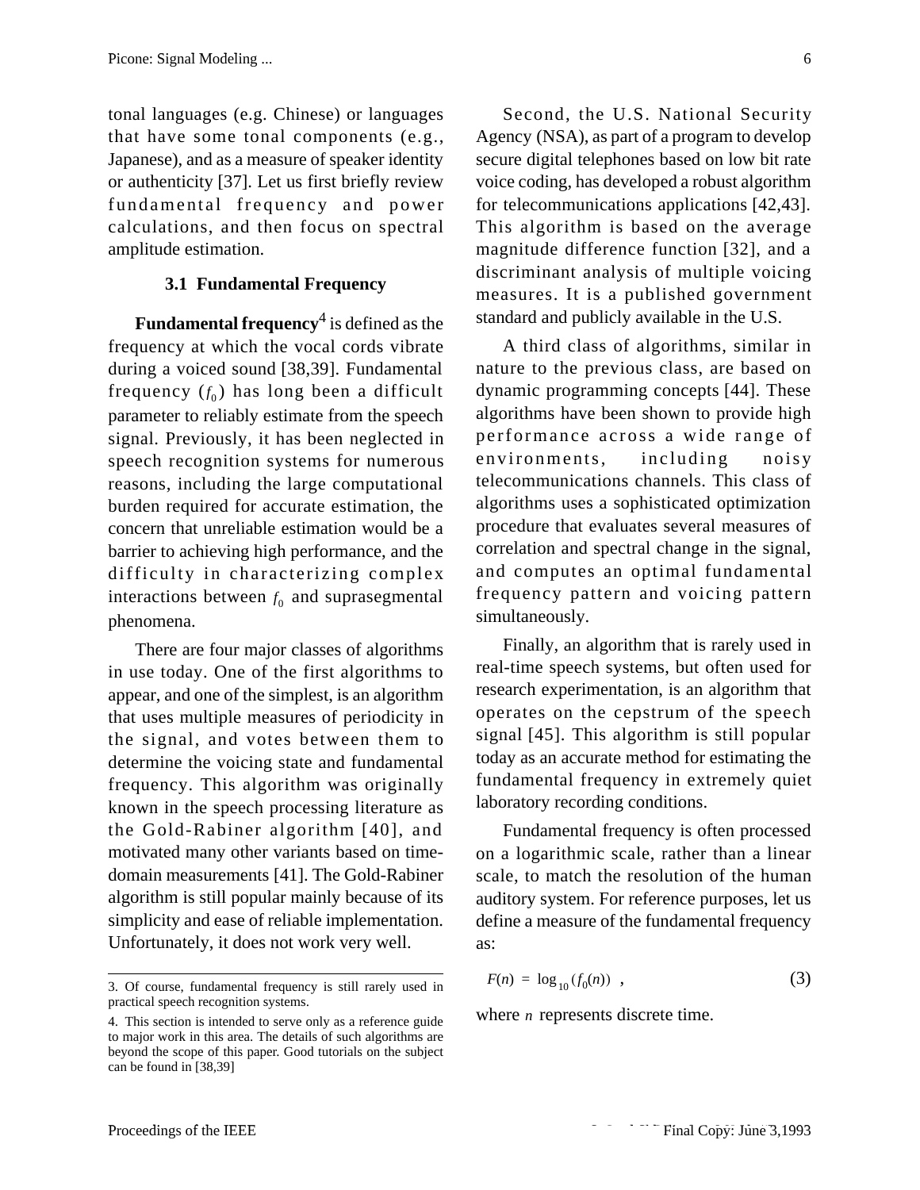tonal languages (e.g. Chinese) or languages that have some tonal components (e.g., Japanese), and as a measure of speaker identity or authenticity [37]. Let us first briefly review fundamental frequency and power calculations, and then focus on spectral amplitude estimation.

### 3.1 Fundamental Frequency

**Fundamental frequency**[4] is defined as the frequency at which the vocal cords vibrate during a voiced sound [38,39]. Fundamental frequency ($f_0$) has long been a difficult parameter to reliably estimate from the speech signal. Previously, it has been neglected in speech recognition systems for numerous reasons, including the large computational burden required for accurate estimation, the concern that unreliable estimation would be a barrier to achieving high performance, and the difficulty in characterizing complex interactions between $f_0$ and suprasegmental phenomena.

There are four major classes of algorithms in use today. One of the first algorithms to appear, and one of the simplest, is an algorithm that uses multiple measures of periodicity in the signal, and votes between them to determine the voicing state and fundamental frequency. This algorithm was originally known in the speech processing literature as the Gold-Rabiner algorithm [40], and motivated many other variants based on time-domain measurements [41]. The Gold-Rabiner algorithm is still popular mainly because of its simplicity and ease of reliable implementation. Unfortunately, it does not work very well.

Second, the U.S. National Security Agency (NSA), as part of a program to develop secure digital telephones based on low bit rate voice coding, has developed a robust algorithm for telecommunications applications [42,43]. This algorithm is based on the average magnitude difference function [32], and a discriminant analysis of multiple voicing measures. It is a published government standard and publicly available in the U.S.

A third class of algorithms, similar in nature to the previous class, are based on dynamic programming concepts [44]. These algorithms have been shown to provide high performance across a wide range of environments, including noisy telecommunications channels. This class of algorithms uses a sophisticated optimization procedure that evaluates several measures of correlation and spectral change in the signal, and computes an optimal fundamental frequency pattern and voicing pattern simultaneously.

Finally, an algorithm that is rarely used in real-time speech systems, but often used for research experimentation, is an algorithm that operates on the cepstrum of the speech signal [45]. This algorithm is still popular today as an accurate method for estimating the fundamental frequency in extremely quiet laboratory recording conditions.

Fundamental frequency is often processed on a logarithmic scale, rather than a linear scale, to match the resolution of the human auditory system. For reference purposes, let us define a measure of the fundamental frequency as:

$$F(n) = \log_{10}(f_0(n)) \quad , \tag{3}$$

where $n$ represents discrete time.

---

3. Of course, fundamental frequency is still rarely used in practical speech recognition systems.

4. This section is intended to serve only as a reference guide to major work in this area. The details of such algorithms are beyond the scope of this paper. Good tutorials on the subject can be found in [38,39]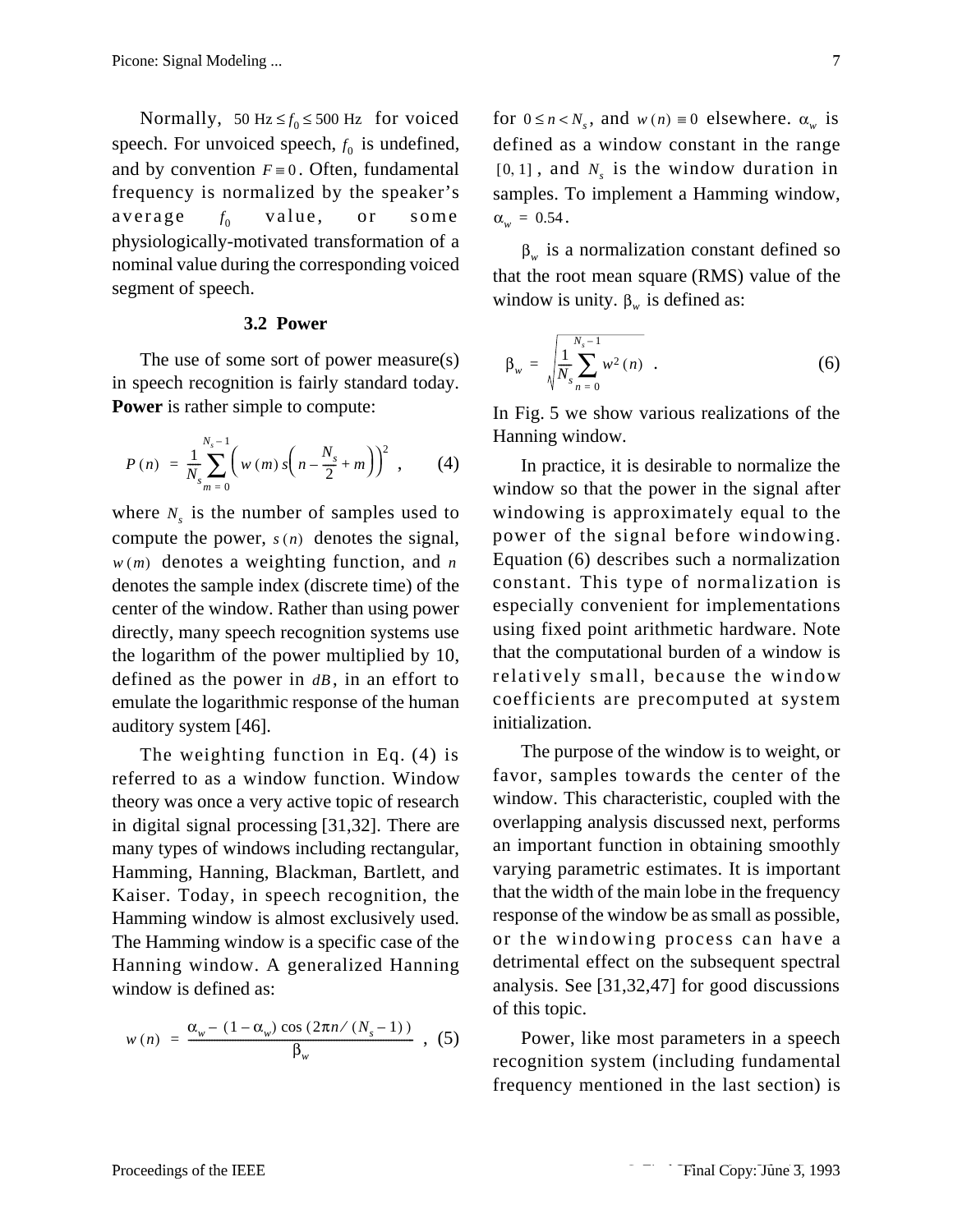Normally, $50 \text{ Hz} \le f_0 \le 500 \text{ Hz}$ for voiced speech. For unvoiced speech, $f_0$ is undefined, and by convention $F \equiv 0$. Often, fundamental frequency is normalized by the speaker's average $f_0$ value, or some physiologically-motivated transformation of a nominal value during the corresponding voiced segment of speech.

### 3.2 Power

The use of some sort of power measure(s) in speech recognition is fairly standard today. **Power** is rather simple to compute:

$$P(n) = \frac{1}{N_s} \sum_{m=0}^{N_s - 1} \left( w(m) \, s\left( n - \frac{N_s}{2} + m \right) \right)^2 , \quad (4)$$

where $N_s$ is the number of samples used to compute the power, $s(n)$ denotes the signal, $w(m)$ denotes a weighting function, and $n$ denotes the sample index (discrete time) of the center of the window. Rather than using power directly, many speech recognition systems use the logarithm of the power multiplied by 10, defined as the power in $dB$, in an effort to emulate the logarithmic response of the human auditory system [46].

The weighting function in Eq. (4) is referred to as a window function. Window theory was once a very active topic of research in digital signal processing [31,32]. There are many types of windows including rectangular, Hamming, Hanning, Blackman, Bartlett, and Kaiser. Today, in speech recognition, the Hamming window is almost exclusively used. The Hamming window is a specific case of the Hanning window. A generalized Hanning window is defined as:

$$w(n) = \frac{\alpha_w - (1 - \alpha_w) \cos \left( 2\pi n / (N_s - 1) \right)}{\beta_w} , \quad (5)$$

for $0 \le n < N_s$, and $w(n) \equiv 0$ elsewhere. $\alpha_w$ is defined as a window constant in the range $[0, 1]$, and $N_s$ is the window duration in samples. To implement a Hamming window, $\alpha_w = 0.54$.

$\beta_w$ is a normalization constant defined so that the root mean square (RMS) value of the window is unity. $\beta_w$ is defined as:

$$\beta_w = \sqrt{\frac{1}{N_s} \sum_{n=0}^{N_s - 1} w^2(n)} . \quad (6)$$

In Fig. 5 we show various realizations of the Hanning window.

In practice, it is desirable to normalize the window so that the power in the signal after windowing is approximately equal to the power of the signal before windowing. Equation (6) describes such a normalization constant. This type of normalization is especially convenient for implementations using fixed point arithmetic hardware. Note that the computational burden of a window is relatively small, because the window coefficients are precomputed at system initialization.

The purpose of the window is to weight, or favor, samples towards the center of the window. This characteristic, coupled with the overlapping analysis discussed next, performs an important function in obtaining smoothly varying parametric estimates. It is important that the width of the main lobe in the frequency response of the window be as small as possible, or the windowing process can have a detrimental effect on the subsequent spectral analysis. See [31,32,47] for good discussions of this topic.

Power, like most parameters in a speech recognition system (including fundamental frequency mentioned in the last section) is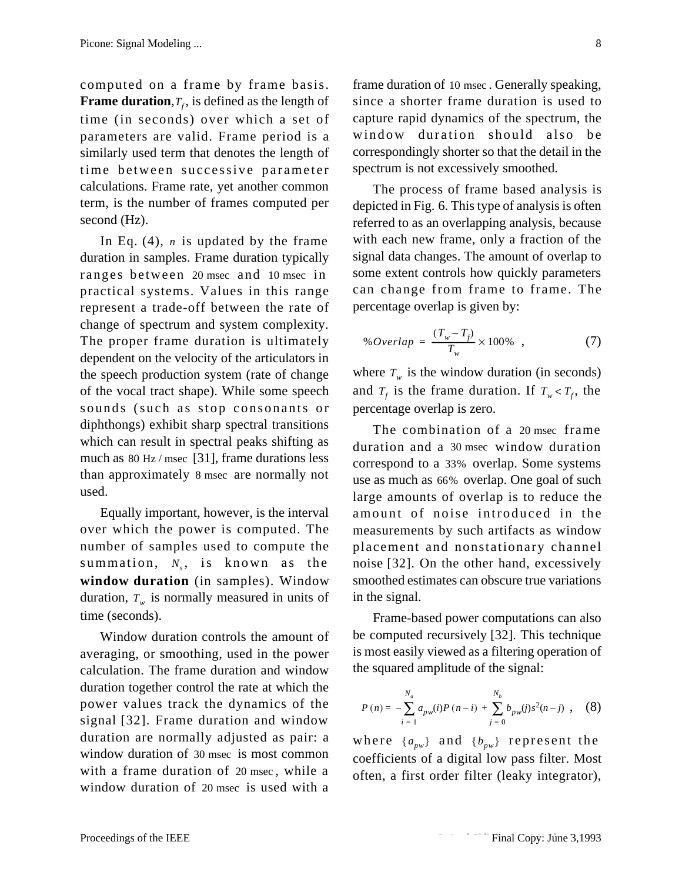computed on a frame by frame basis. **Frame duration**, $T_f$, is defined as the length of time (in seconds) over which a set of parameters are valid. Frame period is a similarly used term that denotes the length of time between successive parameter calculations. Frame rate, yet another common term, is the number of frames computed per second (Hz).

In Eq. (4), $n$ is updated by the frame duration in samples. Frame duration typically ranges between $20\ \text{msec}$ and $10\ \text{msec}$ in practical systems. Values in this range represent a trade-off between the rate of change of spectrum and system complexity. The proper frame duration is ultimately dependent on the velocity of the articulators in the speech production system (rate of change of the vocal tract shape). While some speech sounds (such as stop consonants or diphthongs) exhibit sharp spectral transitions which can result in spectral peaks shifting as much as $80\ \text{Hz}/\text{msec}$ [31], frame durations less than approximately $8\ \text{msec}$ are normally not used.

Equally important, however, is the interval over which the power is computed. The number of samples used to compute the summation, $N_s$, is known as the **window duration** (in samples). Window duration, $T_w$ is normally measured in units of time (seconds).

Window duration controls the amount of averaging, or smoothing, used in the power calculation. The frame duration and window duration together control the rate at which the power values track the dynamics of the signal [32]. Frame duration and window duration are normally adjusted as pair: a window duration of $30\ \text{msec}$ is most common with a frame duration of $20\ \text{msec}$, while a window duration of $20\ \text{msec}$ is used with a frame duration of $10\ \text{msec}$. Generally speaking, since a shorter frame duration is used to capture rapid dynamics of the spectrum, the window duration should also be correspondingly shorter so that the detail in the spectrum is not excessively smoothed.

The process of frame based analysis is depicted in Fig. 6. This type of analysis is often referred to as an overlapping analysis, because with each new frame, only a fraction of the signal data changes. The amount of overlap to some extent controls how quickly parameters can change from frame to frame. The percentage overlap is given by:

$$\%Overlap = \frac{(T_w - T_f)}{T_w} \times 100\% \ , \tag{7}$$

where $T_w$ is the window duration (in seconds) and $T_f$ is the frame duration. If $T_w < T_f$, the percentage overlap is zero.

The combination of a $20\ \text{msec}$ frame duration and a $30\ \text{msec}$ window duration correspond to a $33\%$ overlap. Some systems use as much as $66\%$ overlap. One goal of such large amounts of overlap is to reduce the amount of noise introduced in the measurements by such artifacts as window placement and nonstationary channel noise [32]. On the other hand, excessively smoothed estimates can obscure true variations in the signal.

Frame-based power computations can also be computed recursively [32]. This technique is most easily viewed as a filtering operation of the squared amplitude of the signal:

$$P(n) = -\sum_{i=1}^{N_a} a_{pw}(i) P(n-i) + \sum_{j=0}^{N_b} b_{pw}(j) s^2(n-j) \ , \tag{8}$$

where $\{a_{pw}\}$ and $\{b_{pw}\}$ represent the coefficients of a digital low pass filter. Most often, a first order filter (leaky integrator),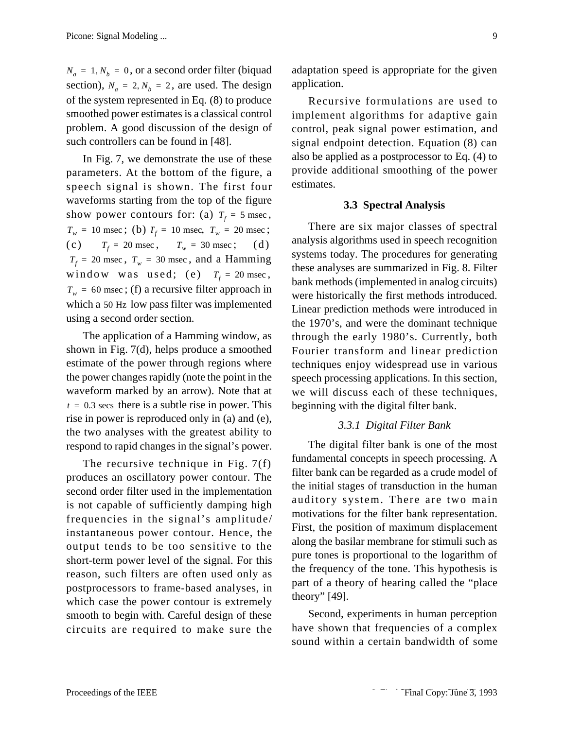$N_a = 1, N_b = 0$, or a second order filter (biquad section), $N_a = 2, N_b = 2$, are used. The design of the system represented in Eq. (8) to produce smoothed power estimates is a classical control problem. A good discussion of the design of such controllers can be found in [48].

In Fig. 7, we demonstrate the use of these parameters. At the bottom of the figure, a speech signal is shown. The first four waveforms starting from the top of the figure show power contours for: (a) $T_f = 5\ \text{msec}$, $T_w = 10\ \text{msec}$; (b) $T_f = 10\ \text{msec},\ T_w = 20\ \text{msec}$; (c) $T_f = 20\ \text{msec}$, $T_w = 30\ \text{msec}$; (d) $T_f = 20\ \text{msec}$, $T_w = 30\ \text{msec}$, and a Hamming window was used; (e) $T_f = 20\ \text{msec}$, $T_w = 60\ \text{msec}$; (f) a recursive filter approach in which a $50\ \text{Hz}$ low pass filter was implemented using a second order section.

The application of a Hamming window, as shown in Fig. 7(d), helps produce a smoothed estimate of the power through regions where the power changes rapidly (note the point in the waveform marked by an arrow). Note that at $t = 0.3\ \text{secs}$ there is a subtle rise in power. This rise in power is reproduced only in (a) and (e), the two analyses with the greatest ability to respond to rapid changes in the signal's power.

The recursive technique in Fig. 7(f) produces an oscillatory power contour. The second order filter used in the implementation is not capable of sufficiently damping high frequencies in the signal's amplitude/instantaneous power contour. Hence, the output tends to be too sensitive to the short-term power level of the signal. For this reason, such filters are often used only as postprocessors to frame-based analyses, in which case the power contour is extremely smooth to begin with. Careful design of these circuits are required to make sure the adaptation speed is appropriate for the given application.

Recursive formulations are used to implement algorithms for adaptive gain control, peak signal power estimation, and signal endpoint detection. Equation (8) can also be applied as a postprocessor to Eq. (4) to provide additional smoothing of the power estimates.

### 3.3 Spectral Analysis

There are six major classes of spectral analysis algorithms used in speech recognition systems today. The procedures for generating these analyses are summarized in Fig. 8. Filter bank methods (implemented in analog circuits) were historically the first methods introduced. Linear prediction methods were introduced in the 1970's, and were the dominant technique through the early 1980's. Currently, both Fourier transform and linear prediction techniques enjoy widespread use in various speech processing applications. In this section, we will discuss each of these techniques, beginning with the digital filter bank.

#### *3.3.1 Digital Filter Bank*

The digital filter bank is one of the most fundamental concepts in speech processing. A filter bank can be regarded as a crude model of the initial stages of transduction in the human auditory system. There are two main motivations for the filter bank representation. First, the position of maximum displacement along the basilar membrane for stimuli such as pure tones is proportional to the logarithm of the frequency of the tone. This hypothesis is part of a theory of hearing called the "place theory" [49].

Second, experiments in human perception have shown that frequencies of a complex sound within a certain bandwidth of some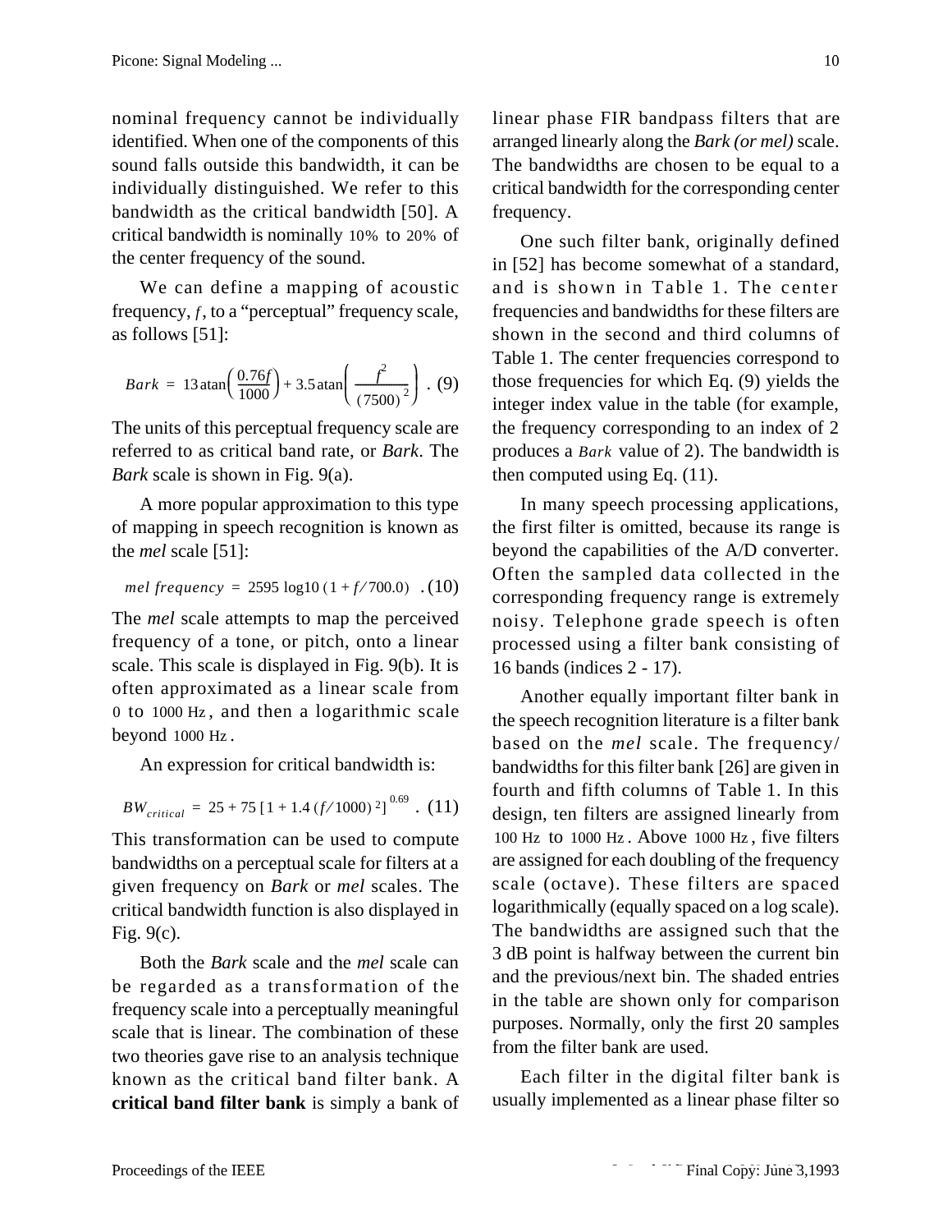nominal frequency cannot be individually identified. When one of the components of this sound falls outside this bandwidth, it can be individually distinguished. We refer to this bandwidth as the critical bandwidth [50]. A critical bandwidth is nominally $10\%$ to $20\%$ of the center frequency of the sound.

We can define a mapping of acoustic frequency, $f$, to a "perceptual" frequency scale, as follows [51]:

$$Bark = 13\,\mathrm{atan}\left(\frac{0.76f}{1000}\right) + 3.5\,\mathrm{atan}\left(\frac{f^2}{(7500)^2}\right) \;. \quad (9)$$

The units of this perceptual frequency scale are referred to as critical band rate, or *Bark*. The *Bark* scale is shown in Fig. 9(a).

A more popular approximation to this type of mapping in speech recognition is known as the *mel* scale [51]:

$$mel\ frequency = 2595\ \log 10\,(1 + f/700.0) \;. \quad (10)$$

The *mel* scale attempts to map the perceived frequency of a tone, or pitch, onto a linear scale. This scale is displayed in Fig. 9(b). It is often approximated as a linear scale from $0$ to $1000\ \mathrm{Hz}$, and then a logarithmic scale beyond $1000\ \mathrm{Hz}$.

An expression for critical bandwidth is:

$$BW_{critical} = 25 + 75\,[1 + 1.4\,(f/1000)^2]^{0.69} \;. \quad (11)$$

This transformation can be used to compute bandwidths on a perceptual scale for filters at a given frequency on *Bark* or *mel* scales. The critical bandwidth function is also displayed in Fig. 9(c).

Both the *Bark* scale and the *mel* scale can be regarded as a transformation of the frequency scale into a perceptually meaningful scale that is linear. The combination of these two theories gave rise to an analysis technique known as the critical band filter bank. A **critical band filter bank** is simply a bank of linear phase FIR bandpass filters that are arranged linearly along the *Bark (or mel)* scale. The bandwidths are chosen to be equal to a critical bandwidth for the corresponding center frequency.

One such filter bank, originally defined in [52] has become somewhat of a standard, and is shown in Table 1. The center frequencies and bandwidths for these filters are shown in the second and third columns of Table 1. The center frequencies correspond to those frequencies for which Eq. (9) yields the integer index value in the table (for example, the frequency corresponding to an index of 2 produces a $Bark$ value of 2). The bandwidth is then computed using Eq. (11).

In many speech processing applications, the first filter is omitted, because its range is beyond the capabilities of the A/D converter. Often the sampled data collected in the corresponding frequency range is extremely noisy. Telephone grade speech is often processed using a filter bank consisting of 16 bands (indices 2 - 17).

Another equally important filter bank in the speech recognition literature is a filter bank based on the *mel* scale. The frequency/bandwidths for this filter bank [26] are given in fourth and fifth columns of Table 1. In this design, ten filters are assigned linearly from $100\ \mathrm{Hz}$ to $1000\ \mathrm{Hz}$. Above $1000\ \mathrm{Hz}$, five filters are assigned for each doubling of the frequency scale (octave). These filters are spaced logarithmically (equally spaced on a log scale). The bandwidths are assigned such that the 3 dB point is halfway between the current bin and the previous/next bin. The shaded entries in the table are shown only for comparison purposes. Normally, only the first 20 samples from the filter bank are used.

Each filter in the digital filter bank is usually implemented as a linear phase filter so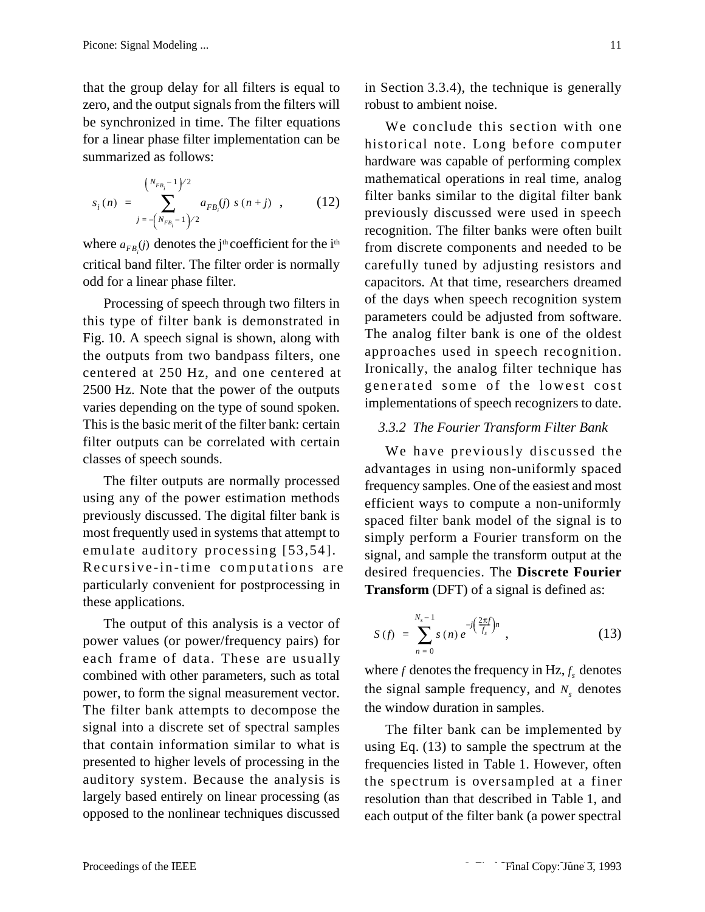that the group delay for all filters is equal to zero, and the output signals from the filters will be synchronized in time. The filter equations for a linear phase filter implementation can be summarized as follows:

$$s_i(n) = \sum_{j=-\left(N_{FB_i}-1\right)/2}^{\left(N_{FB_i}-1\right)/2} a_{FB_i}(j)\, s(n+j) \quad , \qquad (12)$$

where $a_{FB_i}(j)$ denotes the $j^{th}$ coefficient for the $i^{th}$ critical band filter. The filter order is normally odd for a linear phase filter.

Processing of speech through two filters in this type of filter bank is demonstrated in Fig. 10. A speech signal is shown, along with the outputs from two bandpass filters, one centered at 250 Hz, and one centered at 2500 Hz. Note that the power of the outputs varies depending on the type of sound spoken. This is the basic merit of the filter bank: certain filter outputs can be correlated with certain classes of speech sounds.

The filter outputs are normally processed using any of the power estimation methods previously discussed. The digital filter bank is most frequently used in systems that attempt to emulate auditory processing [53,54]. Recursive-in-time computations are particularly convenient for postprocessing in these applications.

The output of this analysis is a vector of power values (or power/frequency pairs) for each frame of data. These are usually combined with other parameters, such as total power, to form the signal measurement vector. The filter bank attempts to decompose the signal into a discrete set of spectral samples that contain information similar to what is presented to higher levels of processing in the auditory system. Because the analysis is largely based entirely on linear processing (as opposed to the nonlinear techniques discussed in Section 3.3.4), the technique is generally robust to ambient noise.

We conclude this section with one historical note. Long before computer hardware was capable of performing complex mathematical operations in real time, analog filter banks similar to the digital filter bank previously discussed were used in speech recognition. The filter banks were often built from discrete components and needed to be carefully tuned by adjusting resistors and capacitors. At that time, researchers dreamed of the days when speech recognition system parameters could be adjusted from software. The analog filter bank is one of the oldest approaches used in speech recognition. Ironically, the analog filter technique has generated some of the lowest cost implementations of speech recognizers to date.

### *3.3.2 The Fourier Transform Filter Bank*

We have previously discussed the advantages in using non-uniformly spaced frequency samples. One of the easiest and most efficient ways to compute a non-uniformly spaced filter bank model of the signal is to simply perform a Fourier transform on the signal, and sample the transform output at the desired frequencies. The **Discrete Fourier Transform** (DFT) of a signal is defined as:

$$S(f) = \sum_{n=0}^{N_s-1} s(n)\, e^{-j\left(\frac{2\pi f}{f_s}\right)n} \quad , \qquad (13)$$

where $f$ denotes the frequency in Hz, $f_s$ denotes the signal sample frequency, and $N_s$ denotes the window duration in samples.

The filter bank can be implemented by using Eq. (13) to sample the spectrum at the frequencies listed in Table 1. However, often the spectrum is oversampled at a finer resolution than that described in Table 1, and each output of the filter bank (a power spectral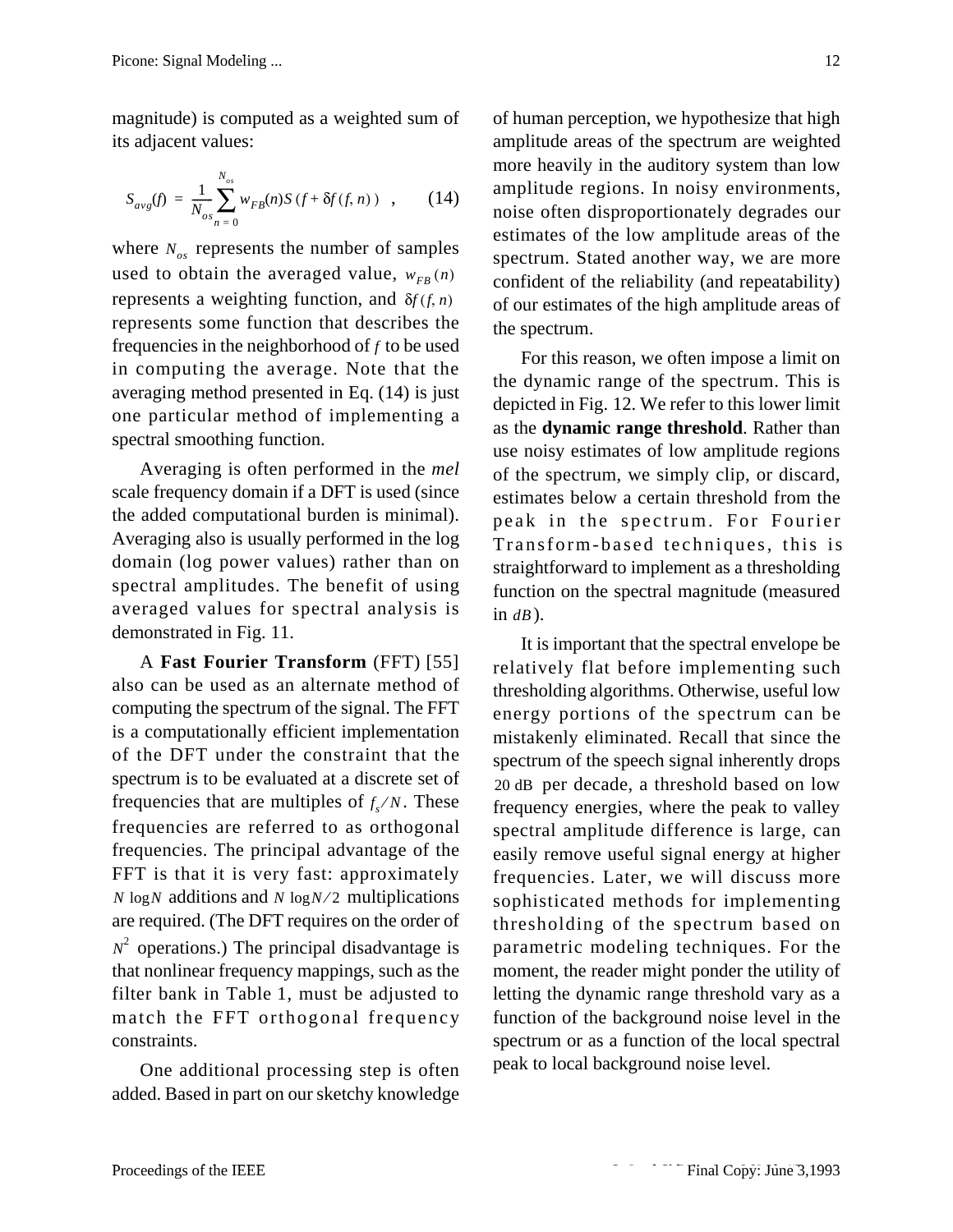magnitude) is computed as a weighted sum of its adjacent values:

$$S_{avg}(f) = \frac{1}{N_{os}} \sum_{n=0}^{N_{os}} w_{FB}(n) S(f + \delta f(f, n)) \quad , \qquad (14)$$

where $N_{os}$ represents the number of samples used to obtain the averaged value, $w_{FB}(n)$ represents a weighting function, and $\delta f(f, n)$ represents some function that describes the frequencies in the neighborhood of $f$ to be used in computing the average. Note that the averaging method presented in Eq. (14) is just one particular method of implementing a spectral smoothing function.

Averaging is often performed in the *mel* scale frequency domain if a DFT is used (since the added computational burden is minimal). Averaging also is usually performed in the log domain (log power values) rather than on spectral amplitudes. The benefit of using averaged values for spectral analysis is demonstrated in Fig. 11.

A **Fast Fourier Transform** (FFT) [55] also can be used as an alternate method of computing the spectrum of the signal. The FFT is a computationally efficient implementation of the DFT under the constraint that the spectrum is to be evaluated at a discrete set of frequencies that are multiples of $f_s / N$. These frequencies are referred to as orthogonal frequencies. The principal advantage of the FFT is that it is very fast: approximately $N \log N$ additions and $N \log N / 2$ multiplications are required. (The DFT requires on the order of $N^2$ operations.) The principal disadvantage is that nonlinear frequency mappings, such as the filter bank in Table 1, must be adjusted to match the FFT orthogonal frequency constraints.

One additional processing step is often added. Based in part on our sketchy knowledge of human perception, we hypothesize that high amplitude areas of the spectrum are weighted more heavily in the auditory system than low amplitude regions. In noisy environments, noise often disproportionately degrades our estimates of the low amplitude areas of the spectrum. Stated another way, we are more confident of the reliability (and repeatability) of our estimates of the high amplitude areas of the spectrum.

For this reason, we often impose a limit on the dynamic range of the spectrum. This is depicted in Fig. 12. We refer to this lower limit as the **dynamic range threshold**. Rather than use noisy estimates of low amplitude regions of the spectrum, we simply clip, or discard, estimates below a certain threshold from the peak in the spectrum. For Fourier Transform-based techniques, this is straightforward to implement as a thresholding function on the spectral magnitude (measured in $dB$).

It is important that the spectral envelope be relatively flat before implementing such thresholding algorithms. Otherwise, useful low energy portions of the spectrum can be mistakenly eliminated. Recall that since the spectrum of the speech signal inherently drops $20\ \mathrm{dB}$ per decade, a threshold based on low frequency energies, where the peak to valley spectral amplitude difference is large, can easily remove useful signal energy at higher frequencies. Later, we will discuss more sophisticated methods for implementing thresholding of the spectrum based on parametric modeling techniques. For the moment, the reader might ponder the utility of letting the dynamic range threshold vary as a function of the background noise level in the spectrum or as a function of the local spectral peak to local background noise level.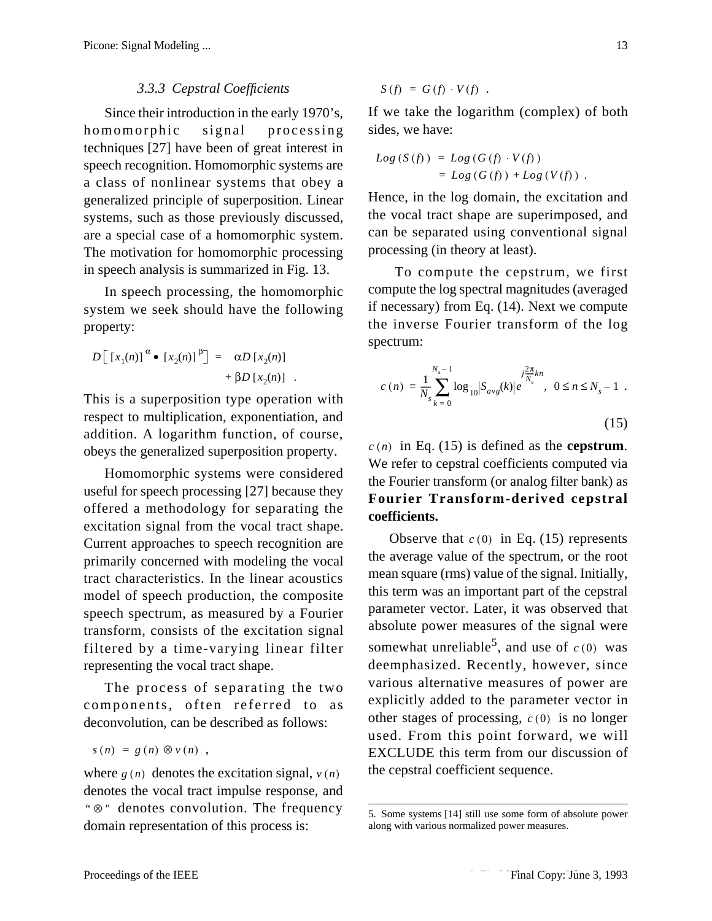### 3.3.3 Cepstral Coefficients

Since their introduction in the early 1970's, homomorphic signal processing techniques [27] have been of great interest in speech recognition. Homomorphic systems are a class of nonlinear systems that obey a generalized principle of superposition. Linear systems, such as those previously discussed, are a special case of a homomorphic system. The motivation for homomorphic processing in speech analysis is summarized in Fig. 13.

In speech processing, the homomorphic system we seek should have the following property:

$$D\left[ [x_1(n)]^{\alpha} \bullet [x_2(n)]^{\beta} \right] = \alpha D[x_2(n)] + \beta D[x_2(n)] \quad .$$

This is a superposition type operation with respect to multiplication, exponentiation, and addition. A logarithm function, of course, obeys the generalized superposition property.

Homomorphic systems were considered useful for speech processing [27] because they offered a methodology for separating the excitation signal from the vocal tract shape. Current approaches to speech recognition are primarily concerned with modeling the vocal tract characteristics. In the linear acoustics model of speech production, the composite speech spectrum, as measured by a Fourier transform, consists of the excitation signal filtered by a time-varying linear filter representing the vocal tract shape.

The process of separating the two components, often referred to as deconvolution, can be described as follows:

$$s(n) = g(n) \otimes v(n) \quad ,$$

where $g(n)$ denotes the excitation signal, $v(n)$ denotes the vocal tract impulse response, and "$\otimes$" denotes convolution. The frequency domain representation of this process is:

$$S(f) = G(f) \cdot V(f) \quad .$$

If we take the logarithm (complex) of both sides, we have:

$$\begin{aligned} Log(S(f)) &= Log(G(f) \cdot V(f)) \\ &= Log(G(f)) + Log(V(f)) \quad . \end{aligned}$$

Hence, in the log domain, the excitation and the vocal tract shape are superimposed, and can be separated using conventional signal processing (in theory at least).

To compute the cepstrum, we first compute the log spectral magnitudes (averaged if necessary) from Eq. (14). Next we compute the inverse Fourier transform of the log spectrum:

$$c(n) = \frac{1}{N_s} \sum_{k=0}^{N_s - 1} \log_{10} \left| S_{avg}(k) \right| e^{j\frac{2\pi}{N_s}kn} \quad , \quad 0 \le n \le N_s - 1 \quad . \tag{15}$$

$c(n)$ in Eq. (15) is defined as the **cepstrum**. We refer to cepstral coefficients computed via the Fourier transform (or analog filter bank) as **Fourier Transform-derived cepstral coefficients.**

Observe that $c(0)$ in Eq. (15) represents the average value of the spectrum, or the root mean square (rms) value of the signal. Initially, this term was an important part of the cepstral parameter vector. Later, it was observed that absolute power measures of the signal were somewhat unreliable[5], and use of $c(0)$ was deemphasized. Recently, however, since various alternative measures of power are explicitly added to the parameter vector in other stages of processing, $c(0)$ is no longer used. From this point forward, we will EXCLUDE this term from our discussion of the cepstral coefficient sequence.

5. Some systems [14] still use some form of absolute power along with various normalized power measures.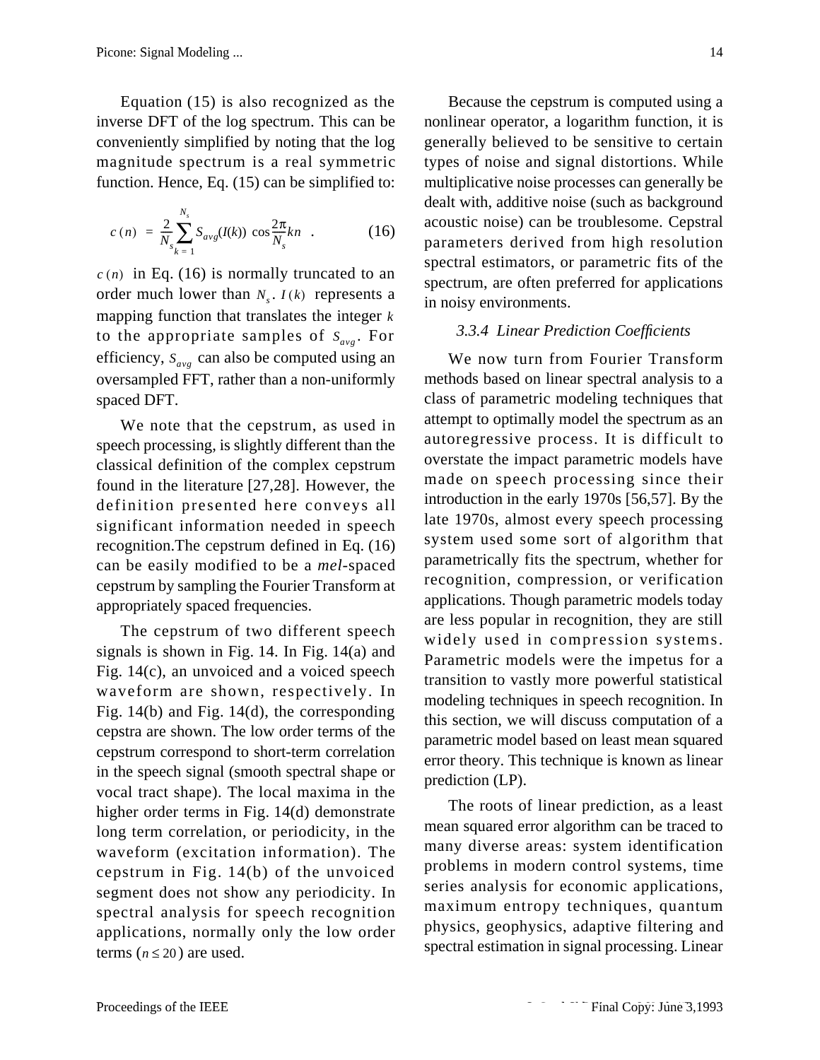Equation (15) is also recognized as the inverse DFT of the log spectrum. This can be conveniently simplified by noting that the log magnitude spectrum is a real symmetric function. Hence, Eq. (15) can be simplified to:

$$c(n) = \frac{2}{N_s} \sum_{k=1}^{N_s} S_{avg}(I(k)) \cos \frac{2\pi}{N_s} kn \quad . \tag{16}$$

$c(n)$ in Eq. (16) is normally truncated to an order much lower than $N_s$. $I(k)$ represents a mapping function that translates the integer $k$ to the appropriate samples of $S_{avg}$. For efficiency, $S_{avg}$ can also be computed using an oversampled FFT, rather than a non-uniformly spaced DFT.

We note that the cepstrum, as used in speech processing, is slightly different than the classical definition of the complex cepstrum found in the literature [27,28]. However, the definition presented here conveys all significant information needed in speech recognition.The cepstrum defined in Eq. (16) can be easily modified to be a *mel*-spaced cepstrum by sampling the Fourier Transform at appropriately spaced frequencies.

The cepstrum of two different speech signals is shown in Fig. 14. In Fig. 14(a) and Fig. 14(c), an unvoiced and a voiced speech waveform are shown, respectively. In Fig. 14(b) and Fig. 14(d), the corresponding cepstra are shown. The low order terms of the cepstrum correspond to short-term correlation in the speech signal (smooth spectral shape or vocal tract shape). The local maxima in the higher order terms in Fig. 14(d) demonstrate long term correlation, or periodicity, in the waveform (excitation information). The cepstrum in Fig. 14(b) of the unvoiced segment does not show any periodicity. In spectral analysis for speech recognition applications, normally only the low order terms ($n \leq 20$) are used.

Because the cepstrum is computed using a nonlinear operator, a logarithm function, it is generally believed to be sensitive to certain types of noise and signal distortions. While multiplicative noise processes can generally be dealt with, additive noise (such as background acoustic noise) can be troublesome. Cepstral parameters derived from high resolution spectral estimators, or parametric fits of the spectrum, are often preferred for applications in noisy environments.

### *3.3.4 Linear Prediction Coefficients*

We now turn from Fourier Transform methods based on linear spectral analysis to a class of parametric modeling techniques that attempt to optimally model the spectrum as an autoregressive process. It is difficult to overstate the impact parametric models have made on speech processing since their introduction in the early 1970s [56,57]. By the late 1970s, almost every speech processing system used some sort of algorithm that parametrically fits the spectrum, whether for recognition, compression, or verification applications. Though parametric models today are less popular in recognition, they are still widely used in compression systems. Parametric models were the impetus for a transition to vastly more powerful statistical modeling techniques in speech recognition. In this section, we will discuss computation of a parametric model based on least mean squared error theory. This technique is known as linear prediction (LP).

The roots of linear prediction, as a least mean squared error algorithm can be traced to many diverse areas: system identification problems in modern control systems, time series analysis for economic applications, maximum entropy techniques, quantum physics, geophysics, adaptive filtering and spectral estimation in signal processing. Linear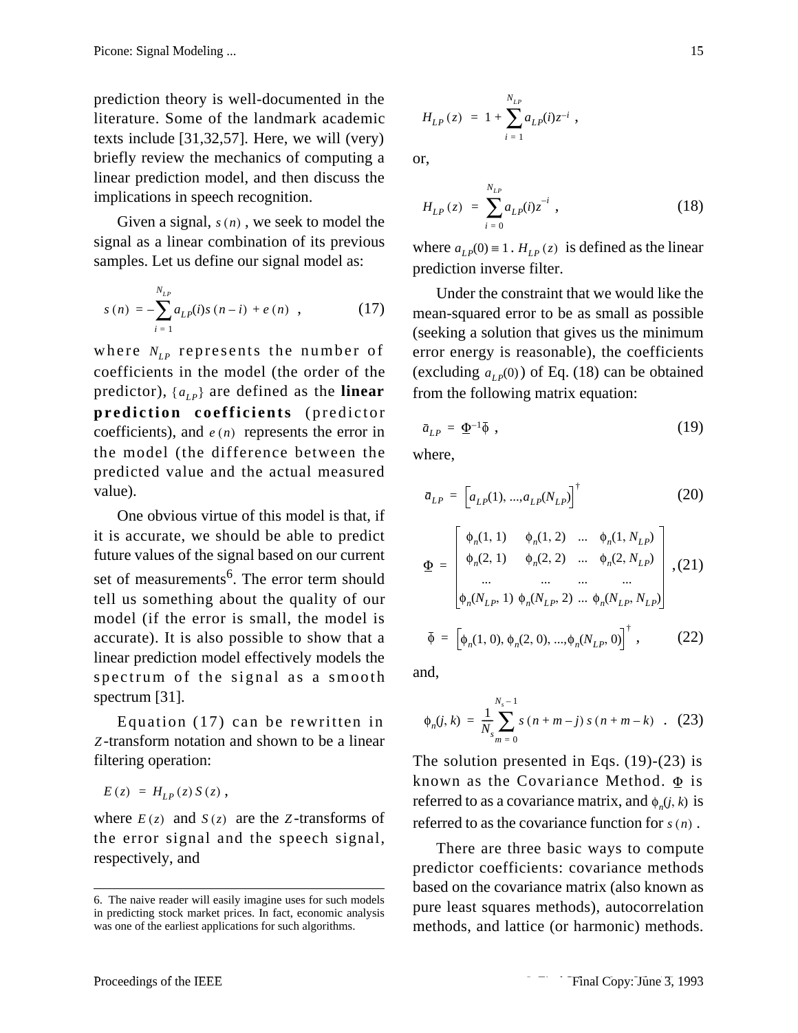prediction theory is well-documented in the literature. Some of the landmark academic texts include [31,32,57]. Here, we will (very) briefly review the mechanics of computing a linear prediction model, and then discuss the implications in speech recognition.

Given a signal, $s(n)$, we seek to model the signal as a linear combination of its previous samples. Let us define our signal model as:

$$s(n) = -\sum_{i=1}^{N_{LP}} a_{LP}(i) s(n-i) + e(n) \quad , \tag{17}$$

where $N_{LP}$ represents the number of coefficients in the model (the order of the predictor), $\{a_{LP}\}$ are defined as the **linear prediction coefficients** (predictor coefficients), and $e(n)$ represents the error in the model (the difference between the predicted value and the actual measured value).

One obvious virtue of this model is that, if it is accurate, we should be able to predict future values of the signal based on our current set of measurements[6]. The error term should tell us something about the quality of our model (if the error is small, the model is accurate). It is also possible to show that a linear prediction model effectively models the spectrum of the signal as a smooth spectrum [31].

Equation (17) can be rewritten in $Z$-transform notation and shown to be a linear filtering operation:

$$E(z) = H_{LP}(z) S(z) \,,$$

where $E(z)$ and $S(z)$ are the $Z$-transforms of the error signal and the speech signal, respectively, and

$$H_{LP}(z) = 1 + \sum_{i=1}^{N_{LP}} a_{LP}(i) z^{-i} \,,$$

or,

$$H_{LP}(z) = \sum_{i=0}^{N_{LP}} a_{LP}(i) z^{-i} \,, \tag{18}$$

where $a_{LP}(0) \equiv 1$. $H_{LP}(z)$ is defined as the linear prediction inverse filter.

Under the constraint that we would like the mean-squared error to be as small as possible (seeking a solution that gives us the minimum error energy is reasonable), the coefficients (excluding $a_{LP}(0)$) of Eq. (18) can be obtained from the following matrix equation:

$$\bar{a}_{LP} = \underline{\Phi}^{-1}\bar{\phi} \,, \tag{19}$$

where,

$$\bar{a}_{LP} = \left[a_{LP}(1), \ldots, a_{LP}(N_{LP})\right]^{\dagger} \tag{20}$$

$$\underline{\Phi} = \begin{bmatrix} \phi_n(1,1) & \phi_n(1,2) & \ldots & \phi_n(1,N_{LP}) \\ \phi_n(2,1) & \phi_n(2,2) & \ldots & \phi_n(2,N_{LP}) \\ \ldots & \ldots & \ldots & \ldots \\ \phi_n(N_{LP},1) & \phi_n(N_{LP},2) & \ldots & \phi_n(N_{LP},N_{LP}) \end{bmatrix} , \tag{21}$$

$$\bar{\phi} = \left[\phi_n(1,0), \phi_n(2,0), \ldots, \phi_n(N_{LP},0)\right]^{\dagger} \,, \tag{22}$$

and,

$$\phi_n(j,k) = \frac{1}{N_s}\sum_{m=0}^{N_s-1} s(n+m-j)\, s(n+m-k) \quad . \tag{23}$$

The solution presented in Eqs. (19)-(23) is known as the Covariance Method. $\underline{\Phi}$ is referred to as a covariance matrix, and $\phi_n(j,k)$ is referred to as the covariance function for $s(n)$.

There are three basic ways to compute predictor coefficients: covariance methods based on the covariance matrix (also known as pure least squares methods), autocorrelation methods, and lattice (or harmonic) methods.

---

6. The naive reader will easily imagine uses for such models in predicting stock market prices. In fact, economic analysis was one of the earliest applications for such algorithms.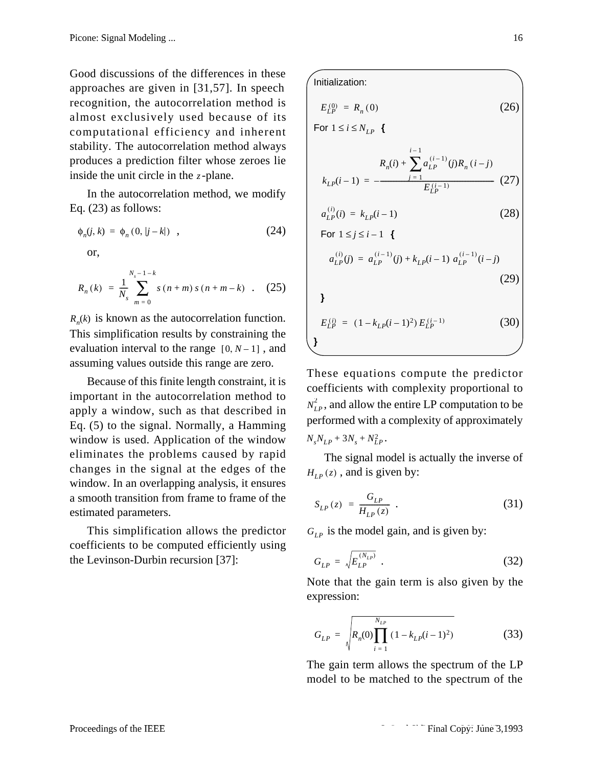Good discussions of the differences in these approaches are given in [31,57]. In speech recognition, the autocorrelation method is almost exclusively used because of its computational efficiency and inherent stability. The autocorrelation method always produces a prediction filter whose zeroes lie inside the unit circle in the $z$-plane.

In the autocorrelation method, we modify Eq. (23) as follows:

$$\phi_n(j, k) = \phi_n(0, |j-k|) \quad , \tag{24}$$

or,

$$R_n(k) = \frac{1}{N_s} \sum_{m=0}^{N_s - 1 - k} s(n+m)\, s(n+m-k) \quad . \tag{25}$$

$R_n(k)$ is known as the autocorrelation function. This simplification results by constraining the evaluation interval to the range $[0, N-1]$, and assuming values outside this range are zero.

Because of this finite length constraint, it is important in the autocorrelation method to apply a window, such as that described in Eq. (5) to the signal. Normally, a Hamming window is used. Application of the window eliminates the problems caused by rapid changes in the signal at the edges of the window. In an overlapping analysis, it ensures a smooth transition from frame to frame of the estimated parameters.

This simplification allows the predictor coefficients to be computed efficiently using the Levinson-Durbin recursion [37]:

Initialization:

$$E_{LP}^{(0)} = R_n(0) \tag{26}$$

For $1 \le i \le N_{LP}$ {

$$k_{LP}(i-1) = -\frac{R_n(i) + \sum_{j=1}^{i-1} a_{LP}^{(i-1)}(j) R_n(i-j)}{E_{LP}^{(i-1)}} \tag{27}$$

$$a_{LP}^{(i)}(i) = k_{LP}(i-1) \tag{28}$$

For $1 \le j \le i-1$ {

$$a_{LP}^{(i)}(j) = a_{LP}^{(i-1)}(j) + k_{LP}(i-1)\, a_{LP}^{(i-1)}(i-j) \tag{29}$$

}

$$E_{LP}^{(i)} = (1 - k_{LP}(i-1)^2)\, E_{LP}^{(i-1)} \tag{30}$$

}

These equations compute the predictor coefficients with complexity proportional to $N_{LP}^2$, and allow the entire LP computation to be performed with a complexity of approximately $N_s N_{LP} + 3N_s + N_{LP}^2$.

The signal model is actually the inverse of $H_{LP}(z)$, and is given by:

$$S_{LP}(z) = \frac{G_{LP}}{H_{LP}(z)} \quad . \tag{31}$$

$G_{LP}$ is the model gain, and is given by:

$$G_{LP} = \sqrt{E_{LP}^{(N_{LP})}} \quad . \tag{32}$$

Note that the gain term is also given by the expression:

$$G_{LP} = \sqrt{R_n(0) \prod_{i=1}^{N_{LP}} (1 - k_{LP}(i-1)^2)} \tag{33}$$

The gain term allows the spectrum of the LP model to be matched to the spectrum of the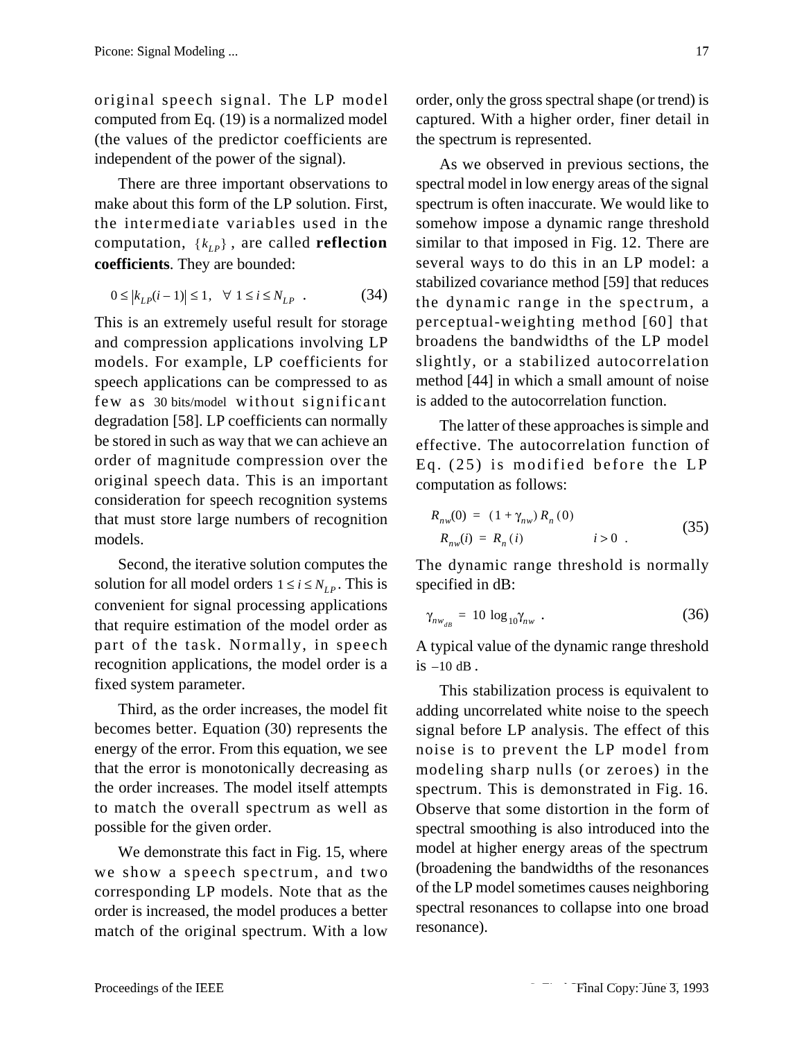original speech signal. The LP model computed from Eq. (19) is a normalized model (the values of the predictor coefficients are independent of the power of the signal).

There are three important observations to make about this form of the LP solution. First, the intermediate variables used in the computation, $\{k_{LP}\}$, are called **reflection coefficients**. They are bounded:

$$0 \le |k_{LP}(i-1)| \le 1, \quad \forall\ 1 \le i \le N_{LP} \quad . \tag{34}$$

This is an extremely useful result for storage and compression applications involving LP models. For example, LP coefficients for speech applications can be compressed to as few as $30\ \text{bits/model}$ without significant degradation [58]. LP coefficients can normally be stored in such as way that we can achieve an order of magnitude compression over the original speech data. This is an important consideration for speech recognition systems that must store large numbers of recognition models.

Second, the iterative solution computes the solution for all model orders $1 \le i \le N_{LP}$. This is convenient for signal processing applications that require estimation of the model order as part of the task. Normally, in speech recognition applications, the model order is a fixed system parameter.

Third, as the order increases, the model fit becomes better. Equation (30) represents the energy of the error. From this equation, we see that the error is monotonically decreasing as the order increases. The model itself attempts to match the overall spectrum as well as possible for the given order.

We demonstrate this fact in Fig. 15, where we show a speech spectrum, and two corresponding LP models. Note that as the order is increased, the model produces a better match of the original spectrum. With a low order, only the gross spectral shape (or trend) is captured. With a higher order, finer detail in the spectrum is represented.

As we observed in previous sections, the spectral model in low energy areas of the signal spectrum is often inaccurate. We would like to somehow impose a dynamic range threshold similar to that imposed in Fig. 12. There are several ways to do this in an LP model: a stabilized covariance method [59] that reduces the dynamic range in the spectrum, a perceptual-weighting method [60] that broadens the bandwidths of the LP model slightly, or a stabilized autocorrelation method [44] in which a small amount of noise is added to the autocorrelation function.

The latter of these approaches is simple and effective. The autocorrelation function of Eq. (25) is modified before the LP computation as follows:

$$\begin{aligned} R_{nw}(0) &= (1+\gamma_{nw})\, R_n(0) \\ R_{nw}(i) &= R_n(i) \qquad\qquad i > 0 \quad . \end{aligned} \tag{35}$$

The dynamic range threshold is normally specified in dB:

$$\gamma_{nw_{dB}} = 10\ \log_{10}\gamma_{nw} \quad . \tag{36}$$

A typical value of the dynamic range threshold is $-10\ \text{dB}$.

This stabilization process is equivalent to adding uncorrelated white noise to the speech signal before LP analysis. The effect of this noise is to prevent the LP model from modeling sharp nulls (or zeroes) in the spectrum. This is demonstrated in Fig. 16. Observe that some distortion in the form of spectral smoothing is also introduced into the model at higher energy areas of the spectrum (broadening the bandwidths of the resonances of the LP model sometimes causes neighboring spectral resonances to collapse into one broad resonance).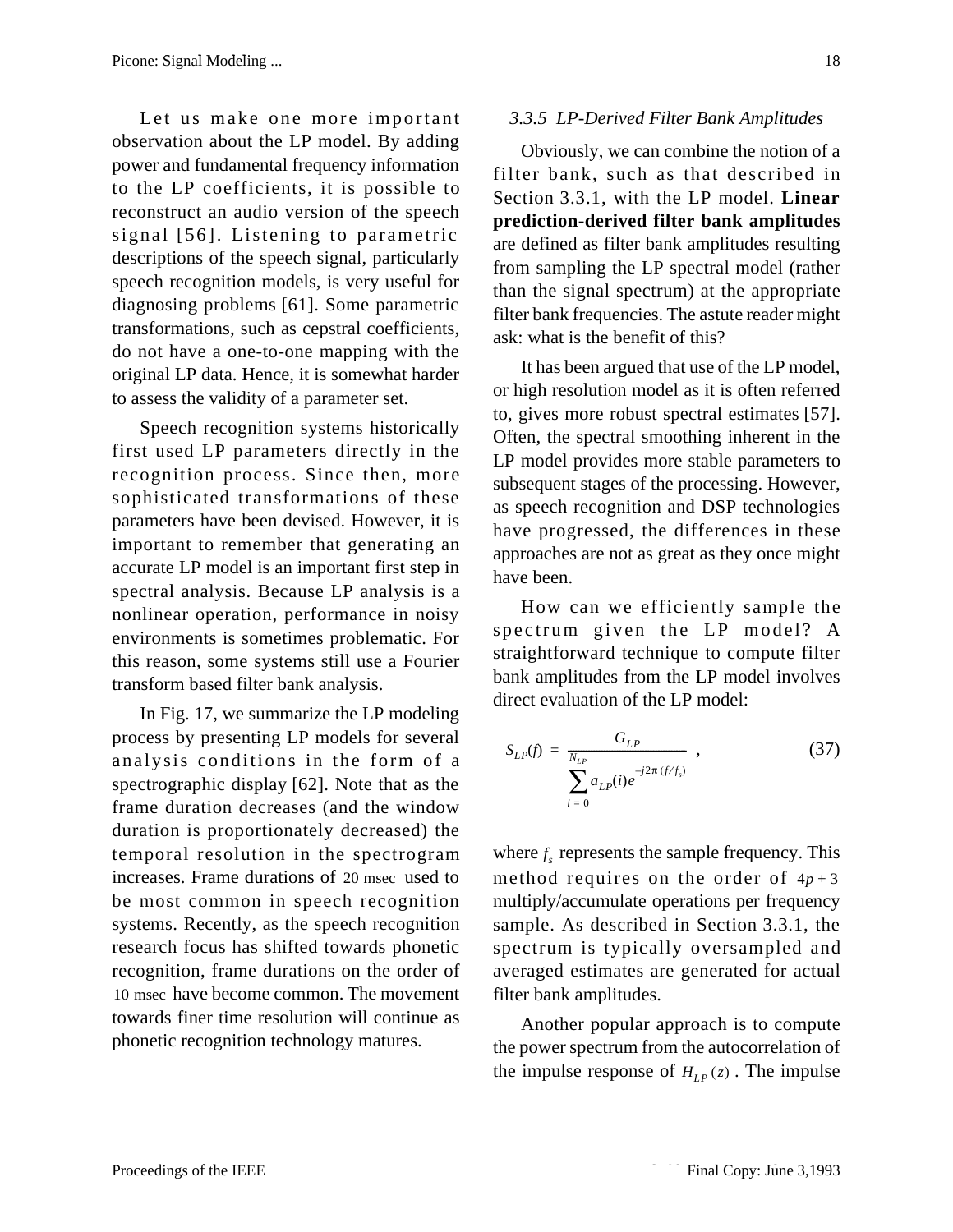Let us make one more important observation about the LP model. By adding power and fundamental frequency information to the LP coefficients, it is possible to reconstruct an audio version of the speech signal [56]. Listening to parametric descriptions of the speech signal, particularly speech recognition models, is very useful for diagnosing problems [61]. Some parametric transformations, such as cepstral coefficients, do not have a one-to-one mapping with the original LP data. Hence, it is somewhat harder to assess the validity of a parameter set.

Speech recognition systems historically first used LP parameters directly in the recognition process. Since then, more sophisticated transformations of these parameters have been devised. However, it is important to remember that generating an accurate LP model is an important first step in spectral analysis. Because LP analysis is a nonlinear operation, performance in noisy environments is sometimes problematic. For this reason, some systems still use a Fourier transform based filter bank analysis.

In Fig. 17, we summarize the LP modeling process by presenting LP models for several analysis conditions in the form of a spectrographic display [62]. Note that as the frame duration decreases (and the window duration is proportionately decreased) the temporal resolution in the spectrogram increases. Frame durations of $20\ \text{msec}$ used to be most common in speech recognition systems. Recently, as the speech recognition research focus has shifted towards phonetic recognition, frame durations on the order of $10\ \text{msec}$ have become common. The movement towards finer time resolution will continue as phonetic recognition technology matures.

### 3.3.5 LP-Derived Filter Bank Amplitudes

Obviously, we can combine the notion of a filter bank, such as that described in Section 3.3.1, with the LP model. **Linear prediction-derived filter bank amplitudes** are defined as filter bank amplitudes resulting from sampling the LP spectral model (rather than the signal spectrum) at the appropriate filter bank frequencies. The astute reader might ask: what is the benefit of this?

It has been argued that use of the LP model, or high resolution model as it is often referred to, gives more robust spectral estimates [57]. Often, the spectral smoothing inherent in the LP model provides more stable parameters to subsequent stages of the processing. However, as speech recognition and DSP technologies have progressed, the differences in these approaches are not as great as they once might have been.

How can we efficiently sample the spectrum given the LP model? A straightforward technique to compute filter bank amplitudes from the LP model involves direct evaluation of the LP model:

$$S_{LP}(f) = \frac{G_{LP}}{\sum_{i=0}^{N_{LP}} a_{LP}(i) e^{-j2\pi(f/f_s)}}, \tag{37}$$

where $f_s$ represents the sample frequency. This method requires on the order of $4p + 3$ multiply/accumulate operations per frequency sample. As described in Section 3.3.1, the spectrum is typically oversampled and averaged estimates are generated for actual filter bank amplitudes.

Another popular approach is to compute the power spectrum from the autocorrelation of the impulse response of $H_{LP}(z)$. The impulse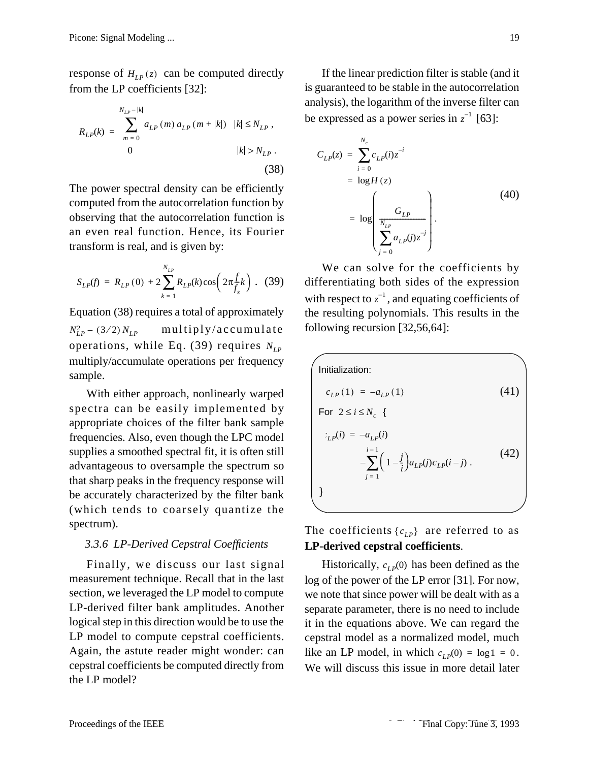response of $H_{LP}(z)$ can be computed directly from the LP coefficients [32]:

$$R_{LP}(k) = \begin{cases} \sum_{m=0}^{N_{LP}-|k|} a_{LP}(m)\, a_{LP}(m+|k|) & |k| \le N_{LP}\ , \\ 0 & |k| > N_{LP}\ . \end{cases} \tag{38}$$

The power spectral density can be efficiently computed from the autocorrelation function by observing that the autocorrelation function is an even real function. Hence, its Fourier transform is real, and is given by:

$$S_{LP}(f) = R_{LP}(0) + 2\sum_{k=1}^{N_{LP}} R_{LP}(k)\cos\left(2\pi\frac{f}{f_s}k\right)\ . \tag{39}$$

Equation (38) requires a total of approximately $N_{LP}^2 - (3/2)N_{LP}$ multiply/accumulate operations, while Eq. (39) requires $N_{LP}$ multiply/accumulate operations per frequency sample.

With either approach, nonlinearly warped spectra can be easily implemented by appropriate choices of the filter bank sample frequencies. Also, even though the LPC model supplies a smoothed spectral fit, it is often still advantageous to oversample the spectrum so that sharp peaks in the frequency response will be accurately characterized by the filter bank (which tends to coarsely quantize the spectrum).

### 3.3.6 LP-Derived Cepstral Coefficients

Finally, we discuss our last signal measurement technique. Recall that in the last section, we leveraged the LP model to compute LP-derived filter bank amplitudes. Another logical step in this direction would be to use the LP model to compute cepstral coefficients. Again, the astute reader might wonder: can cepstral coefficients be computed directly from the LP model?

If the linear prediction filter is stable (and it is guaranteed to be stable in the autocorrelation analysis), the logarithm of the inverse filter can be expressed as a power series in $z^{-1}$ [63]:

$$\begin{aligned} C_{LP}(z) &= \sum_{i=0}^{N_c} c_{LP}(i) z^{-i} \\ &= \log H(z) \\ &= \log\left(\frac{G_{LP}}{\sum_{j=0}^{N_{LP}} a_{LP}(j) z^{-j}}\right)\ . \end{aligned} \tag{40}$$

We can solve for the coefficients by differentiating both sides of the expression with respect to $z^{-1}$, and equating coefficients of the resulting polynomials. This results in the following recursion [32,56,64]:

Initialization:

$$c_{LP}(1) = -a_{LP}(1) \tag{41}$$

For $2 \le i \le N_c$ {

$$c_{LP}(i) = -a_{LP}(i) - \sum_{j=1}^{i-1}\left(1 - \frac{j}{i}\right) a_{LP}(j)\, c_{LP}(i-j)\ . \tag{42}$$

}

The coefficients $\{c_{LP}\}$ are referred to as **LP-derived cepstral coefficients**.

Historically, $c_{LP}(0)$ has been defined as the log of the power of the LP error [31]. For now, we note that since power will be dealt with as a separate parameter, there is no need to include it in the equations above. We can regard the cepstral model as a normalized model, much like an LP model, in which $c_{LP}(0) = \log 1 = 0$. We will discuss this issue in more detail later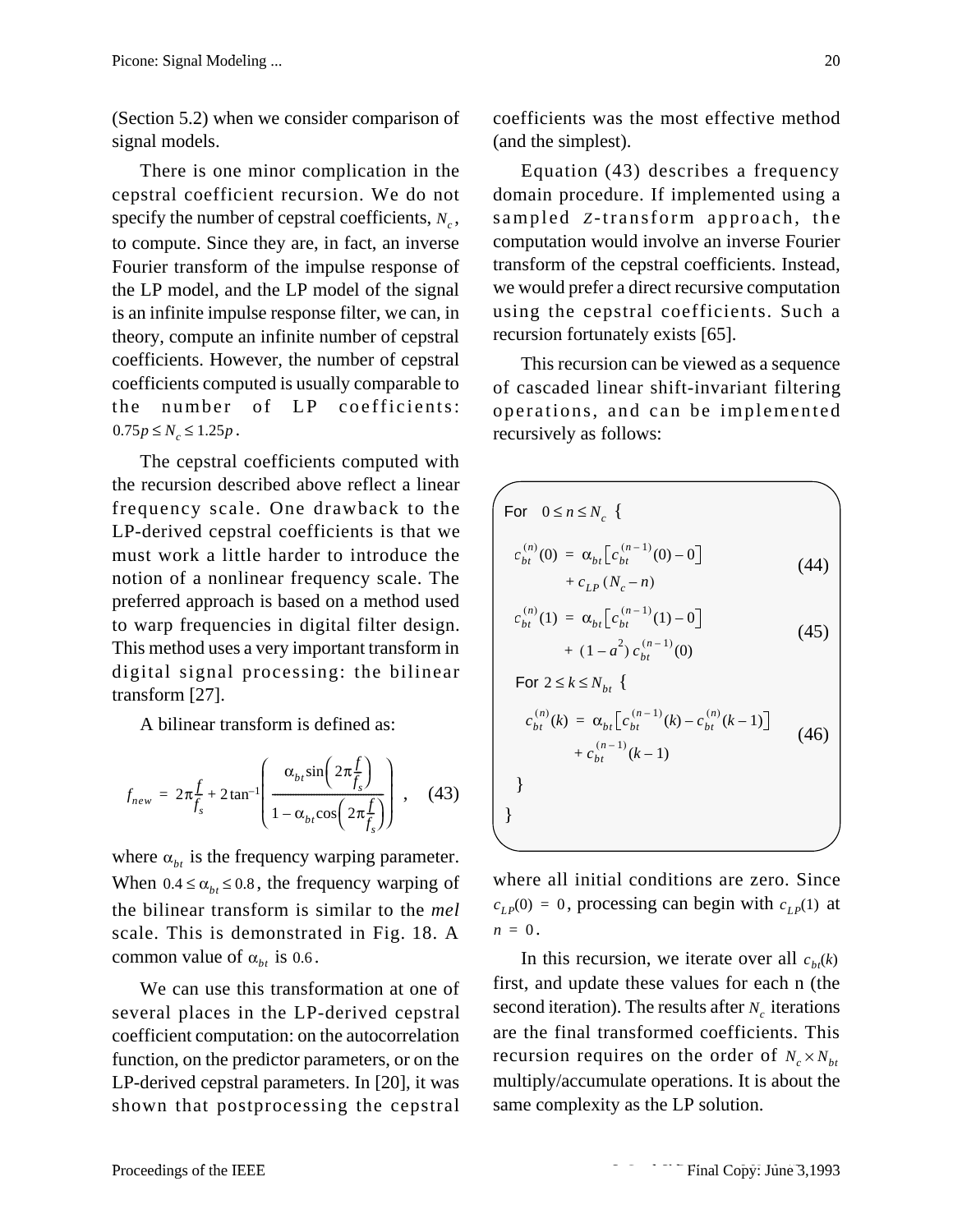(Section 5.2) when we consider comparison of signal models.

There is one minor complication in the cepstral coefficient recursion. We do not specify the number of cepstral coefficients, $N_c$, to compute. Since they are, in fact, an inverse Fourier transform of the impulse response of the LP model, and the LP model of the signal is an infinite impulse response filter, we can, in theory, compute an infinite number of cepstral coefficients. However, the number of cepstral coefficients computed is usually comparable to the number of LP coefficients: $0.75p \le N_c \le 1.25p$.

The cepstral coefficients computed with the recursion described above reflect a linear frequency scale. One drawback to the LP-derived cepstral coefficients is that we must work a little harder to introduce the notion of a nonlinear frequency scale. The preferred approach is based on a method used to warp frequencies in digital filter design. This method uses a very important transform in digital signal processing: the bilinear transform [27].

A bilinear transform is defined as:

$$f_{new} = 2\pi\frac{f}{f_s} + 2\tan^{-1}\left(\frac{\alpha_{bt}\sin\left(2\pi\frac{f}{f_s}\right)}{1-\alpha_{bt}\cos\left(2\pi\frac{f}{f_s}\right)}\right), \quad (43)$$

where $\alpha_{bt}$ is the frequency warping parameter. When $0.4 \le \alpha_{bt} \le 0.8$, the frequency warping of the bilinear transform is similar to the *mel* scale. This is demonstrated in Fig. 18. A common value of $\alpha_{bt}$ is $0.6$.

We can use this transformation at one of several places in the LP-derived cepstral coefficient computation: on the autocorrelation function, on the predictor parameters, or on the LP-derived cepstral parameters. In [20], it was shown that postprocessing the cepstral coefficients was the most effective method (and the simplest).

Equation (43) describes a frequency domain procedure. If implemented using a sampled $Z$-transform approach, the computation would involve an inverse Fourier transform of the cepstral coefficients. Instead, we would prefer a direct recursive computation using the cepstral coefficients. Such a recursion fortunately exists [65].

This recursion can be viewed as a sequence of cascaded linear shift-invariant filtering operations, and can be implemented recursively as follows:

For $0 \le n \le N_c$ {

$$c_{bt}^{(n)}(0) = \alpha_{bt}\left[c_{bt}^{(n-1)}(0) - 0\right] + c_{LP}(N_c - n) \quad (44)$$

$$c_{bt}^{(n)}(1) = \alpha_{bt}\left[c_{bt}^{(n-1)}(1) - 0\right] + (1-a^2)\,c_{bt}^{(n-1)}(0) \quad (45)$$

For $2 \le k \le N_{bt}$ {

$$c_{bt}^{(n)}(k) = \alpha_{bt}\left[c_{bt}^{(n-1)}(k) - c_{bt}^{(n)}(k-1)\right] + c_{bt}^{(n-1)}(k-1) \quad (46)$$

}

}

where all initial conditions are zero. Since $c_{LP}(0) = 0$, processing can begin with $c_{LP}(1)$ at $n = 0$.

In this recursion, we iterate over all $c_{bt}(k)$ first, and update these values for each n (the second iteration). The results after $N_c$ iterations are the final transformed coefficients. This recursion requires on the order of $N_c \times N_{bt}$ multiply/accumulate operations. It is about the same complexity as the LP solution.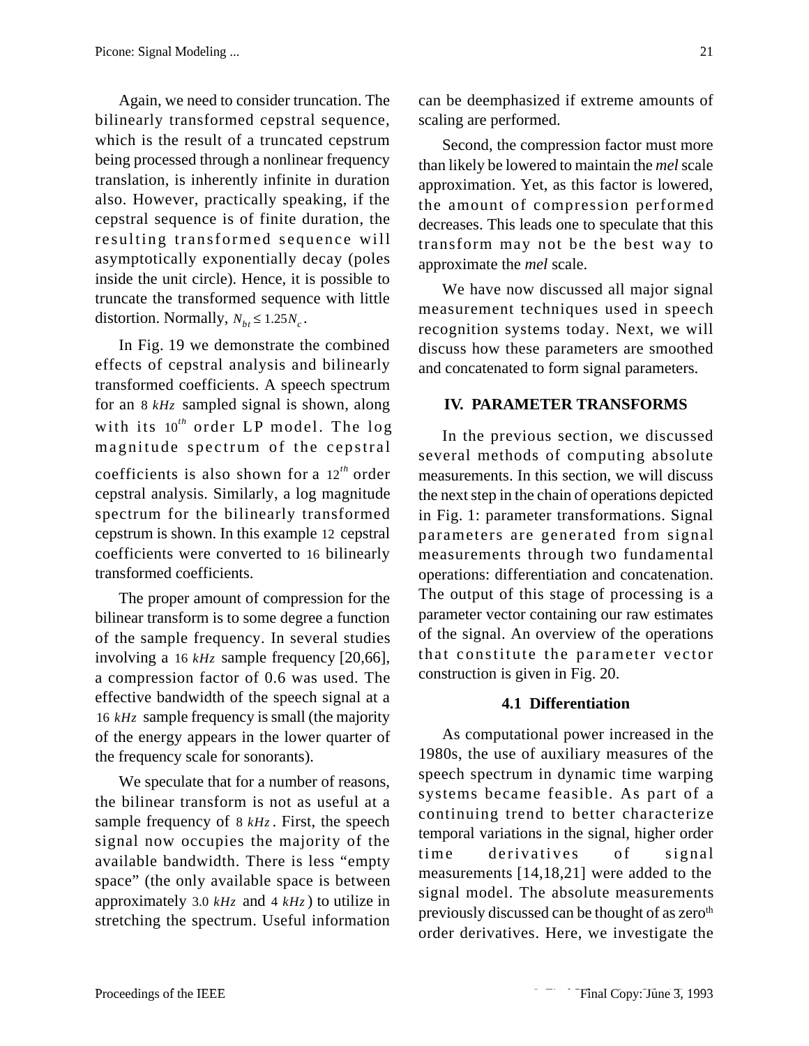Again, we need to consider truncation. The bilinearly transformed cepstral sequence, which is the result of a truncated cepstrum being processed through a nonlinear frequency translation, is inherently infinite in duration also. However, practically speaking, if the cepstral sequence is of finite duration, the resulting transformed sequence will asymptotically exponentially decay (poles inside the unit circle). Hence, it is possible to truncate the transformed sequence with little distortion. Normally, $N_{bt} \le 1.25 N_c$.

In Fig. 19 we demonstrate the combined effects of cepstral analysis and bilinearly transformed coefficients. A speech spectrum for an $8\ kHz$ sampled signal is shown, along with its $10^{th}$ order LP model. The log magnitude spectrum of the cepstral coefficients is also shown for a $12^{th}$ order cepstral analysis. Similarly, a log magnitude spectrum for the bilinearly transformed cepstrum is shown. In this example $12$ cepstral coefficients were converted to $16$ bilinearly transformed coefficients.

The proper amount of compression for the bilinear transform is to some degree a function of the sample frequency. In several studies involving a $16\ kHz$ sample frequency [20,66], a compression factor of 0.6 was used. The effective bandwidth of the speech signal at a $16\ kHz$ sample frequency is small (the majority of the energy appears in the lower quarter of the frequency scale for sonorants).

We speculate that for a number of reasons, the bilinear transform is not as useful at a sample frequency of $8\ kHz$. First, the speech signal now occupies the majority of the available bandwidth. There is less “empty space” (the only available space is between approximately $3.0\ kHz$ and $4\ kHz$) to utilize in stretching the spectrum. Useful information can be deemphasized if extreme amounts of scaling are performed.

Second, the compression factor must more than likely be lowered to maintain the *mel* scale approximation. Yet, as this factor is lowered, the amount of compression performed decreases. This leads one to speculate that this transform may not be the best way to approximate the *mel* scale.

We have now discussed all major signal measurement techniques used in speech recognition systems today. Next, we will discuss how these parameters are smoothed and concatenated to form signal parameters.

## IV. PARAMETER TRANSFORMS

In the previous section, we discussed several methods of computing absolute measurements. In this section, we will discuss the next step in the chain of operations depicted in Fig. 1: parameter transformations. Signal parameters are generated from signal measurements through two fundamental operations: differentiation and concatenation. The output of this stage of processing is a parameter vector containing our raw estimates of the signal. An overview of the operations that constitute the parameter vector construction is given in Fig. 20.

### 4.1 Differentiation

As computational power increased in the 1980s, the use of auxiliary measures of the speech spectrum in dynamic time warping systems became feasible. As part of a continuing trend to better characterize temporal variations in the signal, higher order time derivatives of signal measurements [14,18,21] were added to the signal model. The absolute measurements previously discussed can be thought of as zero$^{th}$ order derivatives. Here, we investigate the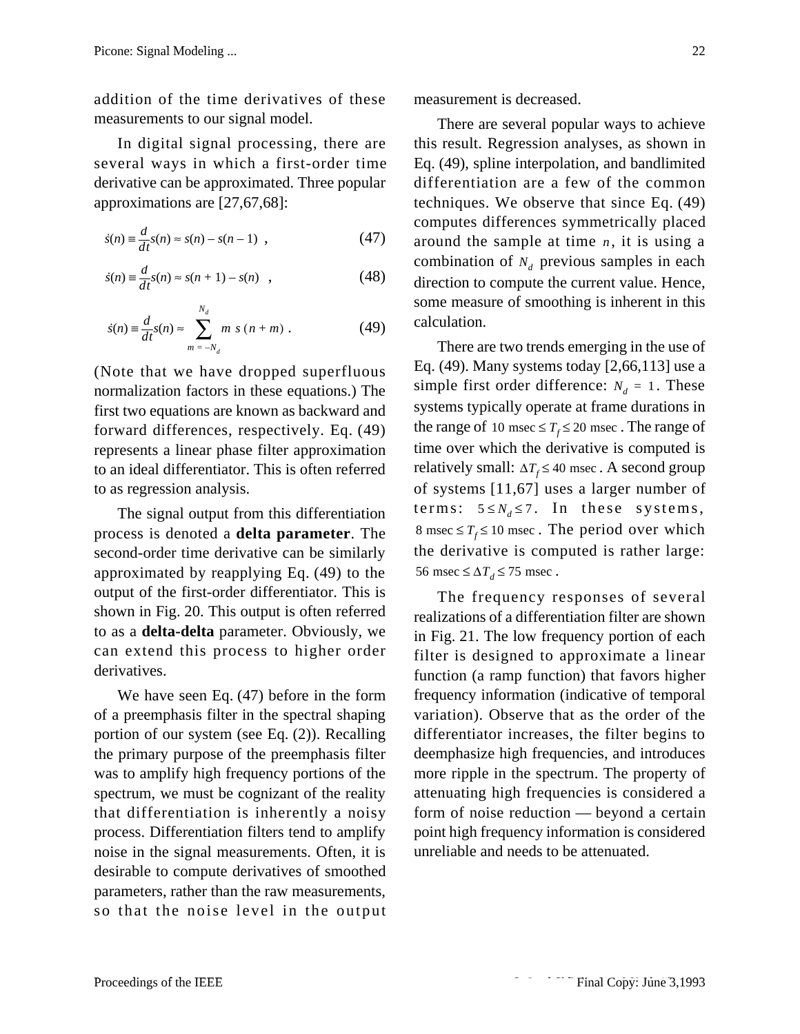addition of the time derivatives of these measurements to our signal model.

In digital signal processing, there are several ways in which a first-order time derivative can be approximated. Three popular approximations are [27,67,68]:

$$\dot{s}(n) \equiv \frac{d}{dt}s(n) \approx s(n) - s(n-1) \ , \tag{47}$$

$$\dot{s}(n) \equiv \frac{d}{dt}s(n) \approx s(n+1) - s(n) \ , \tag{48}$$

$$\dot{s}(n) \equiv \frac{d}{dt}s(n) \approx \sum_{m=-N_d}^{N_d} m\ s(n+m) \ . \tag{49}$$

(Note that we have dropped superfluous normalization factors in these equations.) The first two equations are known as backward and forward differences, respectively. Eq. (49) represents a linear phase filter approximation to an ideal differentiator. This is often referred to as regression analysis.

The signal output from this differentiation process is denoted a **delta parameter**. The second-order time derivative can be similarly approximated by reapplying Eq. (49) to the output of the first-order differentiator. This is shown in Fig. 20. This output is often referred to as a **delta-delta** parameter. Obviously, we can extend this process to higher order derivatives.

We have seen Eq. (47) before in the form of a preemphasis filter in the spectral shaping portion of our system (see Eq. (2)). Recalling the primary purpose of the preemphasis filter was to amplify high frequency portions of the spectrum, we must be cognizant of the reality that differentiation is inherently a noisy process. Differentiation filters tend to amplify noise in the signal measurements. Often, it is desirable to compute derivatives of smoothed parameters, rather than the raw measurements, so that the noise level in the output measurement is decreased.

There are several popular ways to achieve this result. Regression analyses, as shown in Eq. (49), spline interpolation, and bandlimited differentiation are a few of the common techniques. We observe that since Eq. (49) computes differences symmetrically placed around the sample at time $n$, it is using a combination of $N_d$ previous samples in each direction to compute the current value. Hence, some measure of smoothing is inherent in this calculation.

There are two trends emerging in the use of Eq. (49). Many systems today [2,66,113] use a simple first order difference: $N_d = 1$. These systems typically operate at frame durations in the range of $10 \text{ msec} \le T_f \le 20 \text{ msec}$. The range of time over which the derivative is computed is relatively small: $\Delta T_f \le 40 \text{ msec}$. A second group of systems [11,67] uses a larger number of terms: $5 \le N_d \le 7$. In these systems, $8 \text{ msec} \le T_f \le 10 \text{ msec}$. The period over which the derivative is computed is rather large: $56 \text{ msec} \le \Delta T_d \le 75 \text{ msec}$.

The frequency responses of several realizations of a differentiation filter are shown in Fig. 21. The low frequency portion of each filter is designed to approximate a linear function (a ramp function) that favors higher frequency information (indicative of temporal variation). Observe that as the order of the differentiator increases, the filter begins to deemphasize high frequencies, and introduces more ripple in the spectrum. The property of attenuating high frequencies is considered a form of noise reduction — beyond a certain point high frequency information is considered unreliable and needs to be attenuated.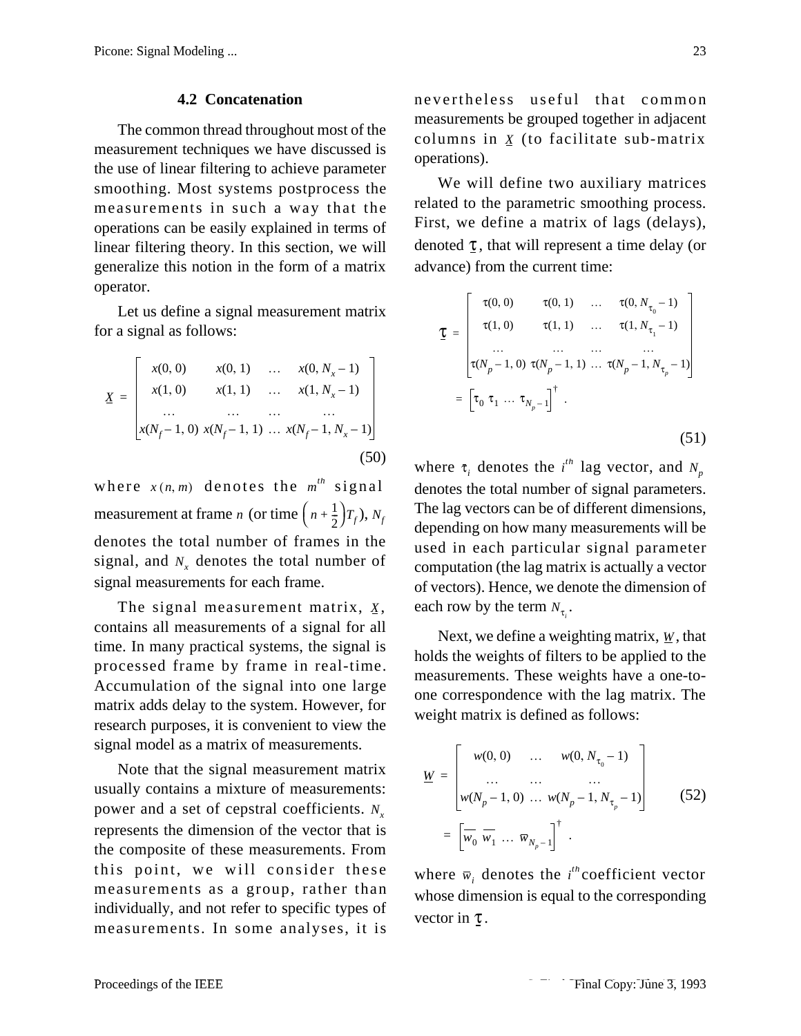### 4.2 Concatenation

The common thread throughout most of the measurement techniques we have discussed is the use of linear filtering to achieve parameter smoothing. Most systems postprocess the measurements in such a way that the operations can be easily explained in terms of linear filtering theory. In this section, we will generalize this notion in the form of a matrix operator.

Let us define a signal measurement matrix for a signal as follows:

$$\underline{X} = \begin{bmatrix} x(0,0) & x(0,1) & \dots & x(0,N_x-1) \\ x(1,0) & x(1,1) & \dots & x(1,N_x-1) \\ \dots & \dots & \dots & \dots \\ x(N_f-1,0) & x(N_f-1,1) & \dots & x(N_f-1,N_x-1) \end{bmatrix} \tag{50}$$

where $x(n,m)$ denotes the $m^{th}$ signal measurement at frame $n$ (or time $\left(n+\frac{1}{2}\right)T_f$), $N_f$ denotes the total number of frames in the signal, and $N_x$ denotes the total number of signal measurements for each frame.

The signal measurement matrix, $\underline{X}$, contains all measurements of a signal for all time. In many practical systems, the signal is processed frame by frame in real-time. Accumulation of the signal into one large matrix adds delay to the system. However, for research purposes, it is convenient to view the signal model as a matrix of measurements.

Note that the signal measurement matrix usually contains a mixture of measurements: power and a set of cepstral coefficients. $N_x$ represents the dimension of the vector that is the composite of these measurements. From this point, we will consider these measurements as a group, rather than individually, and not refer to specific types of measurements. In some analyses, it is nevertheless useful that common measurements be grouped together in adjacent columns in $\underline{X}$ (to facilitate sub-matrix operations).

We will define two auxiliary matrices related to the parametric smoothing process. First, we define a matrix of lags (delays), denoted $\underline{\tau}$, that will represent a time delay (or advance) from the current time:

$$\underline{\tau} = \begin{bmatrix} \tau(0,0) & \tau(0,1) & \dots & \tau(0,N_{\tau_0}-1) \\ \tau(1,0) & \tau(1,1) & \dots & \tau(1,N_{\tau_1}-1) \\ \dots & \dots & \dots & \dots \\ \tau(N_p-1,0) & \tau(N_p-1,1) & \dots & \tau(N_p-1,N_{\tau_p}-1) \end{bmatrix}$$
$$= \begin{bmatrix} \tau_0 & \tau_1 & \dots & \tau_{N_p-1} \end{bmatrix}^{\dagger} . \tag{51}$$

where $\tau_i$ denotes the $i^{th}$ lag vector, and $N_p$ denotes the total number of signal parameters. The lag vectors can be of different dimensions, depending on how many measurements will be used in each particular signal parameter computation (the lag matrix is actually a vector of vectors). Hence, we denote the dimension of each row by the term $N_{\tau_i}$.

Next, we define a weighting matrix, $\underline{W}$, that holds the weights of filters to be applied to the measurements. These weights have a one-to-one correspondence with the lag matrix. The weight matrix is defined as follows:

$$\underline{W} = \begin{bmatrix} w(0,0) & \dots & w(0,N_{\tau_0}-1) \\ \dots & \dots & \dots \\ w(N_p-1,0) & \dots & w(N_p-1,N_{\tau_p}-1) \end{bmatrix} \tag{52}$$
$$= \begin{bmatrix} \overline{w}_0 & \overline{w}_1 & \dots & \overline{w}_{N_p-1} \end{bmatrix}^{\dagger} .$$

where $\overline{w}_i$ denotes the $i^{th}$ coefficient vector whose dimension is equal to the corresponding vector in $\underline{\tau}$.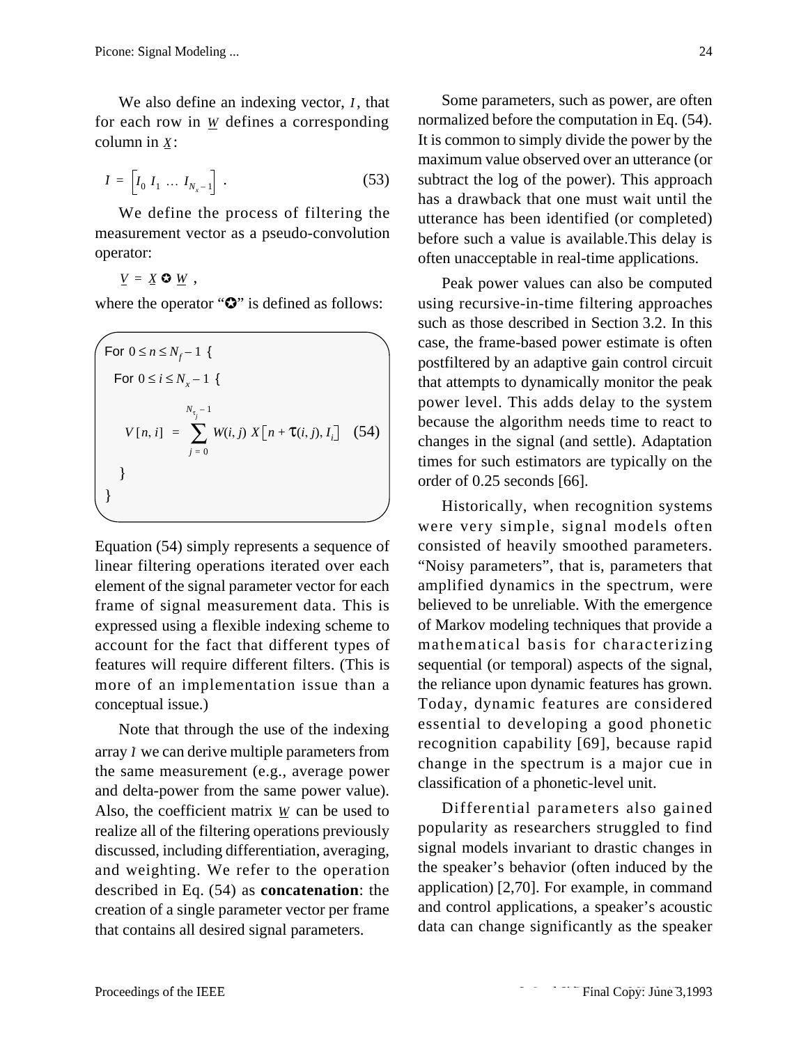We also define an indexing vector, $I$, that for each row in $\underline{W}$ defines a corresponding column in $\underline{X}$:

$$I = \left[ I_0 \; I_1 \; \ldots \; I_{N_x - 1} \right] . \tag{53}$$

We define the process of filtering the measurement vector as a pseudo-convolution operator:

$$\underline{V} = \underline{X} ✪ \underline{W} ,$$

where the operator "✪" is defined as follows:

For $0 \le n \le N_f - 1$ {

  For $0 \le i \le N_x - 1$ {

$$V[n, i] = \sum_{j=0}^{N_{\tau_j} - 1} W(i, j) \; X\left[ n + \tau(i, j), I_i \right] \tag{54}$$

  }

}

Equation (54) simply represents a sequence of linear filtering operations iterated over each element of the signal parameter vector for each frame of signal measurement data. This is expressed using a flexible indexing scheme to account for the fact that different types of features will require different filters. (This is more of an implementation issue than a conceptual issue.)

Note that through the use of the indexing array $I$ we can derive multiple parameters from the same measurement (e.g., average power and delta-power from the same power value). Also, the coefficient matrix $\underline{W}$ can be used to realize all of the filtering operations previously discussed, including differentiation, averaging, and weighting. We refer to the operation described in Eq. (54) as **concatenation**: the creation of a single parameter vector per frame that contains all desired signal parameters.

Some parameters, such as power, are often normalized before the computation in Eq. (54). It is common to simply divide the power by the maximum value observed over an utterance (or subtract the log of the power). This approach has a drawback that one must wait until the utterance has been identified (or completed) before such a value is available.This delay is often unacceptable in real-time applications.

Peak power values can also be computed using recursive-in-time filtering approaches such as those described in Section 3.2. In this case, the frame-based power estimate is often postfiltered by an adaptive gain control circuit that attempts to dynamically monitor the peak power level. This adds delay to the system because the algorithm needs time to react to changes in the signal (and settle). Adaptation times for such estimators are typically on the order of 0.25 seconds [66].

Historically, when recognition systems were very simple, signal models often consisted of heavily smoothed parameters. "Noisy parameters", that is, parameters that amplified dynamics in the spectrum, were believed to be unreliable. With the emergence of Markov modeling techniques that provide a mathematical basis for characterizing sequential (or temporal) aspects of the signal, the reliance upon dynamic features has grown. Today, dynamic features are considered essential to developing a good phonetic recognition capability [69], because rapid change in the spectrum is a major cue in classification of a phonetic-level unit.

Differential parameters also gained popularity as researchers struggled to find signal models invariant to drastic changes in the speaker's behavior (often induced by the application) [2,70]. For example, in command and control applications, a speaker's acoustic data can change significantly as the speaker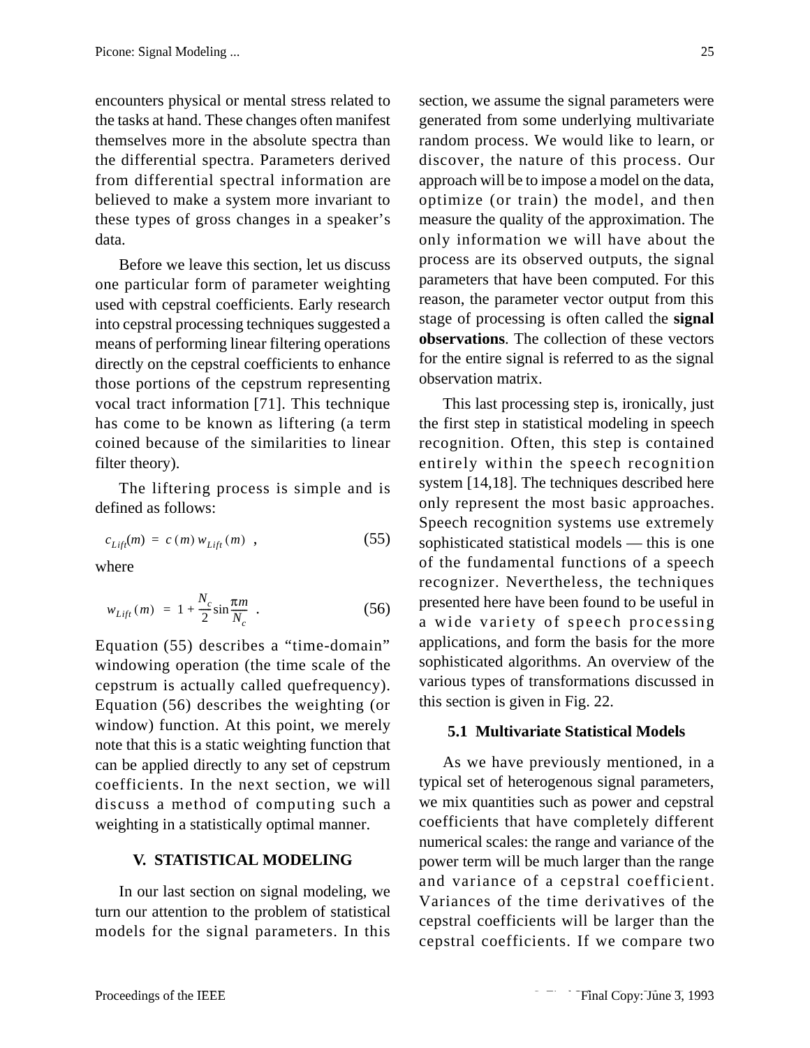encounters physical or mental stress related to the tasks at hand. These changes often manifest themselves more in the absolute spectra than the differential spectra. Parameters derived from differential spectral information are believed to make a system more invariant to these types of gross changes in a speaker's data.

Before we leave this section, let us discuss one particular form of parameter weighting used with cepstral coefficients. Early research into cepstral processing techniques suggested a means of performing linear filtering operations directly on the cepstral coefficients to enhance those portions of the cepstrum representing vocal tract information [71]. This technique has come to be known as liftering (a term coined because of the similarities to linear filter theory).

The liftering process is simple and is defined as follows:

$$c_{Lift}(m) = c(m) w_{Lift}(m) \quad , \tag{55}$$

where

$$w_{Lift}(m) = 1 + \frac{N_c}{2} \sin \frac{\pi m}{N_c} \quad . \tag{56}$$

Equation (55) describes a "time-domain" windowing operation (the time scale of the cepstrum is actually called quefrequency). Equation (56) describes the weighting (or window) function. At this point, we merely note that this is a static weighting function that can be applied directly to any set of cepstrum coefficients. In the next section, we will discuss a method of computing such a weighting in a statistically optimal manner.

# V. STATISTICAL MODELING

In our last section on signal modeling, we turn our attention to the problem of statistical models for the signal parameters. In this section, we assume the signal parameters were generated from some underlying multivariate random process. We would like to learn, or discover, the nature of this process. Our approach will be to impose a model on the data, optimize (or train) the model, and then measure the quality of the approximation. The only information we will have about the process are its observed outputs, the signal parameters that have been computed. For this reason, the parameter vector output from this stage of processing is often called the **signal observations**. The collection of these vectors for the entire signal is referred to as the signal observation matrix.

This last processing step is, ironically, just the first step in statistical modeling in speech recognition. Often, this step is contained entirely within the speech recognition system [14,18]. The techniques described here only represent the most basic approaches. Speech recognition systems use extremely sophisticated statistical models — this is one of the fundamental functions of a speech recognizer. Nevertheless, the techniques presented here have been found to be useful in a wide variety of speech processing applications, and form the basis for the more sophisticated algorithms. An overview of the various types of transformations discussed in this section is given in Fig. 22.

## 5.1 Multivariate Statistical Models

As we have previously mentioned, in a typical set of heterogenous signal parameters, we mix quantities such as power and cepstral coefficients that have completely different numerical scales: the range and variance of the power term will be much larger than the range and variance of a cepstral coefficient. Variances of the time derivatives of the cepstral coefficients will be larger than the cepstral coefficients. If we compare two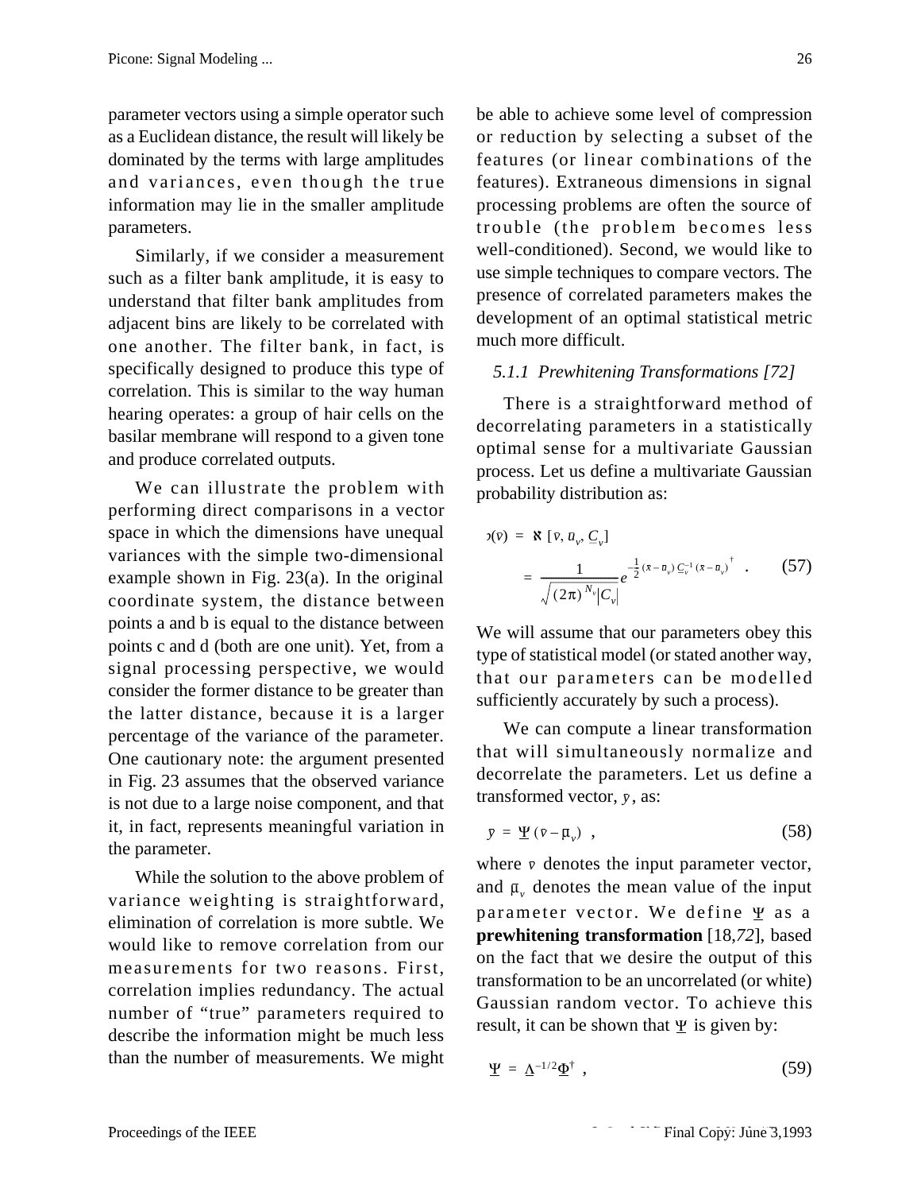parameter vectors using a simple operator such as a Euclidean distance, the result will likely be dominated by the terms with large amplitudes and variances, even though the true information may lie in the smaller amplitude parameters.

Similarly, if we consider a measurement such as a filter bank amplitude, it is easy to understand that filter bank amplitudes from adjacent bins are likely to be correlated with one another. The filter bank, in fact, is specifically designed to produce this type of correlation. This is similar to the way human hearing operates: a group of hair cells on the basilar membrane will respond to a given tone and produce correlated outputs.

We can illustrate the problem with performing direct comparisons in a vector space in which the dimensions have unequal variances with the simple two-dimensional example shown in Fig. 23(a). In the original coordinate system, the distance between points a and b is equal to the distance between points c and d (both are one unit). Yet, from a signal processing perspective, we would consider the former distance to be greater than the latter distance, because it is a larger percentage of the variance of the parameter. One cautionary note: the argument presented in Fig. 23 assumes that the observed variance is not due to a large noise component, and that it, in fact, represents meaningful variation in the parameter.

While the solution to the above problem of variance weighting is straightforward, elimination of correlation is more subtle. We would like to remove correlation from our measurements for two reasons. First, correlation implies redundancy. The actual number of "true" parameters required to describe the information might be much less than the number of measurements. We might be able to achieve some level of compression or reduction by selecting a subset of the features (or linear combinations of the features). Extraneous dimensions in signal processing problems are often the source of trouble (the problem becomes less well-conditioned). Second, we would like to use simple techniques to compare vectors. The presence of correlated parameters makes the development of an optimal statistical metric much more difficult.

### 5.1.1 *Prewhitening Transformations [72]*

There is a straightforward method of decorrelating parameters in a statistically optimal sense for a multivariate Gaussian process. Let us define a multivariate Gaussian probability distribution as:

$$
\begin{aligned}
p(\vec{v}) &= \aleph\,[\vec{v}, \vec{u}_v, \underline{C}_v] \\
&= \frac{1}{\sqrt{(2\pi)^{N_v}|C_v|}} e^{-\frac{1}{2}(\vec{x}-\vec{u}_v)\underline{C}_v^{-1}(\vec{x}-\vec{u}_v)^{\dagger}} \quad . \qquad (57)
\end{aligned}
$$

We will assume that our parameters obey this type of statistical model (or stated another way, that our parameters can be modelled sufficiently accurately by such a process).

We can compute a linear transformation that will simultaneously normalize and decorrelate the parameters. Let us define a transformed vector, $\vec{y}$, as:

$$
\vec{y} = \underline{\Psi}\,(\vec{v} - \vec{\mu}_v) \ , \qquad (58)
$$

where $\vec{v}$ denotes the input parameter vector, and $\vec{\mu}_v$ denotes the mean value of the input parameter vector. We define $\underline{\Psi}$ as a **prewhitening transformation** [18,*72*], based on the fact that we desire the output of this transformation to be an uncorrelated (or white) Gaussian random vector. To achieve this result, it can be shown that $\underline{\Psi}$ is given by:

$$
\underline{\Psi} = \underline{\Lambda}^{-1/2}\underline{\Phi}^{\dagger} \ , \qquad (59)
$$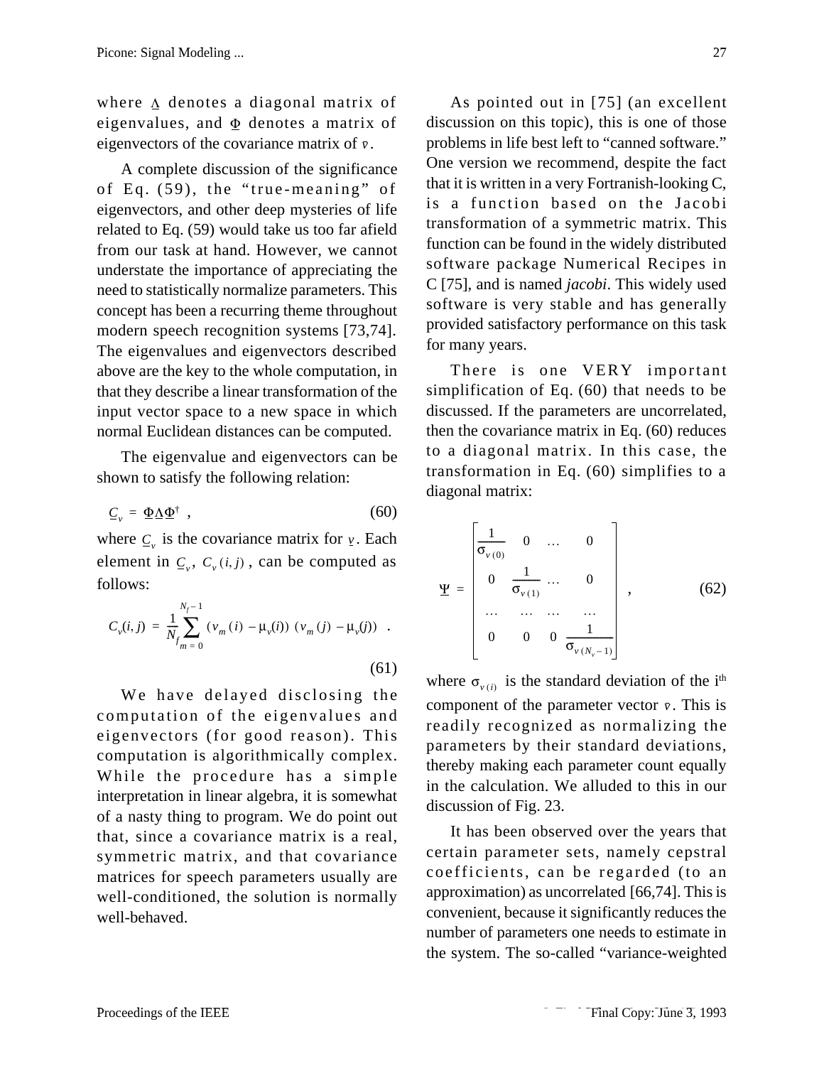where $\underline{\Lambda}$ denotes a diagonal matrix of eigenvalues, and $\underline{\Phi}$ denotes a matrix of eigenvectors of the covariance matrix of $\bar{v}$.

A complete discussion of the significance of Eq. (59), the "true-meaning" of eigenvectors, and other deep mysteries of life related to Eq. (59) would take us too far afield from our task at hand. However, we cannot understate the importance of appreciating the need to statistically normalize parameters. This concept has been a recurring theme throughout modern speech recognition systems [73,74]. The eigenvalues and eigenvectors described above are the key to the whole computation, in that they describe a linear transformation of the input vector space to a new space in which normal Euclidean distances can be computed.

The eigenvalue and eigenvectors can be shown to satisfy the following relation:

$$\underline{C}_v = \underline{\Phi}\underline{\Lambda}\underline{\Phi}^{\dagger} , \tag{60}$$

where $\underline{C}_v$ is the covariance matrix for $\underline{v}$. Each element in $\underline{C}_v$, $C_v(i,j)$, can be computed as follows:

$$C_v(i,j) = \frac{1}{N_f}\sum_{m=0}^{N_f-1} (v_m(i) - \mu_v(i))\,(v_m(j) - \mu_v(j)) . \tag{61}$$

We have delayed disclosing the computation of the eigenvalues and eigenvectors (for good reason). This computation is algorithmically complex. While the procedure has a simple interpretation in linear algebra, it is somewhat of a nasty thing to program. We do point out that, since a covariance matrix is a real, symmetric matrix, and that covariance matrices for speech parameters usually are well-conditioned, the solution is normally well-behaved.

As pointed out in [75] (an excellent discussion on this topic), this is one of those problems in life best left to "canned software." One version we recommend, despite the fact that it is written in a very Fortranish-looking C, is a function based on the Jacobi transformation of a symmetric matrix. This function can be found in the widely distributed software package Numerical Recipes in C [75], and is named *jacobi*. This widely used software is very stable and has generally provided satisfactory performance on this task for many years.

There is one VERY important simplification of Eq. (60) that needs to be discussed. If the parameters are uncorrelated, then the covariance matrix in Eq. (60) reduces to a diagonal matrix. In this case, the transformation in Eq. (60) simplifies to a diagonal matrix:

$$\underline{\Psi} = \begin{bmatrix} \frac{1}{\sigma_{v(0)}} & 0 & \dots & 0 \\ 0 & \frac{1}{\sigma_{v(1)}} & \dots & 0 \\ \dots & \dots & \dots & \dots \\ 0 & 0 & 0 & \frac{1}{\sigma_{v(N_v-1)}} \end{bmatrix} , \tag{62}$$

where $\sigma_{v(i)}$ is the standard deviation of the $i^{th}$ component of the parameter vector $\bar{v}$. This is readily recognized as normalizing the parameters by their standard deviations, thereby making each parameter count equally in the calculation. We alluded to this in our discussion of Fig. 23.

It has been observed over the years that certain parameter sets, namely cepstral coefficients, can be regarded (to an approximation) as uncorrelated [66,74]. This is convenient, because it significantly reduces the number of parameters one needs to estimate in the system. The so-called "variance-weighted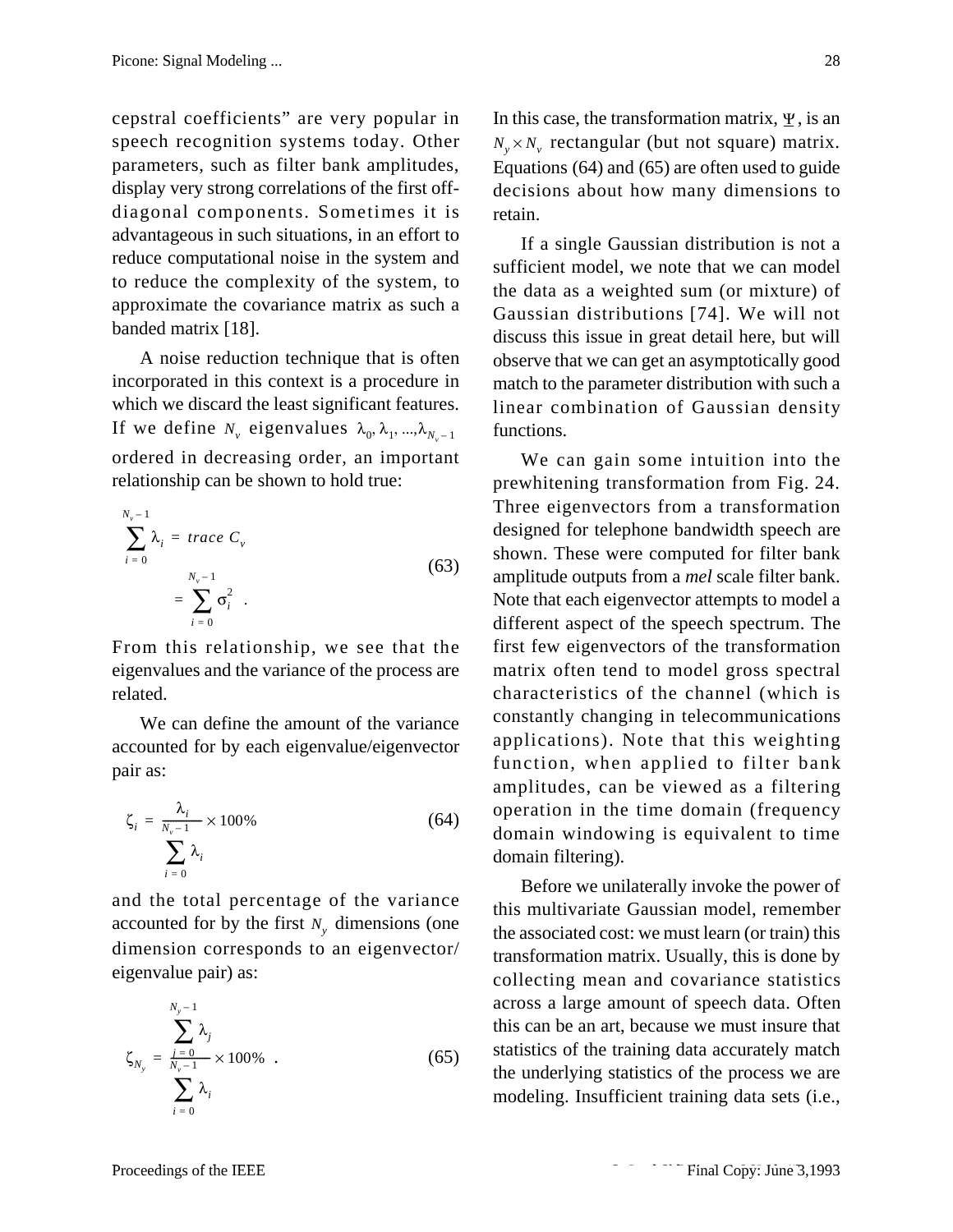cepstral coefficients" are very popular in speech recognition systems today. Other parameters, such as filter bank amplitudes, display very strong correlations of the first off-diagonal components. Sometimes it is advantageous in such situations, in an effort to reduce computational noise in the system and to reduce the complexity of the system, to approximate the covariance matrix as such a banded matrix [18].

A noise reduction technique that is often incorporated in this context is a procedure in which we discard the least significant features. If we define $N_v$ eigenvalues $\lambda_0, \lambda_1, \ldots, \lambda_{N_v - 1}$ ordered in decreasing order, an important relationship can be shown to hold true:

$$\sum_{i=0}^{N_v - 1} \lambda_i = trace\ C_v$$
$$= \sum_{i=0}^{N_v - 1} \sigma_i^2 \quad . \tag{63}$$

From this relationship, we see that the eigenvalues and the variance of the process are related.

We can define the amount of the variance accounted for by each eigenvalue/eigenvector pair as:

$$\zeta_i = \frac{\lambda_i}{\sum_{i=0}^{N_v - 1} \lambda_i} \times 100\% \tag{64}$$

and the total percentage of the variance accounted for by the first $N_y$ dimensions (one dimension corresponds to an eigenvector/eigenvalue pair) as:

$$\zeta_{N_y} = \frac{\sum_{j=0}^{N_y - 1} \lambda_j}{\sum_{i=0}^{N_v - 1} \lambda_i} \times 100\% \quad . \tag{65}$$

In this case, the transformation matrix, $\underline{\Psi}$, is an $N_y \times N_v$ rectangular (but not square) matrix. Equations (64) and (65) are often used to guide decisions about how many dimensions to retain.

If a single Gaussian distribution is not a sufficient model, we note that we can model the data as a weighted sum (or mixture) of Gaussian distributions [74]. We will not discuss this issue in great detail here, but will observe that we can get an asymptotically good match to the parameter distribution with such a linear combination of Gaussian density functions.

We can gain some intuition into the prewhitening transformation from Fig. 24. Three eigenvectors from a transformation designed for telephone bandwidth speech are shown. These were computed for filter bank amplitude outputs from a *mel* scale filter bank. Note that each eigenvector attempts to model a different aspect of the speech spectrum. The first few eigenvectors of the transformation matrix often tend to model gross spectral characteristics of the channel (which is constantly changing in telecommunications applications). Note that this weighting function, when applied to filter bank amplitudes, can be viewed as a filtering operation in the time domain (frequency domain windowing is equivalent to time domain filtering).

Before we unilaterally invoke the power of this multivariate Gaussian model, remember the associated cost: we must learn (or train) this transformation matrix. Usually, this is done by collecting mean and covariance statistics across a large amount of speech data. Often this can be an art, because we must insure that statistics of the training data accurately match the underlying statistics of the process we are modeling. Insufficient training data sets (i.e.,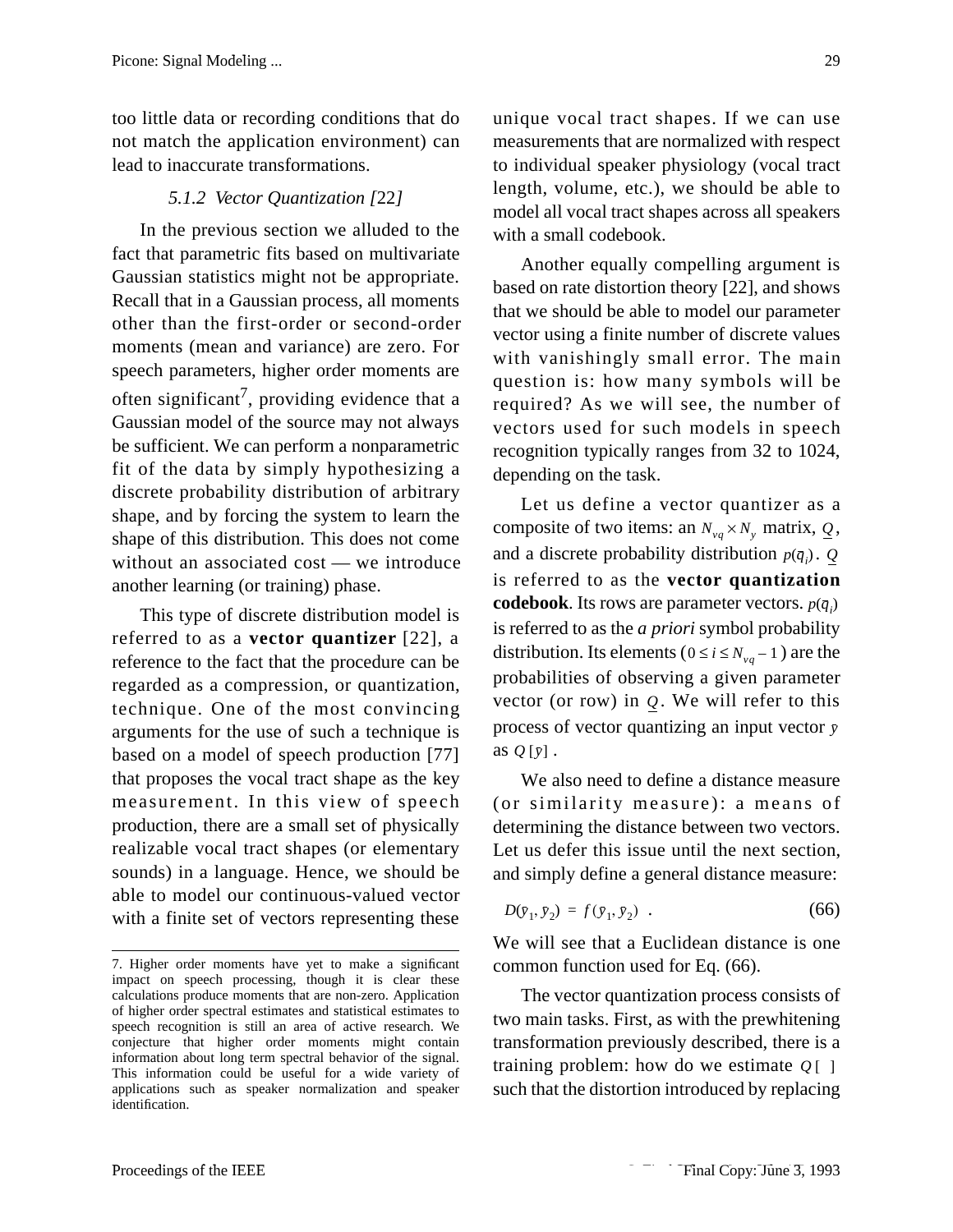too little data or recording conditions that do not match the application environment) can lead to inaccurate transformations.

#### 5.1.2 Vector Quantization [22]

In the previous section we alluded to the fact that parametric fits based on multivariate Gaussian statistics might not be appropriate. Recall that in a Gaussian process, all moments other than the first-order or second-order moments (mean and variance) are zero. For speech parameters, higher order moments are often significant[7], providing evidence that a Gaussian model of the source may not always be sufficient. We can perform a nonparametric fit of the data by simply hypothesizing a discrete probability distribution of arbitrary shape, and by forcing the system to learn the shape of this distribution. This does not come without an associated cost — we introduce another learning (or training) phase.

This type of discrete distribution model is referred to as a **vector quantizer** [22], a reference to the fact that the procedure can be regarded as a compression, or quantization, technique. One of the most convincing arguments for the use of such a technique is based on a model of speech production [77] that proposes the vocal tract shape as the key measurement. In this view of speech production, there are a small set of physically realizable vocal tract shapes (or elementary sounds) in a language. Hence, we should be able to model our continuous-valued vector with a finite set of vectors representing these unique vocal tract shapes. If we can use measurements that are normalized with respect to individual speaker physiology (vocal tract length, volume, etc.), we should be able to model all vocal tract shapes across all speakers with a small codebook.

Another equally compelling argument is based on rate distortion theory [22], and shows that we should be able to model our parameter vector using a finite number of discrete values with vanishingly small error. The main question is: how many symbols will be required? As we will see, the number of vectors used for such models in speech recognition typically ranges from 32 to 1024, depending on the task.

Let us define a vector quantizer as a composite of two items: an $N_{vq} \times N_y$ matrix, $\underline{Q}$, and a discrete probability distribution $p(\bar{q}_i)$. $\underline{Q}$ is referred to as the **vector quantization codebook**. Its rows are parameter vectors. $p(\bar{q}_i)$ is referred to as the *a priori* symbol probability distribution. Its elements ($0 \le i \le N_{vq} - 1$) are the probabilities of observing a given parameter vector (or row) in $\underline{Q}$. We will refer to this process of vector quantizing an input vector $\bar{y}$ as $Q[\bar{y}]$.

We also need to define a distance measure (or similarity measure): a means of determining the distance between two vectors. Let us defer this issue until the next section, and simply define a general distance measure:

$$D(\bar{y}_1, \bar{y}_2) = f(\bar{y}_1, \bar{y}_2) \quad . \tag{66}$$

We will see that a Euclidean distance is one common function used for Eq. (66).

The vector quantization process consists of two main tasks. First, as with the prewhitening transformation previously described, there is a training problem: how do we estimate $Q[\ ]$ such that the distortion introduced by replacing

---

7. Higher order moments have yet to make a significant impact on speech processing, though it is clear these calculations produce moments that are non-zero. Application of higher order spectral estimates and statistical estimates to speech recognition is still an area of active research. We conjecture that higher order moments might contain information about long term spectral behavior of the signal. This information could be useful for a wide variety of applications such as speaker normalization and speaker identification.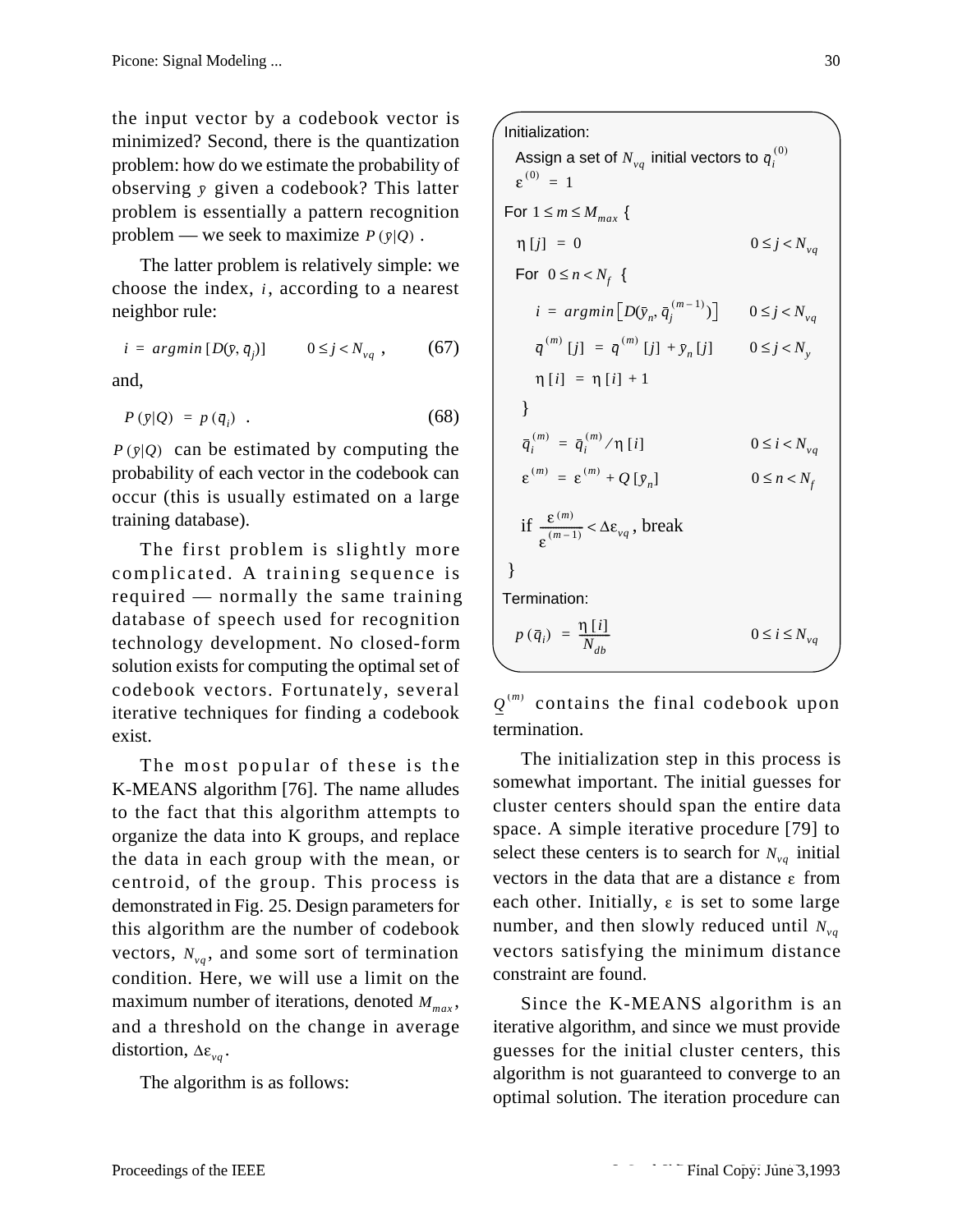the input vector by a codebook vector is minimized? Second, there is the quantization problem: how do we estimate the probability of observing $\bar{y}$ given a codebook? This latter problem is essentially a pattern recognition problem — we seek to maximize $P(\bar{y}|Q)$ .

The latter problem is relatively simple: we choose the index, $i$, according to a nearest neighbor rule:

$$i = argmin\,[D(\bar{y}, \bar{q}_j)] \qquad 0 \le j < N_{vq} \ , \tag{67}$$

and,

$$P(\bar{y}|Q) = p(\bar{q}_i) \ . \tag{68}$$

$P(\bar{y}|Q)$ can be estimated by computing the probability of each vector in the codebook can occur (this is usually estimated on a large training database).

The first problem is slightly more complicated. A training sequence is required — normally the same training database of speech used for recognition technology development. No closed-form solution exists for computing the optimal set of codebook vectors. Fortunately, several iterative techniques for finding a codebook exist.

The most popular of these is the K-MEANS algorithm [76]. The name alludes to the fact that this algorithm attempts to organize the data into K groups, and replace the data in each group with the mean, or centroid, of the group. This process is demonstrated in Fig. 25. Design parameters for this algorithm are the number of codebook vectors, $N_{vq}$, and some sort of termination condition. Here, we will use a limit on the maximum number of iterations, denoted $M_{max}$, and a threshold on the change in average distortion, $\Delta\varepsilon_{vq}$.

The algorithm is as follows:

Initialization:

Assign a set of $N_{vq}$ initial vectors to $\bar{q}_i^{(0)}$

$\varepsilon^{(0)} = 1$

For $1 \le m \le M_{max}$ {

$\eta[j] = 0 \qquad 0 \le j < N_{vq}$

For $0 \le n < N_f$ {

$i = argmin\left[D(\bar{y}_n, \bar{q}_j^{(m-1)})\right] \qquad 0 \le j < N_{vq}$

$\bar{q}^{(m)}[j] = \bar{q}^{(m)}[j] + \bar{y}_n[j] \qquad 0 \le j < N_y$

$\eta[i] = \eta[i] + 1$

}

$\bar{q}_i^{(m)} = \bar{q}_i^{(m)} / \eta[i] \qquad 0 \le i < N_{vq}$

$\varepsilon^{(m)} = \varepsilon^{(m)} + Q[\bar{y}_n] \qquad 0 \le n < N_f$

if $\dfrac{\varepsilon^{(m)}}{\varepsilon^{(m-1)}} < \Delta\varepsilon_{vq}$, break

}

Termination:

$p(\bar{q}_i) = \dfrac{\eta[i]}{N_{db}} \qquad 0 \le i \le N_{vq}$

$\underline{Q}^{(m)}$ contains the final codebook upon termination.

The initialization step in this process is somewhat important. The initial guesses for cluster centers should span the entire data space. A simple iterative procedure [79] to select these centers is to search for $N_{vq}$ initial vectors in the data that are a distance $\varepsilon$ from each other. Initially, $\varepsilon$ is set to some large number, and then slowly reduced until $N_{vq}$ vectors satisfying the minimum distance constraint are found.

Since the K-MEANS algorithm is an iterative algorithm, and since we must provide guesses for the initial cluster centers, this algorithm is not guaranteed to converge to an optimal solution. The iteration procedure can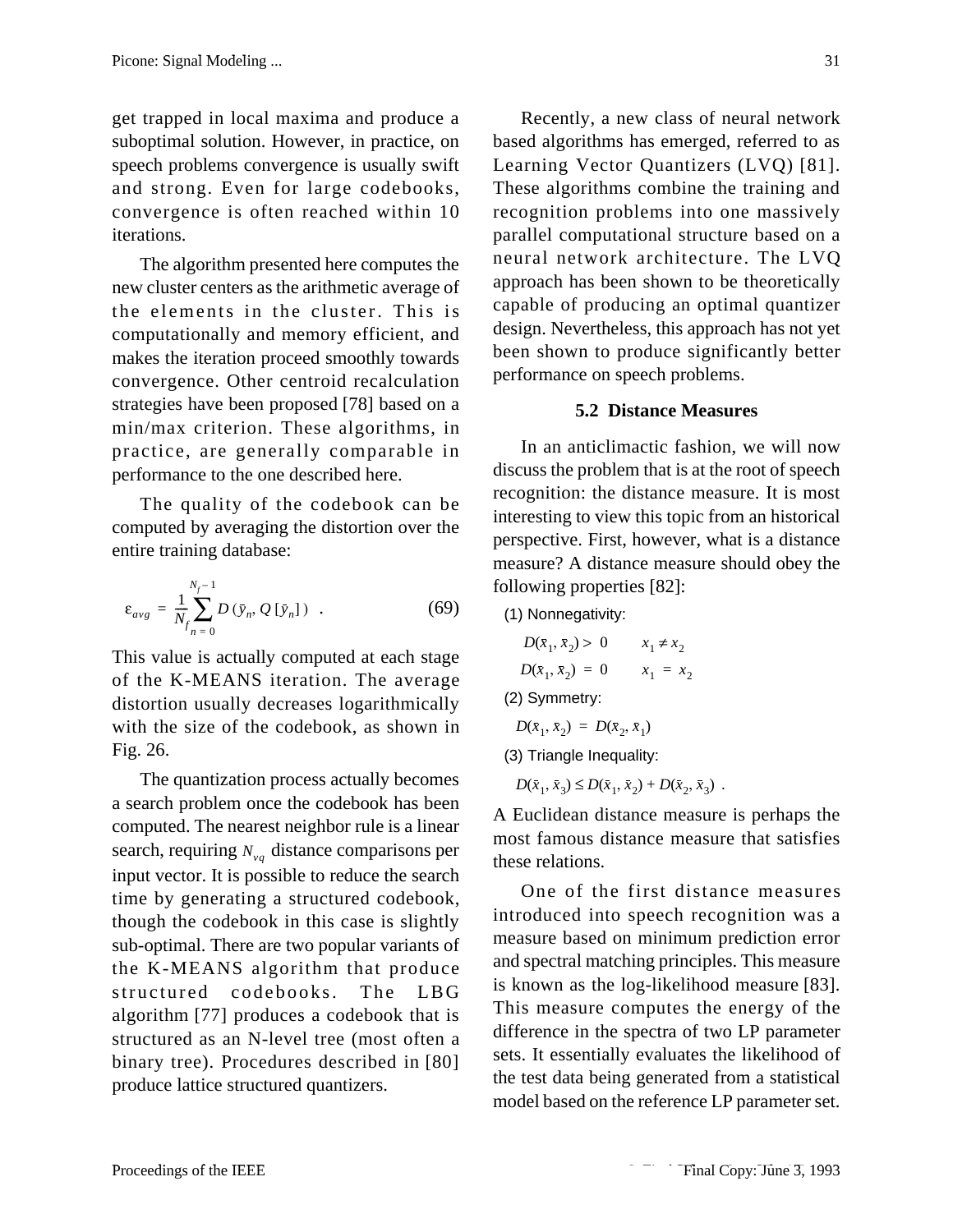get trapped in local maxima and produce a suboptimal solution. However, in practice, on speech problems convergence is usually swift and strong. Even for large codebooks, convergence is often reached within 10 iterations.

The algorithm presented here computes the new cluster centers as the arithmetic average of the elements in the cluster. This is computationally and memory efficient, and makes the iteration proceed smoothly towards convergence. Other centroid recalculation strategies have been proposed [78] based on a min/max criterion. These algorithms, in practice, are generally comparable in performance to the one described here.

The quality of the codebook can be computed by averaging the distortion over the entire training database:

$$\varepsilon_{avg} = \frac{1}{N_f} \sum_{n=0}^{N_f - 1} D(\bar{y}_n, Q[\bar{y}_n]) \quad . \tag{69}$$

This value is actually computed at each stage of the K-MEANS iteration. The average distortion usually decreases logarithmically with the size of the codebook, as shown in Fig. 26.

The quantization process actually becomes a search problem once the codebook has been computed. The nearest neighbor rule is a linear search, requiring $N_{vq}$ distance comparisons per input vector. It is possible to reduce the search time by generating a structured codebook, though the codebook in this case is slightly sub-optimal. There are two popular variants of the K-MEANS algorithm that produce structured codebooks. The LBG algorithm [77] produces a codebook that is structured as an N-level tree (most often a binary tree). Procedures described in [80] produce lattice structured quantizers.

Recently, a new class of neural network based algorithms has emerged, referred to as Learning Vector Quantizers (LVQ) [81]. These algorithms combine the training and recognition problems into one massively parallel computational structure based on a neural network architecture. The LVQ approach has been shown to be theoretically capable of producing an optimal quantizer design. Nevertheless, this approach has not yet been shown to produce significantly better performance on speech problems.

### 5.2 Distance Measures

In an anticlimactic fashion, we will now discuss the problem that is at the root of speech recognition: the distance measure. It is most interesting to view this topic from an historical perspective. First, however, what is a distance measure? A distance measure should obey the following properties [82]:

(1) Nonnegativity:

$$D(\bar{x}_1, \bar{x}_2) > 0 \qquad x_1 \neq x_2$$

$$D(\bar{x}_1, \bar{x}_2) = 0 \qquad x_1 = x_2$$

(2) Symmetry:

$$D(\bar{x}_1, \bar{x}_2) = D(\bar{x}_2, \bar{x}_1)$$

(3) Triangle Inequality:

$$D(\bar{x}_1, \bar{x}_3) \leq D(\bar{x}_1, \bar{x}_2) + D(\bar{x}_2, \bar{x}_3) \quad .$$

A Euclidean distance measure is perhaps the most famous distance measure that satisfies these relations.

One of the first distance measures introduced into speech recognition was a measure based on minimum prediction error and spectral matching principles. This measure is known as the log-likelihood measure [83]. This measure computes the energy of the difference in the spectra of two LP parameter sets. It essentially evaluates the likelihood of the test data being generated from a statistical model based on the reference LP parameter set.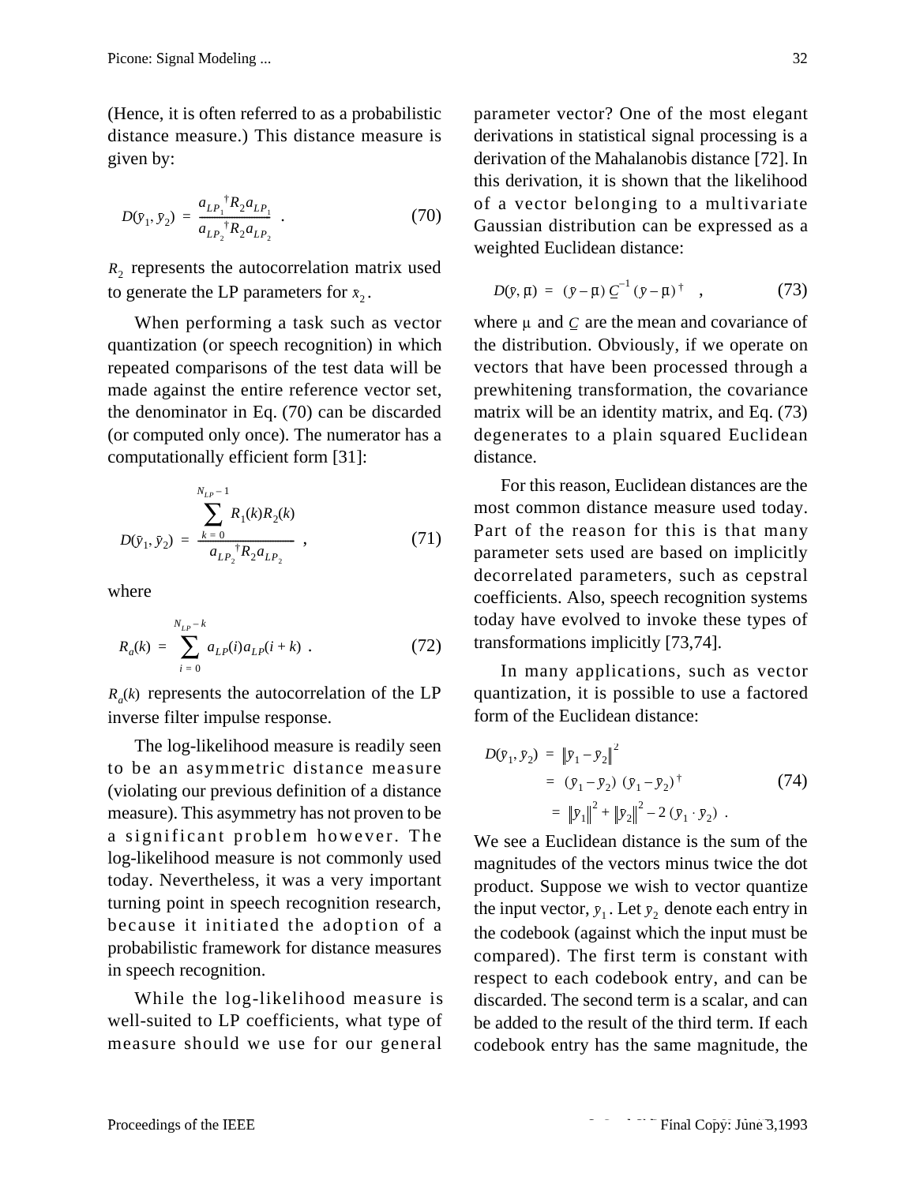(Hence, it is often referred to as a probabilistic distance measure.) This distance measure is given by:

$$D(\bar{y}_1, \bar{y}_2) = \frac{a_{LP_1}{}^{\dagger} R_2 a_{LP_1}}{a_{LP_2}{}^{\dagger} R_2 a_{LP_2}} \ . \tag{70}$$

$R_2$ represents the autocorrelation matrix used to generate the LP parameters for $\bar{x}_2$.

When performing a task such as vector quantization (or speech recognition) in which repeated comparisons of the test data will be made against the entire reference vector set, the denominator in Eq. (70) can be discarded (or computed only once). The numerator has a computationally efficient form [31]:

$$D(\bar{y}_1, \bar{y}_2) = \frac{\sum_{k=0}^{N_{LP}-1} R_1(k) R_2(k)}{a_{LP_2}{}^{\dagger} R_2 a_{LP_2}} \ , \tag{71}$$

where

$$R_a(k) = \sum_{i=0}^{N_{LP}-k} a_{LP}(i) a_{LP}(i+k) \ . \tag{72}$$

$R_a(k)$ represents the autocorrelation of the LP inverse filter impulse response.

The log-likelihood measure is readily seen to be an asymmetric distance measure (violating our previous definition of a distance measure). This asymmetry has not proven to be a significant problem however. The log-likelihood measure is not commonly used today. Nevertheless, it was a very important turning point in speech recognition research, because it initiated the adoption of a probabilistic framework for distance measures in speech recognition.

While the log-likelihood measure is well-suited to LP coefficients, what type of measure should we use for our general parameter vector? One of the most elegant derivations in statistical signal processing is a derivation of the Mahalanobis distance [72]. In this derivation, it is shown that the likelihood of a vector belonging to a multivariate Gaussian distribution can be expressed as a weighted Euclidean distance:

$$D(\bar{y}, \bar{\mu}) = (\bar{y} - \bar{\mu}) \underline{C}^{-1} (\bar{y} - \bar{\mu})^{\dagger} \quad , \tag{73}$$

where $\mu$ and $\underline{C}$ are the mean and covariance of the distribution. Obviously, if we operate on vectors that have been processed through a prewhitening transformation, the covariance matrix will be an identity matrix, and Eq. (73) degenerates to a plain squared Euclidean distance.

For this reason, Euclidean distances are the most common distance measure used today. Part of the reason for this is that many parameter sets used are based on implicitly decorrelated parameters, such as cepstral coefficients. Also, speech recognition systems today have evolved to invoke these types of transformations implicitly [73,74].

In many applications, such as vector quantization, it is possible to use a factored form of the Euclidean distance:

$$\begin{aligned} D(\bar{y}_1, \bar{y}_2) &= \left\| \bar{y}_1 - \bar{y}_2 \right\|^2 \\ &= (\bar{y}_1 - \bar{y}_2)(\bar{y}_1 - \bar{y}_2)^{\dagger} \\ &= \left\| \bar{y}_1 \right\|^2 + \left\| \bar{y}_2 \right\|^2 - 2(\bar{y}_1 \cdot \bar{y}_2) \ . \end{aligned} \tag{74}$$

We see a Euclidean distance is the sum of the magnitudes of the vectors minus twice the dot product. Suppose we wish to vector quantize the input vector, $\bar{y}_1$. Let $\bar{y}_2$ denote each entry in the codebook (against which the input must be compared). The first term is constant with respect to each codebook entry, and can be discarded. The second term is a scalar, and can be added to the result of the third term. If each codebook entry has the same magnitude, the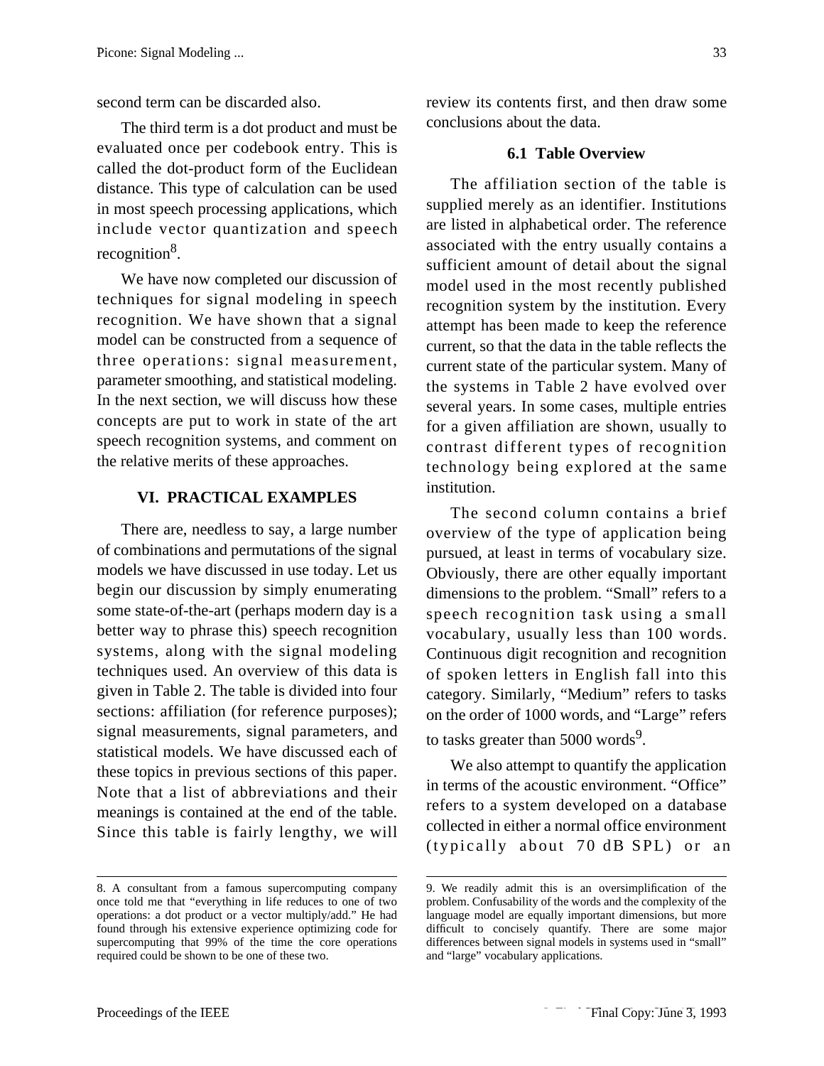second term can be discarded also.

The third term is a dot product and must be evaluated once per codebook entry. This is called the dot-product form of the Euclidean distance. This type of calculation can be used in most speech processing applications, which include vector quantization and speech recognition[8].

We have now completed our discussion of techniques for signal modeling in speech recognition. We have shown that a signal model can be constructed from a sequence of three operations: signal measurement, parameter smoothing, and statistical modeling. In the next section, we will discuss how these concepts are put to work in state of the art speech recognition systems, and comment on the relative merits of these approaches.

## VI. PRACTICAL EXAMPLES

There are, needless to say, a large number of combinations and permutations of the signal models we have discussed in use today. Let us begin our discussion by simply enumerating some state-of-the-art (perhaps modern day is a better way to phrase this) speech recognition systems, along with the signal modeling techniques used. An overview of this data is given in Table 2. The table is divided into four sections: affiliation (for reference purposes); signal measurements, signal parameters, and statistical models. We have discussed each of these topics in previous sections of this paper. Note that a list of abbreviations and their meanings is contained at the end of the table. Since this table is fairly lengthy, we will review its contents first, and then draw some conclusions about the data.

### 6.1 Table Overview

The affiliation section of the table is supplied merely as an identifier. Institutions are listed in alphabetical order. The reference associated with the entry usually contains a sufficient amount of detail about the signal model used in the most recently published recognition system by the institution. Every attempt has been made to keep the reference current, so that the data in the table reflects the current state of the particular system. Many of the systems in Table 2 have evolved over several years. In some cases, multiple entries for a given affiliation are shown, usually to contrast different types of recognition technology being explored at the same institution.

The second column contains a brief overview of the type of application being pursued, at least in terms of vocabulary size. Obviously, there are other equally important dimensions to the problem. “Small” refers to a speech recognition task using a small vocabulary, usually less than 100 words. Continuous digit recognition and recognition of spoken letters in English fall into this category. Similarly, “Medium” refers to tasks on the order of 1000 words, and “Large” refers to tasks greater than 5000 words[9].

We also attempt to quantify the application in terms of the acoustic environment. “Office” refers to a system developed on a database collected in either a normal office environment (typically about 70 dB SPL) or an

---

8. A consultant from a famous supercomputing company once told me that “everything in life reduces to one of two operations: a dot product or a vector multiply/add.” He had found through his extensive experience optimizing code for supercomputing that 99% of the time the core operations required could be shown to be one of these two.

9. We readily admit this is an oversimplification of the problem. Confusability of the words and the complexity of the language model are equally important dimensions, but more difficult to concisely quantify. There are some major differences between signal models in systems used in “small” and “large” vocabulary applications.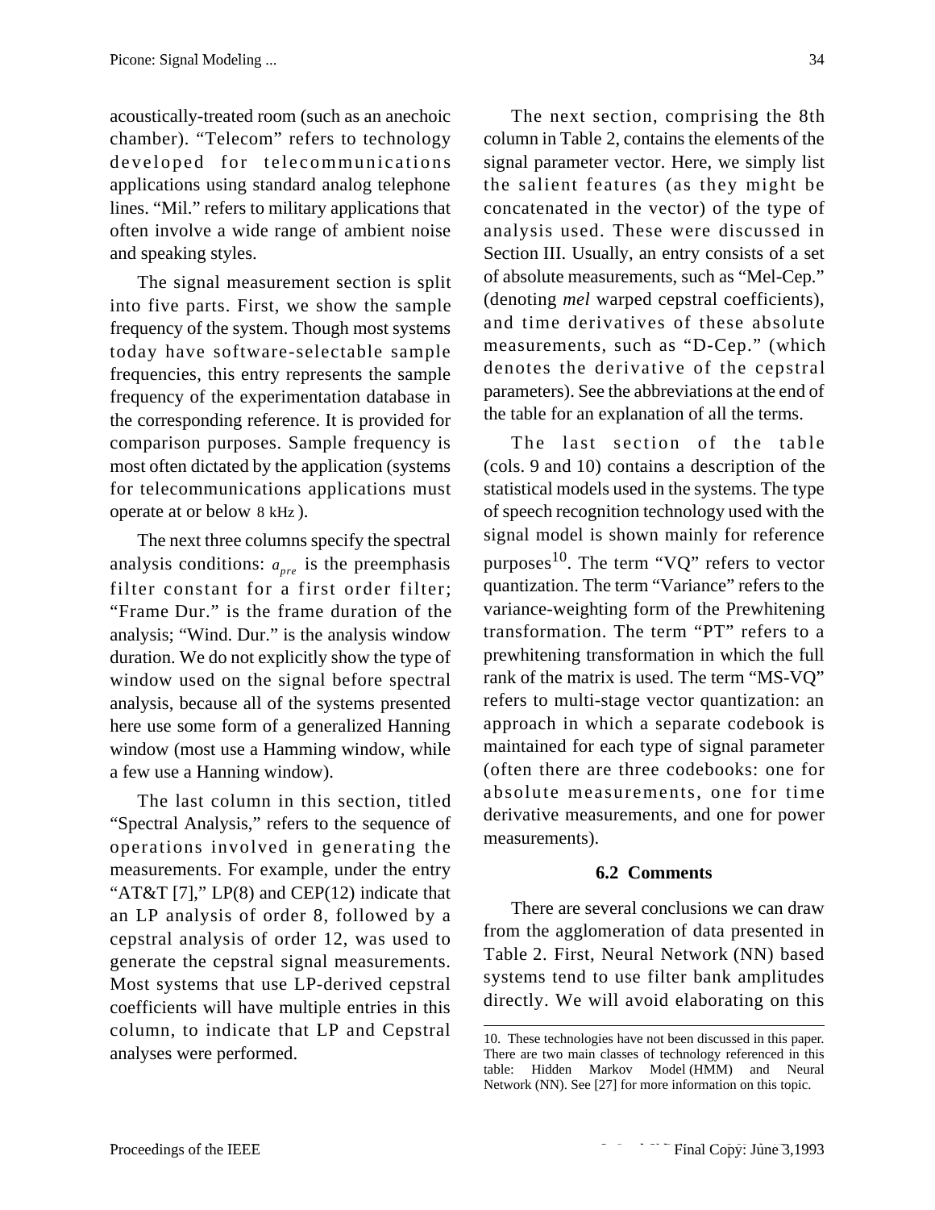acoustically-treated room (such as an anechoic chamber). "Telecom" refers to technology developed for telecommunications applications using standard analog telephone lines. "Mil." refers to military applications that often involve a wide range of ambient noise and speaking styles.

The signal measurement section is split into five parts. First, we show the sample frequency of the system. Though most systems today have software-selectable sample frequencies, this entry represents the sample frequency of the experimentation database in the corresponding reference. It is provided for comparison purposes. Sample frequency is most often dictated by the application (systems for telecommunications applications must operate at or below 8 kHz).

The next three columns specify the spectral analysis conditions: $a_{pre}$ is the preemphasis filter constant for a first order filter; "Frame Dur." is the frame duration of the analysis; "Wind. Dur." is the analysis window duration. We do not explicitly show the type of window used on the signal before spectral analysis, because all of the systems presented here use some form of a generalized Hanning window (most use a Hamming window, while a few use a Hanning window).

The last column in this section, titled "Spectral Analysis," refers to the sequence of operations involved in generating the measurements. For example, under the entry "AT&T [7]," LP(8) and CEP(12) indicate that an LP analysis of order 8, followed by a cepstral analysis of order 12, was used to generate the cepstral signal measurements. Most systems that use LP-derived cepstral coefficients will have multiple entries in this column, to indicate that LP and Cepstral analyses were performed.

The next section, comprising the 8th column in Table 2, contains the elements of the signal parameter vector. Here, we simply list the salient features (as they might be concatenated in the vector) of the type of analysis used. These were discussed in Section III. Usually, an entry consists of a set of absolute measurements, such as "Mel-Cep." (denoting *mel* warped cepstral coefficients), and time derivatives of these absolute measurements, such as "D-Cep." (which denotes the derivative of the cepstral parameters). See the abbreviations at the end of the table for an explanation of all the terms.

The last section of the table (cols. 9 and 10) contains a description of the statistical models used in the systems. The type of speech recognition technology used with the signal model is shown mainly for reference purposes[10]. The term "VQ" refers to vector quantization. The term "Variance" refers to the variance-weighting form of the Prewhitening transformation. The term "PT" refers to a prewhitening transformation in which the full rank of the matrix is used. The term "MS-VQ" refers to multi-stage vector quantization: an approach in which a separate codebook is maintained for each type of signal parameter (often there are three codebooks: one for absolute measurements, one for time derivative measurements, and one for power measurements).

### 6.2 Comments

There are several conclusions we can draw from the agglomeration of data presented in Table 2. First, Neural Network (NN) based systems tend to use filter bank amplitudes directly. We will avoid elaborating on this

---

10. These technologies have not been discussed in this paper. There are two main classes of technology referenced in this table: Hidden Markov Model (HMM) and Neural Network (NN). See [27] for more information on this topic.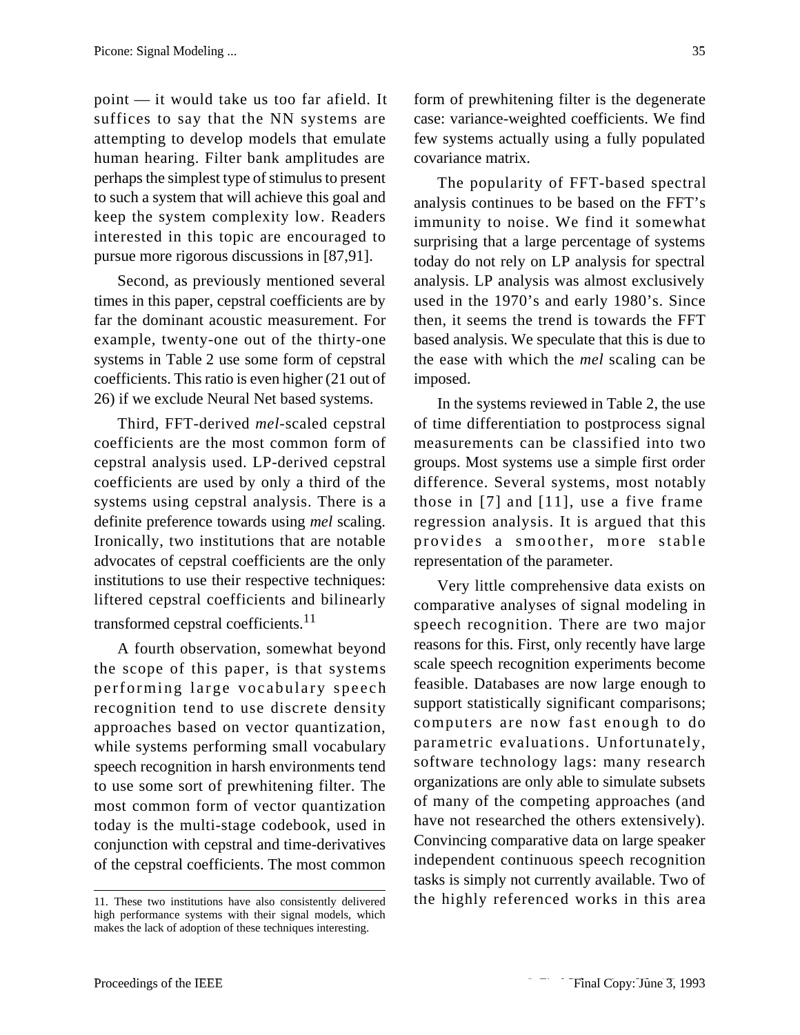point — it would take us too far afield. It suffices to say that the NN systems are attempting to develop models that emulate human hearing. Filter bank amplitudes are perhaps the simplest type of stimulus to present to such a system that will achieve this goal and keep the system complexity low. Readers interested in this topic are encouraged to pursue more rigorous discussions in [87,91].

Second, as previously mentioned several times in this paper, cepstral coefficients are by far the dominant acoustic measurement. For example, twenty-one out of the thirty-one systems in Table 2 use some form of cepstral coefficients. This ratio is even higher (21 out of 26) if we exclude Neural Net based systems.

Third, FFT-derived *mel*-scaled cepstral coefficients are the most common form of cepstral analysis used. LP-derived cepstral coefficients are used by only a third of the systems using cepstral analysis. There is a definite preference towards using *mel* scaling. Ironically, two institutions that are notable advocates of cepstral coefficients are the only institutions to use their respective techniques: liftered cepstral coefficients and bilinearly transformed cepstral coefficients.[11]

A fourth observation, somewhat beyond the scope of this paper, is that systems performing large vocabulary speech recognition tend to use discrete density approaches based on vector quantization, while systems performing small vocabulary speech recognition in harsh environments tend to use some sort of prewhitening filter. The most common form of vector quantization today is the multi-stage codebook, used in conjunction with cepstral and time-derivatives of the cepstral coefficients. The most common form of prewhitening filter is the degenerate case: variance-weighted coefficients. We find few systems actually using a fully populated covariance matrix.

The popularity of FFT-based spectral analysis continues to be based on the FFT's immunity to noise. We find it somewhat surprising that a large percentage of systems today do not rely on LP analysis for spectral analysis. LP analysis was almost exclusively used in the 1970's and early 1980's. Since then, it seems the trend is towards the FFT based analysis. We speculate that this is due to the ease with which the *mel* scaling can be imposed.

In the systems reviewed in Table 2, the use of time differentiation to postprocess signal measurements can be classified into two groups. Most systems use a simple first order difference. Several systems, most notably those in [7] and [11], use a five frame regression analysis. It is argued that this provides a smoother, more stable representation of the parameter.

Very little comprehensive data exists on comparative analyses of signal modeling in speech recognition. There are two major reasons for this. First, only recently have large scale speech recognition experiments become feasible. Databases are now large enough to support statistically significant comparisons; computers are now fast enough to do parametric evaluations. Unfortunately, software technology lags: many research organizations are only able to simulate subsets of many of the competing approaches (and have not researched the others extensively). Convincing comparative data on large speaker independent continuous speech recognition tasks is simply not currently available. Two of the highly referenced works in this area

---

11. These two institutions have also consistently delivered high performance systems with their signal models, which makes the lack of adoption of these techniques interesting.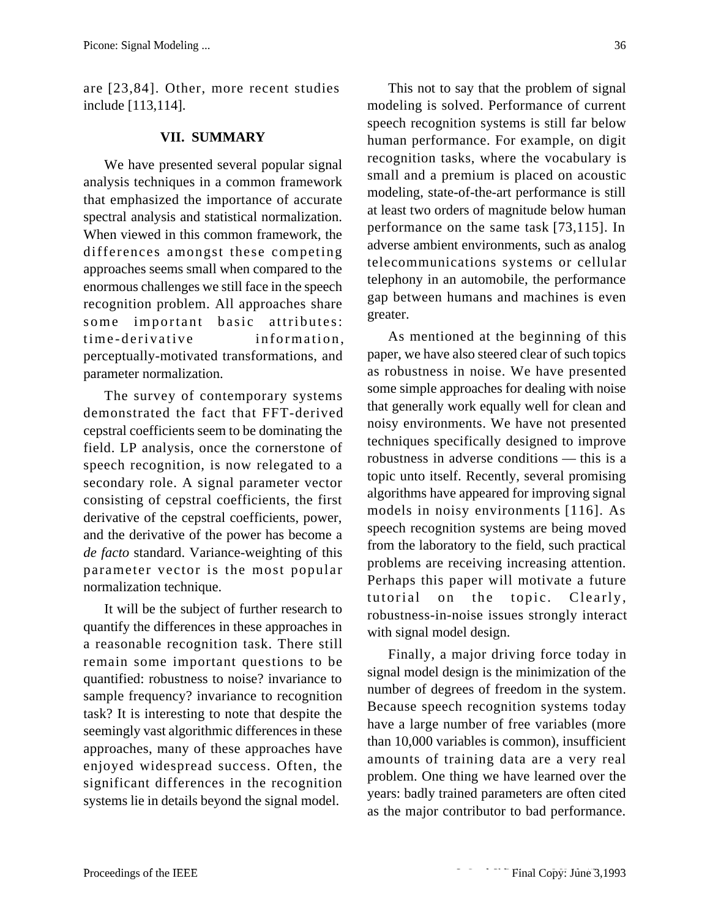are [23,84]. Other, more recent studies include [113,114].

## VII. SUMMARY

We have presented several popular signal analysis techniques in a common framework that emphasized the importance of accurate spectral analysis and statistical normalization. When viewed in this common framework, the differences amongst these competing approaches seems small when compared to the enormous challenges we still face in the speech recognition problem. All approaches share some important basic attributes: time-derivative information, perceptually-motivated transformations, and parameter normalization.

The survey of contemporary systems demonstrated the fact that FFT-derived cepstral coefficients seem to be dominating the field. LP analysis, once the cornerstone of speech recognition, is now relegated to a secondary role. A signal parameter vector consisting of cepstral coefficients, the first derivative of the cepstral coefficients, power, and the derivative of the power has become a *de facto* standard. Variance-weighting of this parameter vector is the most popular normalization technique.

It will be the subject of further research to quantify the differences in these approaches in a reasonable recognition task. There still remain some important questions to be quantified: robustness to noise? invariance to sample frequency? invariance to recognition task? It is interesting to note that despite the seemingly vast algorithmic differences in these approaches, many of these approaches have enjoyed widespread success. Often, the significant differences in the recognition systems lie in details beyond the signal model.

This not to say that the problem of signal modeling is solved. Performance of current speech recognition systems is still far below human performance. For example, on digit recognition tasks, where the vocabulary is small and a premium is placed on acoustic modeling, state-of-the-art performance is still at least two orders of magnitude below human performance on the same task [73,115]. In adverse ambient environments, such as analog telecommunications systems or cellular telephony in an automobile, the performance gap between humans and machines is even greater.

As mentioned at the beginning of this paper, we have also steered clear of such topics as robustness in noise. We have presented some simple approaches for dealing with noise that generally work equally well for clean and noisy environments. We have not presented techniques specifically designed to improve robustness in adverse conditions — this is a topic unto itself. Recently, several promising algorithms have appeared for improving signal models in noisy environments [116]. As speech recognition systems are being moved from the laboratory to the field, such practical problems are receiving increasing attention. Perhaps this paper will motivate a future tutorial on the topic. Clearly, robustness-in-noise issues strongly interact with signal model design.

Finally, a major driving force today in signal model design is the minimization of the number of degrees of freedom in the system. Because speech recognition systems today have a large number of free variables (more than 10,000 variables is common), insufficient amounts of training data are a very real problem. One thing we have learned over the years: badly trained parameters are often cited as the major contributor to bad performance.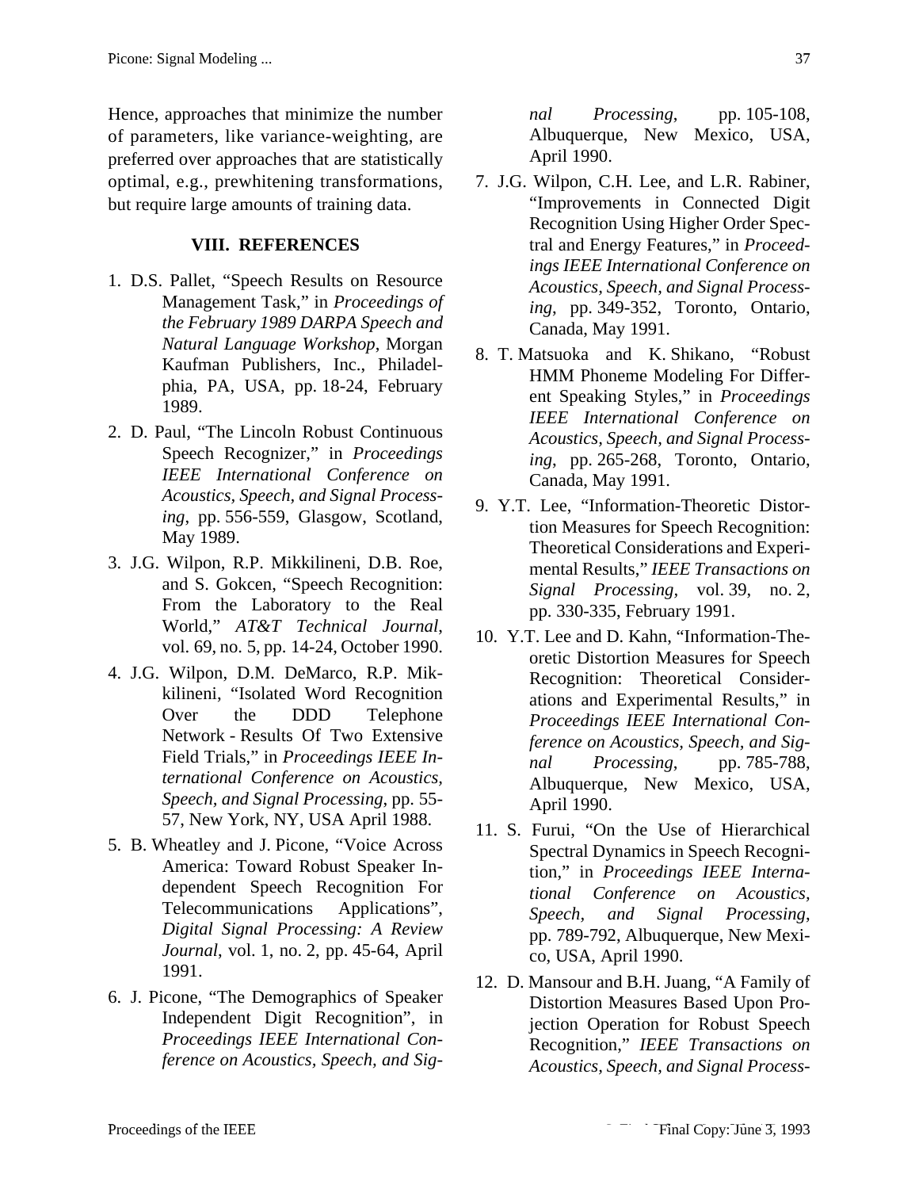Hence, approaches that minimize the number of parameters, like variance-weighting, are preferred over approaches that are statistically optimal, e.g., prewhitening transformations, but require large amounts of training data.

## VIII. REFERENCES

1. D.S. Pallet, “Speech Results on Resource Management Task,” in *Proceedings of the February 1989 DARPA Speech and Natural Language Workshop*, Morgan Kaufman Publishers, Inc., Philadelphia, PA, USA, pp. 18-24, February 1989.
2. D. Paul, “The Lincoln Robust Continuous Speech Recognizer,” in *Proceedings IEEE International Conference on Acoustics, Speech, and Signal Processing*, pp. 556-559, Glasgow, Scotland, May 1989.
3. J.G. Wilpon, R.P. Mikkilineni, D.B. Roe, and S. Gokcen, “Speech Recognition: From the Laboratory to the Real World,” *AT&T Technical Journal*, vol. 69, no. 5, pp. 14-24, October 1990.
4. J.G. Wilpon, D.M. DeMarco, R.P. Mikkilineni, “Isolated Word Recognition Over the DDD Telephone Network - Results Of Two Extensive Field Trials,” in *Proceedings IEEE International Conference on Acoustics, Speech, and Signal Processing*, pp. 55-57, New York, NY, USA April 1988.
5. B. Wheatley and J. Picone, “Voice Across America: Toward Robust Speaker Independent Speech Recognition For Telecommunications Applications”, *Digital Signal Processing: A Review Journal*, vol. 1, no. 2, pp. 45-64, April 1991.
6. J. Picone, “The Demographics of Speaker Independent Digit Recognition”, in *Proceedings IEEE International Conference on Acoustics, Speech, and Signal Processing*, pp. 105-108, Albuquerque, New Mexico, USA, April 1990.
7. J.G. Wilpon, C.H. Lee, and L.R. Rabiner, “Improvements in Connected Digit Recognition Using Higher Order Spectral and Energy Features,” in *Proceedings IEEE International Conference on Acoustics, Speech, and Signal Processing*, pp. 349-352, Toronto, Ontario, Canada, May 1991.
8. T. Matsuoka and K. Shikano, “Robust HMM Phoneme Modeling For Different Speaking Styles,” in *Proceedings IEEE International Conference on Acoustics, Speech, and Signal Processing*, pp. 265-268, Toronto, Ontario, Canada, May 1991.
9. Y.T. Lee, “Information-Theoretic Distortion Measures for Speech Recognition: Theoretical Considerations and Experimental Results,” *IEEE Transactions on Signal Processing*, vol. 39, no. 2, pp. 330-335, February 1991.
10. Y.T. Lee and D. Kahn, “Information-Theoretic Distortion Measures for Speech Recognition: Theoretical Considerations and Experimental Results,” in *Proceedings IEEE International Conference on Acoustics, Speech, and Signal Processing*, pp. 785-788, Albuquerque, New Mexico, USA, April 1990.
11. S. Furui, “On the Use of Hierarchical Spectral Dynamics in Speech Recognition,” in *Proceedings IEEE International Conference on Acoustics, Speech, and Signal Processing*, pp. 789-792, Albuquerque, New Mexico, USA, April 1990.
12. D. Mansour and B.H. Juang, “A Family of Distortion Measures Based Upon Projection Operation for Robust Speech Recognition,” *IEEE Transactions on Acoustics, Speech, and Signal Process-*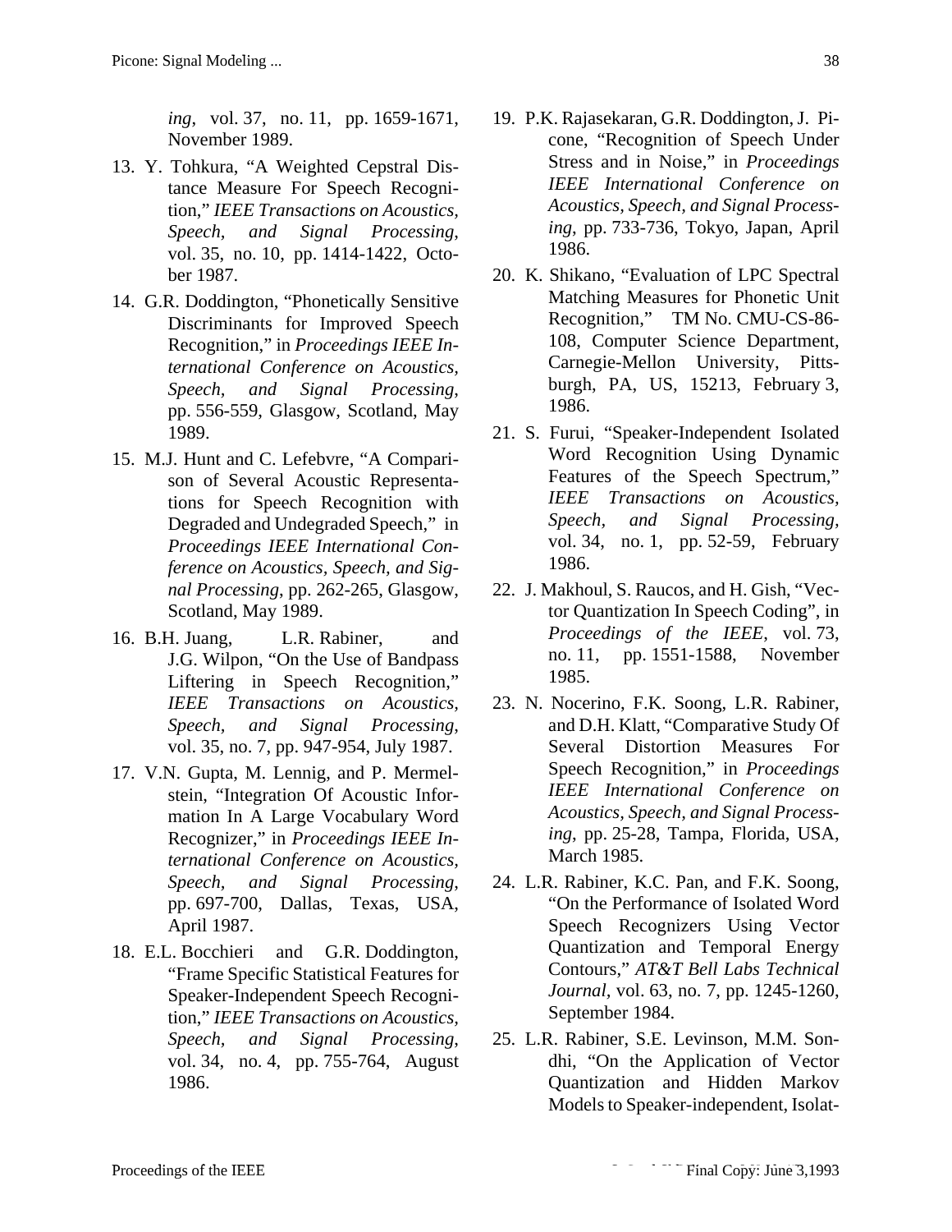*ing*, vol. 37, no. 11, pp. 1659-1671, November 1989.

13. Y. Tohkura, “A Weighted Cepstral Distance Measure For Speech Recognition,” *IEEE Transactions on Acoustics, Speech, and Signal Processing*, vol. 35, no. 10, pp. 1414-1422, October 1987.

14. G.R. Doddington, “Phonetically Sensitive Discriminants for Improved Speech Recognition,” in *Proceedings IEEE International Conference on Acoustics, Speech, and Signal Processing*, pp. 556-559, Glasgow, Scotland, May 1989.

15. M.J. Hunt and C. Lefebvre, “A Comparison of Several Acoustic Representations for Speech Recognition with Degraded and Undegraded Speech,” in *Proceedings IEEE International Conference on Acoustics, Speech, and Signal Processing*, pp. 262-265, Glasgow, Scotland, May 1989.

16. B.H. Juang, L.R. Rabiner, and J.G. Wilpon, “On the Use of Bandpass Liftering in Speech Recognition,” *IEEE Transactions on Acoustics, Speech, and Signal Processing*, vol. 35, no. 7, pp. 947-954, July 1987.

17. V.N. Gupta, M. Lennig, and P. Mermelstein, “Integration Of Acoustic Information In A Large Vocabulary Word Recognizer,” in *Proceedings IEEE International Conference on Acoustics, Speech, and Signal Processing*, pp. 697-700, Dallas, Texas, USA, April 1987.

18. E.L. Bocchieri and G.R. Doddington, “Frame Specific Statistical Features for Speaker-Independent Speech Recognition,” *IEEE Transactions on Acoustics, Speech, and Signal Processing*, vol. 34, no. 4, pp. 755-764, August 1986.

19. P.K. Rajasekaran, G.R. Doddington, J. Picone, “Recognition of Speech Under Stress and in Noise,” in *Proceedings IEEE International Conference on Acoustics, Speech, and Signal Processing*, pp. 733-736, Tokyo, Japan, April 1986.

20. K. Shikano, “Evaluation of LPC Spectral Matching Measures for Phonetic Unit Recognition,” TM No. CMU-CS-86-108, Computer Science Department, Carnegie-Mellon University, Pittsburgh, PA, US, 15213, February 3, 1986.

21. S. Furui, “Speaker-Independent Isolated Word Recognition Using Dynamic Features of the Speech Spectrum,” *IEEE Transactions on Acoustics, Speech, and Signal Processing*, vol. 34, no. 1, pp. 52-59, February 1986.

22. J. Makhoul, S. Raucos, and H. Gish, “Vector Quantization In Speech Coding”, in *Proceedings of the IEEE*, vol. 73, no. 11, pp. 1551-1588, November 1985.

23. N. Nocerino, F.K. Soong, L.R. Rabiner, and D.H. Klatt, “Comparative Study Of Several Distortion Measures For Speech Recognition,” in *Proceedings IEEE International Conference on Acoustics, Speech, and Signal Processing*, pp. 25-28, Tampa, Florida, USA, March 1985.

24. L.R. Rabiner, K.C. Pan, and F.K. Soong, “On the Performance of Isolated Word Speech Recognizers Using Vector Quantization and Temporal Energy Contours,” *AT&T Bell Labs Technical Journal*, vol. 63, no. 7, pp. 1245-1260, September 1984.

25. L.R. Rabiner, S.E. Levinson, M.M. Sondhi, “On the Application of Vector Quantization and Hidden Markov Models to Speaker-independent, Isolat-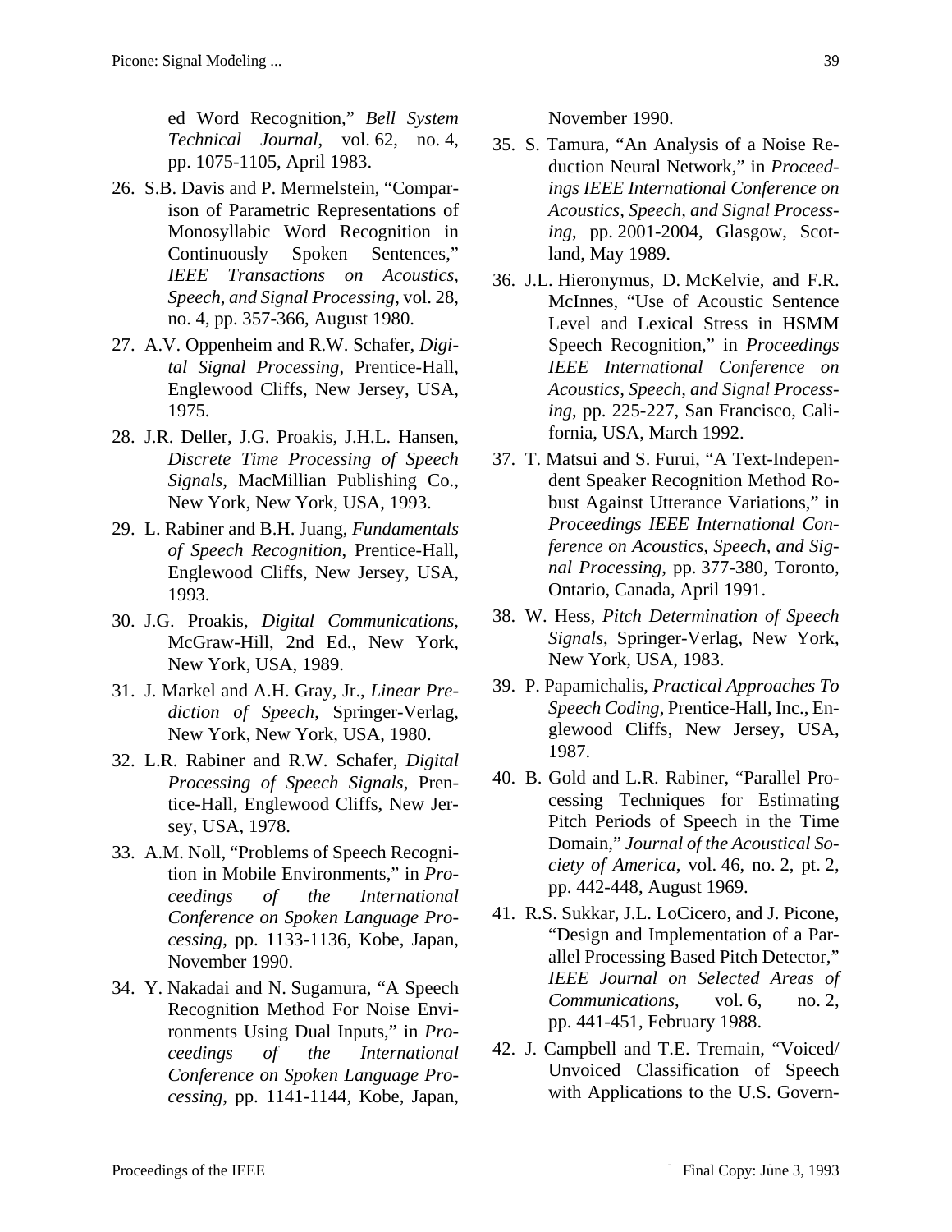ed Word Recognition," *Bell System Technical Journal*, vol. 62, no. 4, pp. 1075-1105, April 1983.

26. S.B. Davis and P. Mermelstein, "Comparison of Parametric Representations of Monosyllabic Word Recognition in Continuously Spoken Sentences," *IEEE Transactions on Acoustics, Speech, and Signal Processing*, vol. 28, no. 4, pp. 357-366, August 1980.

27. A.V. Oppenheim and R.W. Schafer, *Digital Signal Processing*, Prentice-Hall, Englewood Cliffs, New Jersey, USA, 1975.

28. J.R. Deller, J.G. Proakis, J.H.L. Hansen, *Discrete Time Processing of Speech Signals*, MacMillian Publishing Co., New York, New York, USA, 1993.

29. L. Rabiner and B.H. Juang, *Fundamentals of Speech Recognition*, Prentice-Hall, Englewood Cliffs, New Jersey, USA, 1993.

30. J.G. Proakis, *Digital Communications*, McGraw-Hill, 2nd Ed., New York, New York, USA, 1989.

31. J. Markel and A.H. Gray, Jr., *Linear Prediction of Speech*, Springer-Verlag, New York, New York, USA, 1980.

32. L.R. Rabiner and R.W. Schafer, *Digital Processing of Speech Signals*, Prentice-Hall, Englewood Cliffs, New Jersey, USA, 1978.

33. A.M. Noll, "Problems of Speech Recognition in Mobile Environments," in *Proceedings of the International Conference on Spoken Language Processing*, pp. 1133-1136, Kobe, Japan, November 1990.

34. Y. Nakadai and N. Sugamura, "A Speech Recognition Method For Noise Environments Using Dual Inputs," in *Proceedings of the International Conference on Spoken Language Processing*, pp. 1141-1144, Kobe, Japan, November 1990.

35. S. Tamura, "An Analysis of a Noise Reduction Neural Network," in *Proceedings IEEE International Conference on Acoustics, Speech, and Signal Processing*, pp. 2001-2004, Glasgow, Scotland, May 1989.

36. J.L. Hieronymus, D. McKelvie, and F.R. McInnes, "Use of Acoustic Sentence Level and Lexical Stress in HSMM Speech Recognition," in *Proceedings IEEE International Conference on Acoustics, Speech, and Signal Processing*, pp. 225-227, San Francisco, California, USA, March 1992.

37. T. Matsui and S. Furui, "A Text-Independent Speaker Recognition Method Robust Against Utterance Variations," in *Proceedings IEEE International Conference on Acoustics, Speech, and Signal Processing*, pp. 377-380, Toronto, Ontario, Canada, April 1991.

38. W. Hess, *Pitch Determination of Speech Signals*, Springer-Verlag, New York, New York, USA, 1983.

39. P. Papamichalis, *Practical Approaches To Speech Coding*, Prentice-Hall, Inc., Englewood Cliffs, New Jersey, USA, 1987.

40. B. Gold and L.R. Rabiner, "Parallel Processing Techniques for Estimating Pitch Periods of Speech in the Time Domain," *Journal of the Acoustical Society of America*, vol. 46, no. 2, pt. 2, pp. 442-448, August 1969.

41. R.S. Sukkar, J.L. LoCicero, and J. Picone, "Design and Implementation of a Parallel Processing Based Pitch Detector," *IEEE Journal on Selected Areas of Communications*, vol. 6, no. 2, pp. 441-451, February 1988.

42. J. Campbell and T.E. Tremain, "Voiced/Unvoiced Classification of Speech with Applications to the U.S. Govern-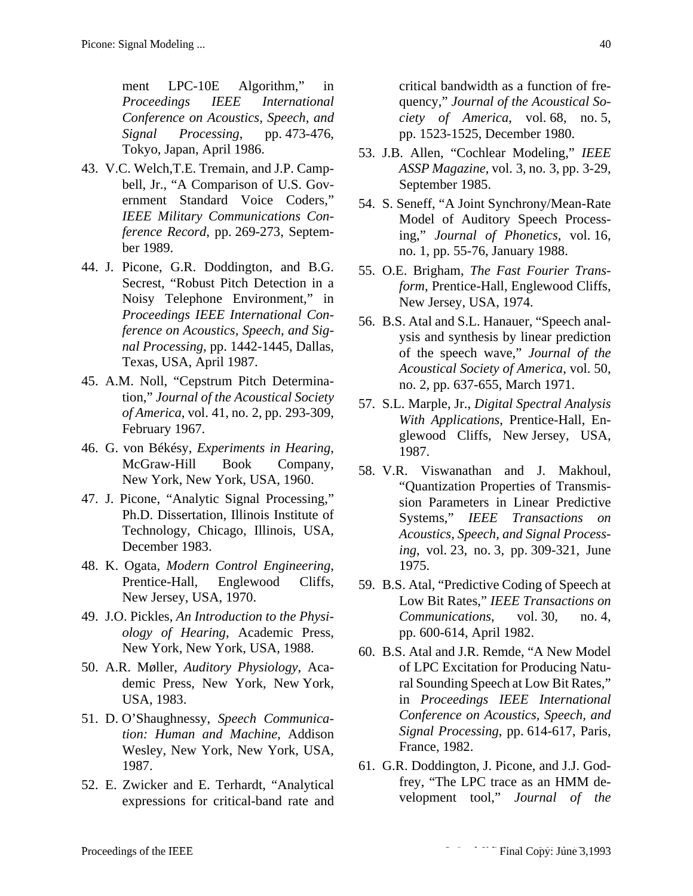ment LPC-10E Algorithm," in *Proceedings IEEE International Conference on Acoustics, Speech, and Signal Processing*, pp. 473-476, Tokyo, Japan, April 1986.

43. V.C. Welch, T.E. Tremain, and J.P. Campbell, Jr., "A Comparison of U.S. Government Standard Voice Coders," *IEEE Military Communications Conference Record*, pp. 269-273, September 1989.

44. J. Picone, G.R. Doddington, and B.G. Secrest, "Robust Pitch Detection in a Noisy Telephone Environment," in *Proceedings IEEE International Conference on Acoustics, Speech, and Signal Processing*, pp. 1442-1445, Dallas, Texas, USA, April 1987.

45. A.M. Noll, "Cepstrum Pitch Determination," *Journal of the Acoustical Society of America*, vol. 41, no. 2, pp. 293-309, February 1967.

46. G. von Békésy, *Experiments in Hearing*, McGraw-Hill Book Company, New York, New York, USA, 1960.

47. J. Picone, "Analytic Signal Processing," Ph.D. Dissertation, Illinois Institute of Technology, Chicago, Illinois, USA, December 1983.

48. K. Ogata, *Modern Control Engineering*, Prentice-Hall, Englewood Cliffs, New Jersey, USA, 1970.

49. J.O. Pickles, *An Introduction to the Physiology of Hearing*, Academic Press, New York, New York, USA, 1988.

50. A.R. Møller, *Auditory Physiology*, Academic Press, New York, New York, USA, 1983.

51. D. O'Shaughnessy, *Speech Communication: Human and Machine*, Addison Wesley, New York, New York, USA, 1987.

52. E. Zwicker and E. Terhardt, "Analytical expressions for critical-band rate and critical bandwidth as a function of frequency," *Journal of the Acoustical Society of America*, vol. 68, no. 5, pp. 1523-1525, December 1980.

53. J.B. Allen, "Cochlear Modeling," *IEEE ASSP Magazine*, vol. 3, no. 3, pp. 3-29, September 1985.

54. S. Seneff, "A Joint Synchrony/Mean-Rate Model of Auditory Speech Processing," *Journal of Phonetics*, vol. 16, no. 1, pp. 55-76, January 1988.

55. O.E. Brigham, *The Fast Fourier Transform*, Prentice-Hall, Englewood Cliffs, New Jersey, USA, 1974.

56. B.S. Atal and S.L. Hanauer, "Speech analysis and synthesis by linear prediction of the speech wave," *Journal of the Acoustical Society of America*, vol. 50, no. 2, pp. 637-655, March 1971.

57. S.L. Marple, Jr., *Digital Spectral Analysis With Applications*, Prentice-Hall, Englewood Cliffs, New Jersey, USA, 1987.

58. V.R. Viswanathan and J. Makhoul, "Quantization Properties of Transmission Parameters in Linear Predictive Systems," *IEEE Transactions on Acoustics, Speech, and Signal Processing*, vol. 23, no. 3, pp. 309-321, June 1975.

59. B.S. Atal, "Predictive Coding of Speech at Low Bit Rates," *IEEE Transactions on Communications*, vol. 30, no. 4, pp. 600-614, April 1982.

60. B.S. Atal and J.R. Remde, "A New Model of LPC Excitation for Producing Natural Sounding Speech at Low Bit Rates," in *Proceedings IEEE International Conference on Acoustics, Speech, and Signal Processing*, pp. 614-617, Paris, France, 1982.

61. G.R. Doddington, J. Picone, and J.J. Godfrey, "The LPC trace as an HMM development tool," *Journal of the*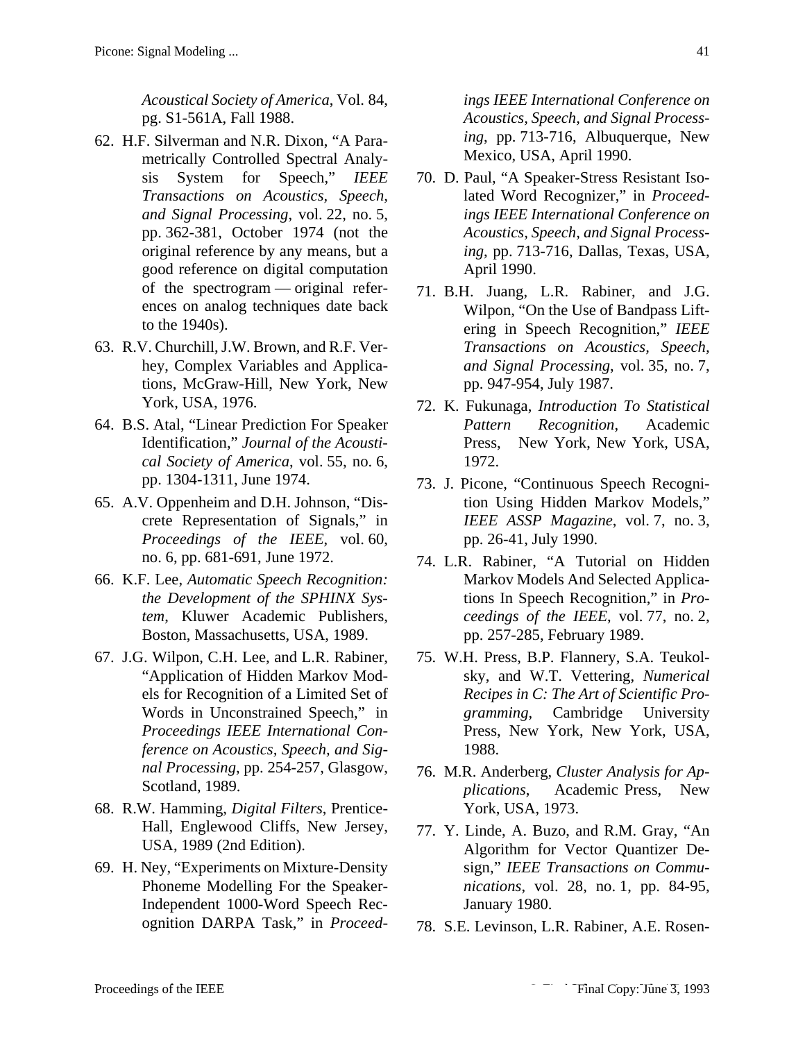*Acoustical Society of America*, Vol. 84, pg. S1-561A, Fall 1988.

62. H.F. Silverman and N.R. Dixon, "A Parametrically Controlled Spectral Analysis System for Speech," *IEEE Transactions on Acoustics, Speech, and Signal Processing*, vol. 22, no. 5, pp. 362-381, October 1974 (not the original reference by any means, but a good reference on digital computation of the spectrogram — original references on analog techniques date back to the 1940s).

63. R.V. Churchill, J.W. Brown, and R.F. Verhey, Complex Variables and Applications, McGraw-Hill, New York, New York, USA, 1976.

64. B.S. Atal, "Linear Prediction For Speaker Identification," *Journal of the Acoustical Society of America*, vol. 55, no. 6, pp. 1304-1311, June 1974.

65. A.V. Oppenheim and D.H. Johnson, "Discrete Representation of Signals," in *Proceedings of the IEEE*, vol. 60, no. 6, pp. 681-691, June 1972.

66. K.F. Lee, *Automatic Speech Recognition: the Development of the SPHINX System*, Kluwer Academic Publishers, Boston, Massachusetts, USA, 1989.

67. J.G. Wilpon, C.H. Lee, and L.R. Rabiner, "Application of Hidden Markov Models for Recognition of a Limited Set of Words in Unconstrained Speech," in *Proceedings IEEE International Conference on Acoustics, Speech, and Signal Processing*, pp. 254-257, Glasgow, Scotland, 1989.

68. R.W. Hamming, *Digital Filters*, Prentice-Hall, Englewood Cliffs, New Jersey, USA, 1989 (2nd Edition).

69. H. Ney, "Experiments on Mixture-Density Phoneme Modelling For the Speaker-Independent 1000-Word Speech Recognition DARPA Task," in *Proceedings IEEE International Conference on Acoustics, Speech, and Signal Processing*, pp. 713-716, Albuquerque, New Mexico, USA, April 1990.

70. D. Paul, "A Speaker-Stress Resistant Isolated Word Recognizer," in *Proceedings IEEE International Conference on Acoustics, Speech, and Signal Processing*, pp. 713-716, Dallas, Texas, USA, April 1990.

71. B.H. Juang, L.R. Rabiner, and J.G. Wilpon, "On the Use of Bandpass Liftering in Speech Recognition," *IEEE Transactions on Acoustics, Speech, and Signal Processing*, vol. 35, no. 7, pp. 947-954, July 1987.

72. K. Fukunaga, *Introduction To Statistical Pattern Recognition*, Academic Press, New York, New York, USA, 1972.

73. J. Picone, "Continuous Speech Recognition Using Hidden Markov Models," *IEEE ASSP Magazine*, vol. 7, no. 3, pp. 26-41, July 1990.

74. L.R. Rabiner, "A Tutorial on Hidden Markov Models And Selected Applications In Speech Recognition," in *Proceedings of the IEEE*, vol. 77, no. 2, pp. 257-285, February 1989.

75. W.H. Press, B.P. Flannery, S.A. Teukolsky, and W.T. Vettering, *Numerical Recipes in C: The Art of Scientific Programming*, Cambridge University Press, New York, New York, USA, 1988.

76. M.R. Anderberg, *Cluster Analysis for Applications*, Academic Press, New York, USA, 1973.

77. Y. Linde, A. Buzo, and R.M. Gray, "An Algorithm for Vector Quantizer Design," *IEEE Transactions on Communications*, vol. 28, no. 1, pp. 84-95, January 1980.

78. S.E. Levinson, L.R. Rabiner, A.E. Rosen-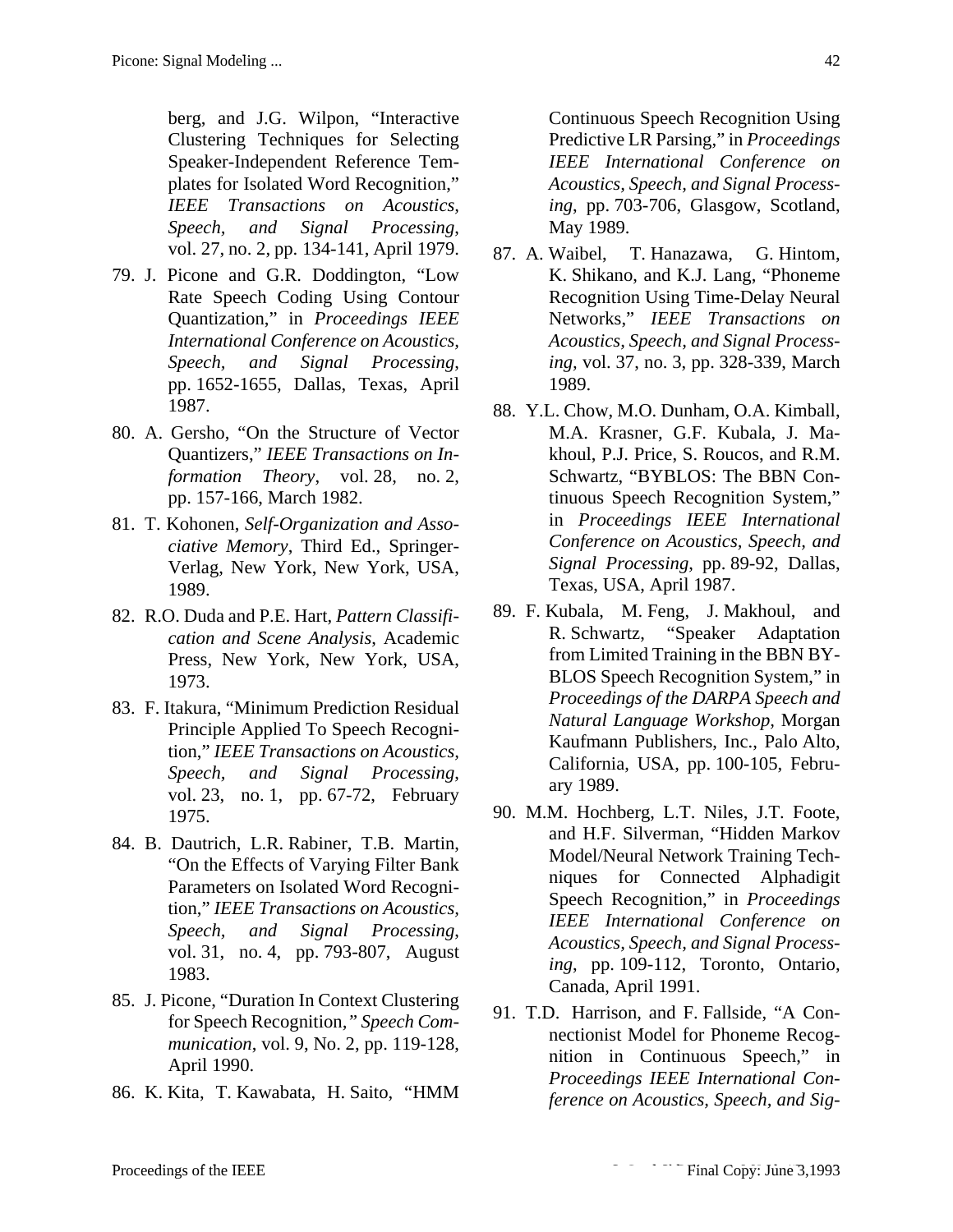berg, and J.G. Wilpon, "Interactive Clustering Techniques for Selecting Speaker-Independent Reference Templates for Isolated Word Recognition," *IEEE Transactions on Acoustics, Speech, and Signal Processing*, vol. 27, no. 2, pp. 134-141, April 1979.

79. J. Picone and G.R. Doddington, "Low Rate Speech Coding Using Contour Quantization," in *Proceedings IEEE International Conference on Acoustics, Speech, and Signal Processing*, pp. 1652-1655, Dallas, Texas, April 1987.

80. A. Gersho, "On the Structure of Vector Quantizers," *IEEE Transactions on Information Theory*, vol. 28, no. 2, pp. 157-166, March 1982.

81. T. Kohonen, *Self-Organization and Associative Memory*, Third Ed., Springer-Verlag, New York, New York, USA, 1989.

82. R.O. Duda and P.E. Hart, *Pattern Classification and Scene Analysis*, Academic Press, New York, New York, USA, 1973.

83. F. Itakura, "Minimum Prediction Residual Principle Applied To Speech Recognition," *IEEE Transactions on Acoustics, Speech, and Signal Processing*, vol. 23, no. 1, pp. 67-72, February 1975.

84. B. Dautrich, L.R. Rabiner, T.B. Martin, "On the Effects of Varying Filter Bank Parameters on Isolated Word Recognition," *IEEE Transactions on Acoustics, Speech, and Signal Processing*, vol. 31, no. 4, pp. 793-807, August 1983.

85. J. Picone, "Duration In Context Clustering for Speech Recognition," *Speech Communication*, vol. 9, No. 2, pp. 119-128, April 1990.

86. K. Kita, T. Kawabata, H. Saito, "HMM Continuous Speech Recognition Using Predictive LR Parsing," in *Proceedings IEEE International Conference on Acoustics, Speech, and Signal Processing*, pp. 703-706, Glasgow, Scotland, May 1989.

87. A. Waibel, T. Hanazawa, G. Hintom, K. Shikano, and K.J. Lang, "Phoneme Recognition Using Time-Delay Neural Networks," *IEEE Transactions on Acoustics, Speech, and Signal Processing*, vol. 37, no. 3, pp. 328-339, March 1989.

88. Y.L. Chow, M.O. Dunham, O.A. Kimball, M.A. Krasner, G.F. Kubala, J. Makhoul, P.J. Price, S. Roucos, and R.M. Schwartz, "BYBLOS: The BBN Continuous Speech Recognition System," in *Proceedings IEEE International Conference on Acoustics, Speech, and Signal Processing*, pp. 89-92, Dallas, Texas, USA, April 1987.

89. F. Kubala, M. Feng, J. Makhoul, and R. Schwartz, "Speaker Adaptation from Limited Training in the BBN BYBLOS Speech Recognition System," in *Proceedings of the DARPA Speech and Natural Language Workshop*, Morgan Kaufmann Publishers, Inc., Palo Alto, California, USA, pp. 100-105, February 1989.

90. M.M. Hochberg, L.T. Niles, J.T. Foote, and H.F. Silverman, "Hidden Markov Model/Neural Network Training Techniques for Connected Alphadigit Speech Recognition," in *Proceedings IEEE International Conference on Acoustics, Speech, and Signal Processing*, pp. 109-112, Toronto, Ontario, Canada, April 1991.

91. T.D. Harrison, and F. Fallside, "A Connectionist Model for Phoneme Recognition in Continuous Speech," in *Proceedings IEEE International Conference on Acoustics, Speech, and Sig-*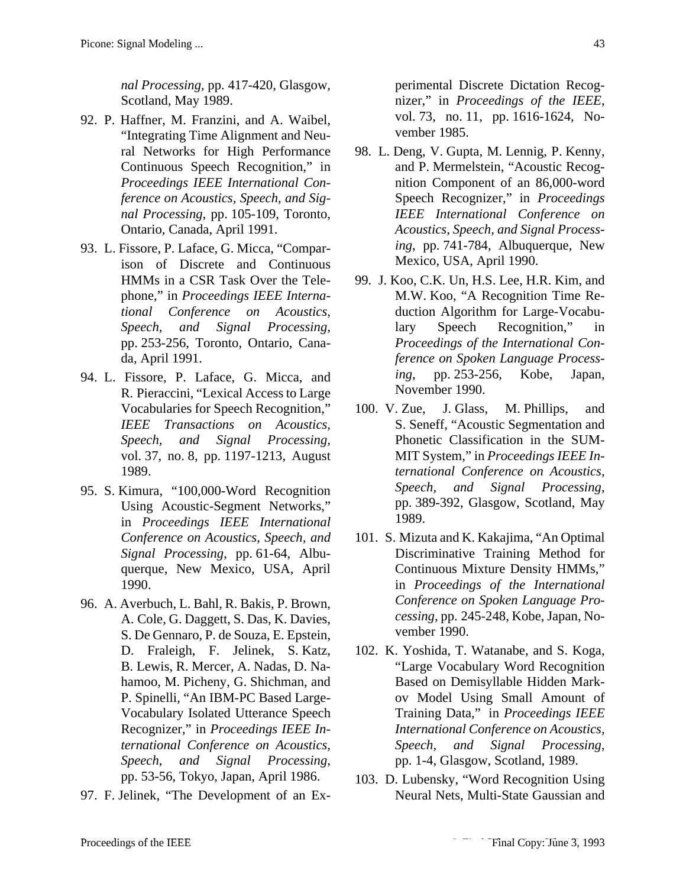*nal Processing*, pp. 417-420, Glasgow, Scotland, May 1989.

92. P. Haffner, M. Franzini, and A. Waibel, “Integrating Time Alignment and Neural Networks for High Performance Continuous Speech Recognition,” in *Proceedings IEEE International Conference on Acoustics, Speech, and Signal Processing*, pp. 105-109, Toronto, Ontario, Canada, April 1991.

93. L. Fissore, P. Laface, G. Micca, “Comparison of Discrete and Continuous HMMs in a CSR Task Over the Telephone,” in *Proceedings IEEE International Conference on Acoustics, Speech, and Signal Processing*, pp. 253-256, Toronto, Ontario, Canada, April 1991.

94. L. Fissore, P. Laface, G. Micca, and R. Pieraccini, “Lexical Access to Large Vocabularies for Speech Recognition,” *IEEE Transactions on Acoustics, Speech, and Signal Processing*, vol. 37, no. 8, pp. 1197-1213, August 1989.

95. S. Kimura, “100,000-Word Recognition Using Acoustic-Segment Networks,” in *Proceedings IEEE International Conference on Acoustics, Speech, and Signal Processing*, pp. 61-64, Albuquerque, New Mexico, USA, April 1990.

96. A. Averbuch, L. Bahl, R. Bakis, P. Brown, A. Cole, G. Daggett, S. Das, K. Davies, S. De Gennaro, P. de Souza, E. Epstein, D. Fraleigh, F. Jelinek, S. Katz, B. Lewis, R. Mercer, A. Nadas, D. Nahamoo, M. Picheny, G. Shichman, and P. Spinelli, “An IBM-PC Based Large-Vocabulary Isolated Utterance Speech Recognizer,” in *Proceedings IEEE International Conference on Acoustics, Speech, and Signal Processing*, pp. 53-56, Tokyo, Japan, April 1986.

97. F. Jelinek, “The Development of an Experimental Discrete Dictation Recognizer,” in *Proceedings of the IEEE*, vol. 73, no. 11, pp. 1616-1624, November 1985.

98. L. Deng, V. Gupta, M. Lennig, P. Kenny, and P. Mermelstein, “Acoustic Recognition Component of an 86,000-word Speech Recognizer,” in *Proceedings IEEE International Conference on Acoustics, Speech, and Signal Processing*, pp. 741-784, Albuquerque, New Mexico, USA, April 1990.

99. J. Koo, C.K. Un, H.S. Lee, H.R. Kim, and M.W. Koo, “A Recognition Time Reduction Algorithm for Large-Vocabulary Speech Recognition,” in *Proceedings of the International Conference on Spoken Language Processing*, pp. 253-256, Kobe, Japan, November 1990.

100. V. Zue, J. Glass, M. Phillips, and S. Seneff, “Acoustic Segmentation and Phonetic Classification in the SUMMIT System,” in *Proceedings IEEE International Conference on Acoustics, Speech, and Signal Processing*, pp. 389-392, Glasgow, Scotland, May 1989.

101. S. Mizuta and K. Kakajima, “An Optimal Discriminative Training Method for Continuous Mixture Density HMMs,” in *Proceedings of the International Conference on Spoken Language Processing*, pp. 245-248, Kobe, Japan, November 1990.

102. K. Yoshida, T. Watanabe, and S. Koga, “Large Vocabulary Word Recognition Based on Demisyllable Hidden Markov Model Using Small Amount of Training Data,” in *Proceedings IEEE International Conference on Acoustics, Speech, and Signal Processing*, pp. 1-4, Glasgow, Scotland, 1989.

103. D. Lubensky, “Word Recognition Using Neural Nets, Multi-State Gaussian and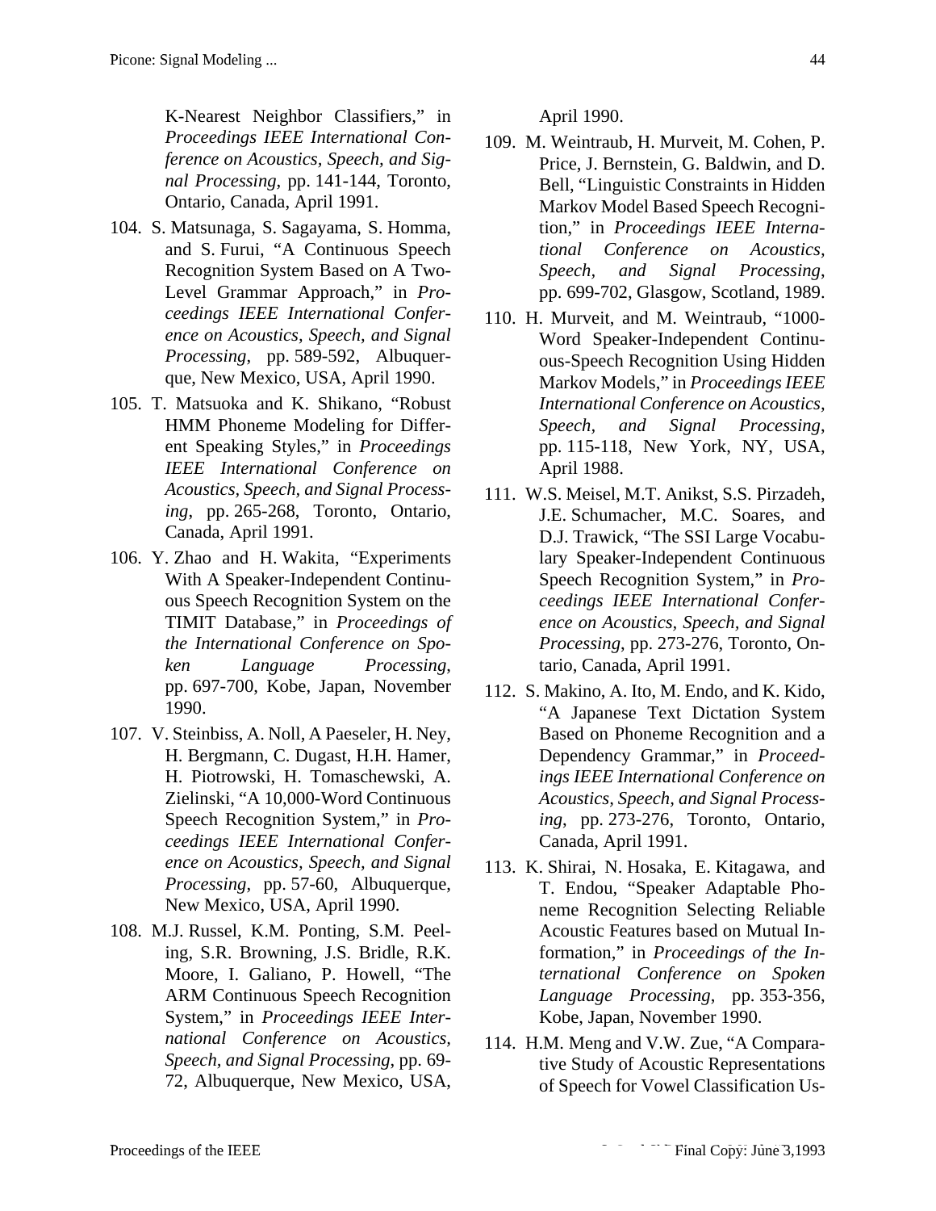K-Nearest Neighbor Classifiers," in *Proceedings IEEE International Conference on Acoustics, Speech, and Signal Processing*, pp. 141-144, Toronto, Ontario, Canada, April 1991.

104. S. Matsunaga, S. Sagayama, S. Homma, and S. Furui, "A Continuous Speech Recognition System Based on A Two-Level Grammar Approach," in *Proceedings IEEE International Conference on Acoustics, Speech, and Signal Processing*, pp. 589-592, Albuquerque, New Mexico, USA, April 1990.

105. T. Matsuoka and K. Shikano, "Robust HMM Phoneme Modeling for Different Speaking Styles," in *Proceedings IEEE International Conference on Acoustics, Speech, and Signal Processing*, pp. 265-268, Toronto, Ontario, Canada, April 1991.

106. Y. Zhao and H. Wakita, "Experiments With A Speaker-Independent Continuous Speech Recognition System on the TIMIT Database," in *Proceedings of the International Conference on Spoken Language Processing*, pp. 697-700, Kobe, Japan, November 1990.

107. V. Steinbiss, A. Noll, A Paeseler, H. Ney, H. Bergmann, C. Dugast, H.H. Hamer, H. Piotrowski, H. Tomaschewski, A. Zielinski, "A 10,000-Word Continuous Speech Recognition System," in *Proceedings IEEE International Conference on Acoustics, Speech, and Signal Processing*, pp. 57-60, Albuquerque, New Mexico, USA, April 1990.

108. M.J. Russel, K.M. Ponting, S.M. Peeling, S.R. Browning, J.S. Bridle, R.K. Moore, I. Galiano, P. Howell, "The ARM Continuous Speech Recognition System," in *Proceedings IEEE International Conference on Acoustics, Speech, and Signal Processing*, pp. 69-72, Albuquerque, New Mexico, USA, April 1990.

109. M. Weintraub, H. Murveit, M. Cohen, P. Price, J. Bernstein, G. Baldwin, and D. Bell, "Linguistic Constraints in Hidden Markov Model Based Speech Recognition," in *Proceedings IEEE International Conference on Acoustics, Speech, and Signal Processing*, pp. 699-702, Glasgow, Scotland, 1989.

110. H. Murveit, and M. Weintraub, "1000-Word Speaker-Independent Continuous-Speech Recognition Using Hidden Markov Models," in *Proceedings IEEE International Conference on Acoustics, Speech, and Signal Processing*, pp. 115-118, New York, NY, USA, April 1988.

111. W.S. Meisel, M.T. Anikst, S.S. Pirzadeh, J.E. Schumacher, M.C. Soares, and D.J. Trawick, "The SSI Large Vocabulary Speaker-Independent Continuous Speech Recognition System," in *Proceedings IEEE International Conference on Acoustics, Speech, and Signal Processing*, pp. 273-276, Toronto, Ontario, Canada, April 1991.

112. S. Makino, A. Ito, M. Endo, and K. Kido, "A Japanese Text Dictation System Based on Phoneme Recognition and a Dependency Grammar," in *Proceedings IEEE International Conference on Acoustics, Speech, and Signal Processing*, pp. 273-276, Toronto, Ontario, Canada, April 1991.

113. K. Shirai, N. Hosaka, E. Kitagawa, and T. Endou, "Speaker Adaptable Phoneme Recognition Selecting Reliable Acoustic Features based on Mutual Information," in *Proceedings of the International Conference on Spoken Language Processing*, pp. 353-356, Kobe, Japan, November 1990.

114. H.M. Meng and V.W. Zue, "A Comparative Study of Acoustic Representations of Speech for Vowel Classification Us-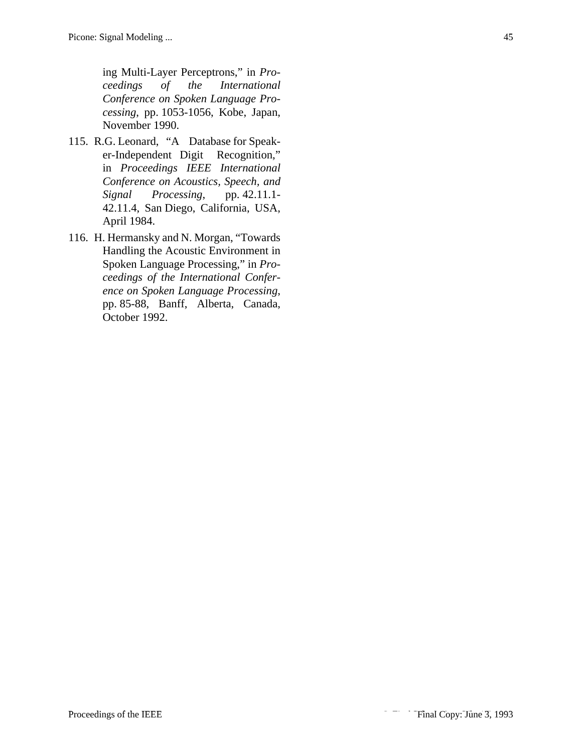ing Multi-Layer Perceptrons," in *Proceedings of the International Conference on Spoken Language Processing*, pp. 1053-1056, Kobe, Japan, November 1990.

115. R.G. Leonard, "A Database for Speaker-Independent Digit Recognition," in *Proceedings IEEE International Conference on Acoustics, Speech, and Signal Processing*, pp. 42.11.1-42.11.4, San Diego, California, USA, April 1984.

116. H. Hermansky and N. Morgan, "Towards Handling the Acoustic Environment in Spoken Language Processing," in *Proceedings of the International Conference on Spoken Language Processing*, pp. 85-88, Banff, Alberta, Canada, October 1992.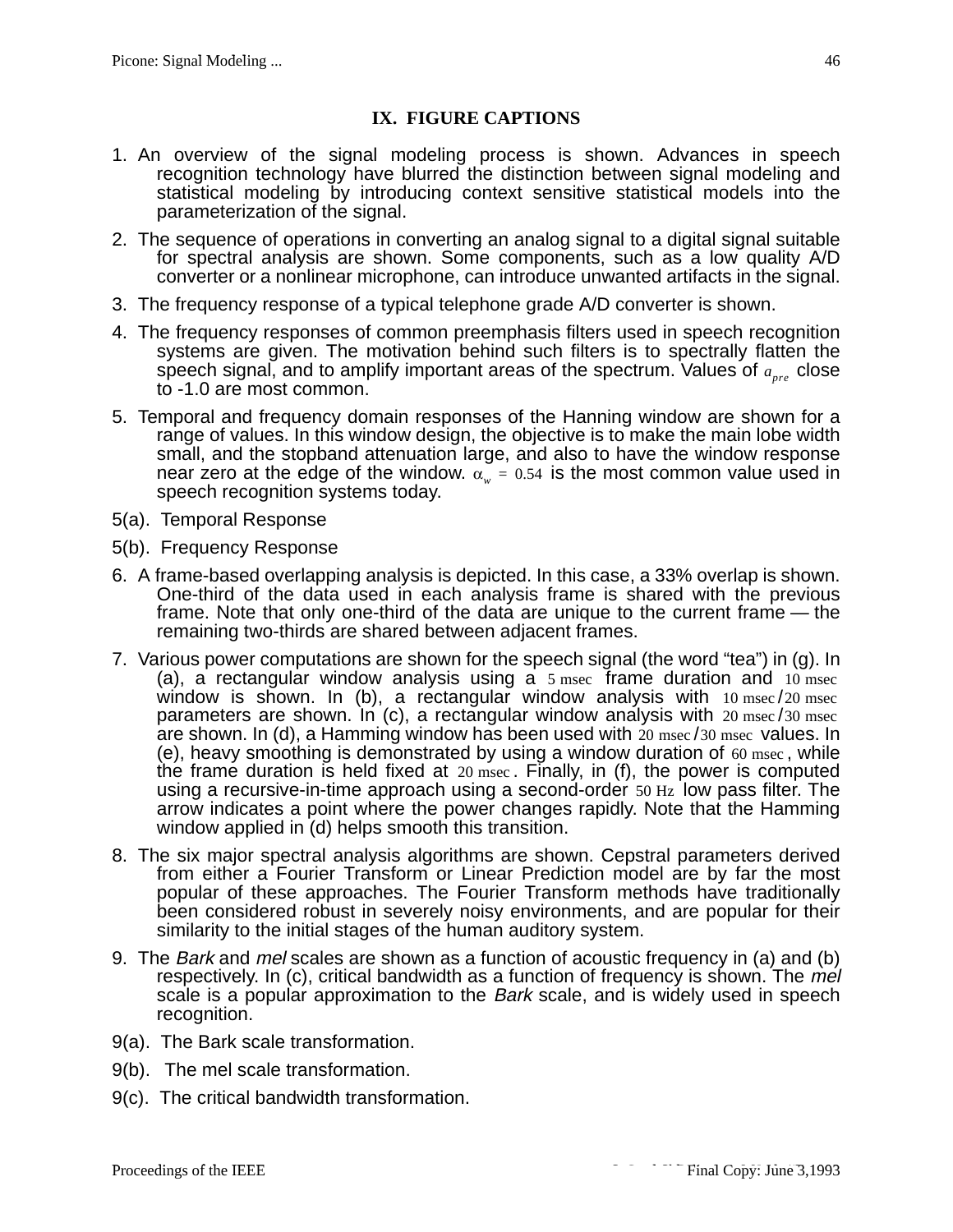## IX. FIGURE CAPTIONS

1. An overview of the signal modeling process is shown. Advances in speech recognition technology have blurred the distinction between signal modeling and statistical modeling by introducing context sensitive statistical models into the parameterization of the signal.

2. The sequence of operations in converting an analog signal to a digital signal suitable for spectral analysis are shown. Some components, such as a low quality A/D converter or a nonlinear microphone, can introduce unwanted artifacts in the signal.

3. The frequency response of a typical telephone grade A/D converter is shown.

4. The frequency responses of common preemphasis filters used in speech recognition systems are given. The motivation behind such filters is to spectrally flatten the speech signal, and to amplify important areas of the spectrum. Values of $a_{pre}$ close to -1.0 are most common.

5. Temporal and frequency domain responses of the Hanning window are shown for a range of values. In this window design, the objective is to make the main lobe width small, and the stopband attenuation large, and also to have the window response near zero at the edge of the window. $\alpha_w = 0.54$ is the most common value used in speech recognition systems today.

5(a). Temporal Response

5(b). Frequency Response

6. A frame-based overlapping analysis is depicted. In this case, a 33% overlap is shown. One-third of the data used in each analysis frame is shared with the previous frame. Note that only one-third of the data are unique to the current frame — the remaining two-thirds are shared between adjacent frames.

7. Various power computations are shown for the speech signal (the word "tea") in (g). In (a), a rectangular window analysis using a $5\ \text{msec}$ frame duration and $10\ \text{msec}$ window is shown. In (b), a rectangular window analysis with $10\ \text{msec}/20\ \text{msec}$ parameters are shown. In (c), a rectangular window analysis with $20\ \text{msec}/30\ \text{msec}$ are shown. In (d), a Hamming window has been used with $20\ \text{msec}/30\ \text{msec}$ values. In (e), heavy smoothing is demonstrated by using a window duration of $60\ \text{msec}$, while the frame duration is held fixed at $20\ \text{msec}$. Finally, in (f), the power is computed using a recursive-in-time approach using a second-order $50\ \text{Hz}$ low pass filter. The arrow indicates a point where the power changes rapidly. Note that the Hamming window applied in (d) helps smooth this transition.

8. The six major spectral analysis algorithms are shown. Cepstral parameters derived from either a Fourier Transform or Linear Prediction model are by far the most popular of these approaches. The Fourier Transform methods have traditionally been considered robust in severely noisy environments, and are popular for their similarity to the initial stages of the human auditory system.

9. The *Bark* and *mel* scales are shown as a function of acoustic frequency in (a) and (b) respectively. In (c), critical bandwidth as a function of frequency is shown. The *mel* scale is a popular approximation to the *Bark* scale, and is widely used in speech recognition.

9(a). The Bark scale transformation.

9(b). The mel scale transformation.

9(c). The critical bandwidth transformation.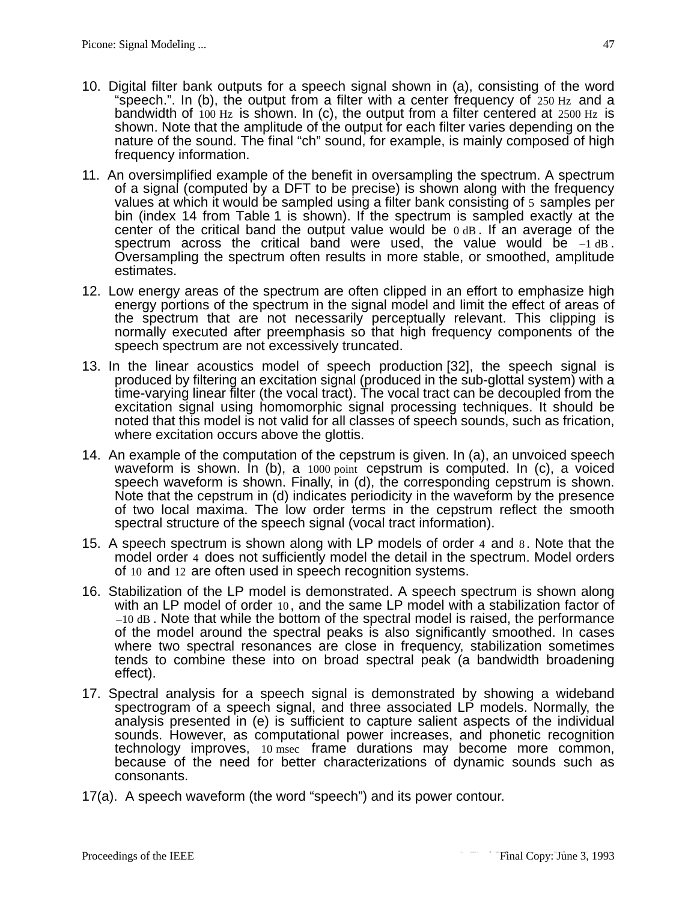10. Digital filter bank outputs for a speech signal shown in (a), consisting of the word "speech.". In (b), the output from a filter with a center frequency of $250\ \mathrm{Hz}$ and a bandwidth of $100\ \mathrm{Hz}$ is shown. In (c), the output from a filter centered at $2500\ \mathrm{Hz}$ is shown. Note that the amplitude of the output for each filter varies depending on the nature of the sound. The final "ch" sound, for example, is mainly composed of high frequency information.

11. An oversimplified example of the benefit in oversampling the spectrum. A spectrum of a signal (computed by a DFT to be precise) is shown along with the frequency values at which it would be sampled using a filter bank consisting of $5$ samples per bin (index 14 from Table 1 is shown). If the spectrum is sampled exactly at the center of the critical band the output value would be $0\ \mathrm{dB}$. If an average of the spectrum across the critical band were used, the value would be $-1\ \mathrm{dB}$. Oversampling the spectrum often results in more stable, or smoothed, amplitude estimates.

12. Low energy areas of the spectrum are often clipped in an effort to emphasize high energy portions of the spectrum in the signal model and limit the effect of areas of the spectrum that are not necessarily perceptually relevant. This clipping is normally executed after preemphasis so that high frequency components of the speech spectrum are not excessively truncated.

13. In the linear acoustics model of speech production [32], the speech signal is produced by filtering an excitation signal (produced in the sub-glottal system) with a time-varying linear filter (the vocal tract). The vocal tract can be decoupled from the excitation signal using homomorphic signal processing techniques. It should be noted that this model is not valid for all classes of speech sounds, such as frication, where excitation occurs above the glottis.

14. An example of the computation of the cepstrum is given. In (a), an unvoiced speech waveform is shown. In (b), a $1000$ point cepstrum is computed. In (c), a voiced speech waveform is shown. Finally, in (d), the corresponding cepstrum is shown. Note that the cepstrum in (d) indicates periodicity in the waveform by the presence of two local maxima. The low order terms in the cepstrum reflect the smooth spectral structure of the speech signal (vocal tract information).

15. A speech spectrum is shown along with LP models of order $4$ and $8$. Note that the model order $4$ does not sufficiently model the detail in the spectrum. Model orders of $10$ and $12$ are often used in speech recognition systems.

16. Stabilization of the LP model is demonstrated. A speech spectrum is shown along with an LP model of order $10$, and the same LP model with a stabilization factor of $-10\ \mathrm{dB}$. Note that while the bottom of the spectral model is raised, the performance of the model around the spectral peaks is also significantly smoothed. In cases where two spectral resonances are close in frequency, stabilization sometimes tends to combine these into on broad spectral peak (a bandwidth broadening effect).

17. Spectral analysis for a speech signal is demonstrated by showing a wideband spectrogram of a speech signal, and three associated LP models. Normally, the analysis presented in (e) is sufficient to capture salient aspects of the individual sounds. However, as computational power increases, and phonetic recognition technology improves, $10$ msec frame durations may become more common, because of the need for better characterizations of dynamic sounds such as consonants.

17(a). A speech waveform (the word "speech") and its power contour.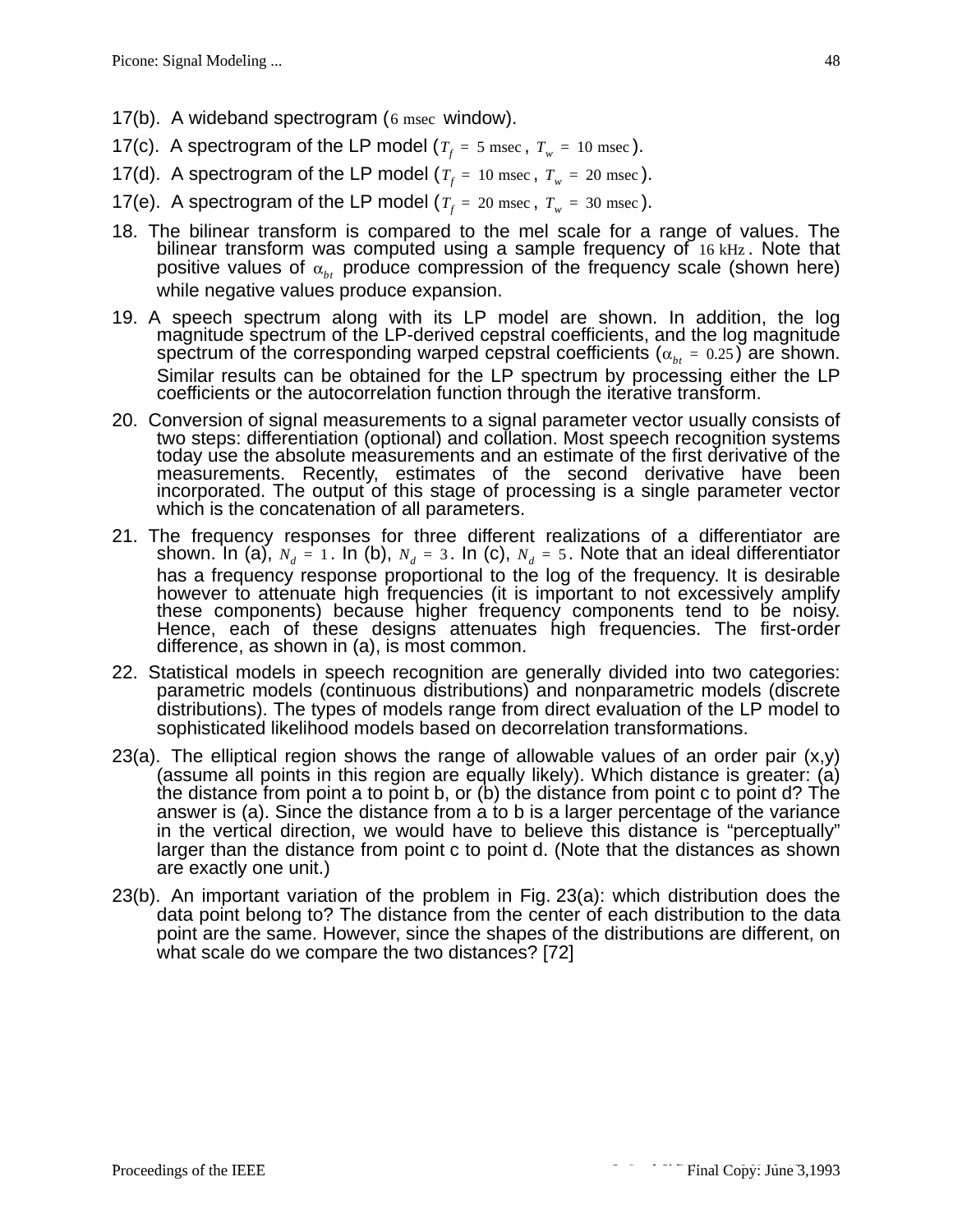17(b). A wideband spectrogram ($6 \text{ msec}$ window).

17(c). A spectrogram of the LP model ($T_f = 5 \text{ msec}$, $T_w = 10 \text{ msec}$).

17(d). A spectrogram of the LP model ($T_f = 10 \text{ msec}$, $T_w = 20 \text{ msec}$).

17(e). A spectrogram of the LP model ($T_f = 20 \text{ msec}$, $T_w = 30 \text{ msec}$).

18. The bilinear transform is compared to the mel scale for a range of values. The bilinear transform was computed using a sample frequency of $16 \text{ kHz}$. Note that positive values of $\alpha_{bt}$ produce compression of the frequency scale (shown here) while negative values produce expansion.

19. A speech spectrum along with its LP model are shown. In addition, the log magnitude spectrum of the LP-derived cepstral coefficients, and the log magnitude spectrum of the corresponding warped cepstral coefficients ($\alpha_{bt} = 0.25$) are shown. Similar results can be obtained for the LP spectrum by processing either the LP coefficients or the autocorrelation function through the iterative transform.

20. Conversion of signal measurements to a signal parameter vector usually consists of two steps: differentiation (optional) and collation. Most speech recognition systems today use the absolute measurements and an estimate of the first derivative of the measurements. Recently, estimates of the second derivative have been incorporated. The output of this stage of processing is a single parameter vector which is the concatenation of all parameters.

21. The frequency responses for three different realizations of a differentiator are shown. In (a), $N_d = 1$. In (b), $N_d = 3$. In (c), $N_d = 5$. Note that an ideal differentiator has a frequency response proportional to the log of the frequency. It is desirable however to attenuate high frequencies (it is important to not excessively amplify these components) because higher frequency components tend to be noisy. Hence, each of these designs attenuates high frequencies. The first-order difference, as shown in (a), is most common.

22. Statistical models in speech recognition are generally divided into two categories: parametric models (continuous distributions) and nonparametric models (discrete distributions). The types of models range from direct evaluation of the LP model to sophisticated likelihood models based on decorrelation transformations.

23(a). The elliptical region shows the range of allowable values of an order pair (x,y) (assume all points in this region are equally likely). Which distance is greater: (a) the distance from point a to point b, or (b) the distance from point c to point d? The answer is (a). Since the distance from a to b is a larger percentage of the variance in the vertical direction, we would have to believe this distance is "perceptually" larger than the distance from point c to point d. (Note that the distances as shown are exactly one unit.)

23(b). An important variation of the problem in Fig. 23(a): which distribution does the data point belong to? The distance from the center of each distribution to the data point are the same. However, since the shapes of the distributions are different, on what scale do we compare the two distances? [72]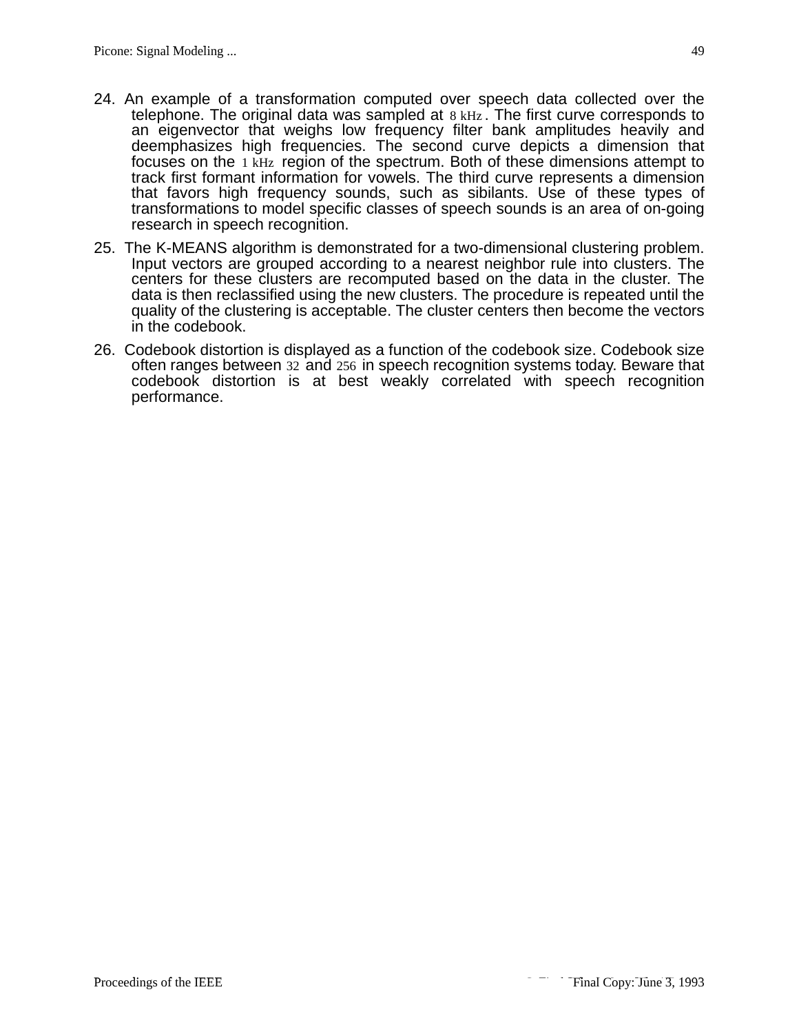24. An example of a transformation computed over speech data collected over the telephone. The original data was sampled at 8 kHz. The first curve corresponds to an eigenvector that weighs low frequency filter bank amplitudes heavily and deemphasizes high frequencies. The second curve depicts a dimension that focuses on the 1 kHz region of the spectrum. Both of these dimensions attempt to track first formant information for vowels. The third curve represents a dimension that favors high frequency sounds, such as sibilants. Use of these types of transformations to model specific classes of speech sounds is an area of on-going research in speech recognition.

25. The K-MEANS algorithm is demonstrated for a two-dimensional clustering problem. Input vectors are grouped according to a nearest neighbor rule into clusters. The centers for these clusters are recomputed based on the data in the cluster. The data is then reclassified using the new clusters. The procedure is repeated until the quality of the clustering is acceptable. The cluster centers then become the vectors in the codebook.

26. Codebook distortion is displayed as a function of the codebook size. Codebook size often ranges between 32 and 256 in speech recognition systems today. Beware that codebook distortion is at best weakly correlated with speech recognition performance.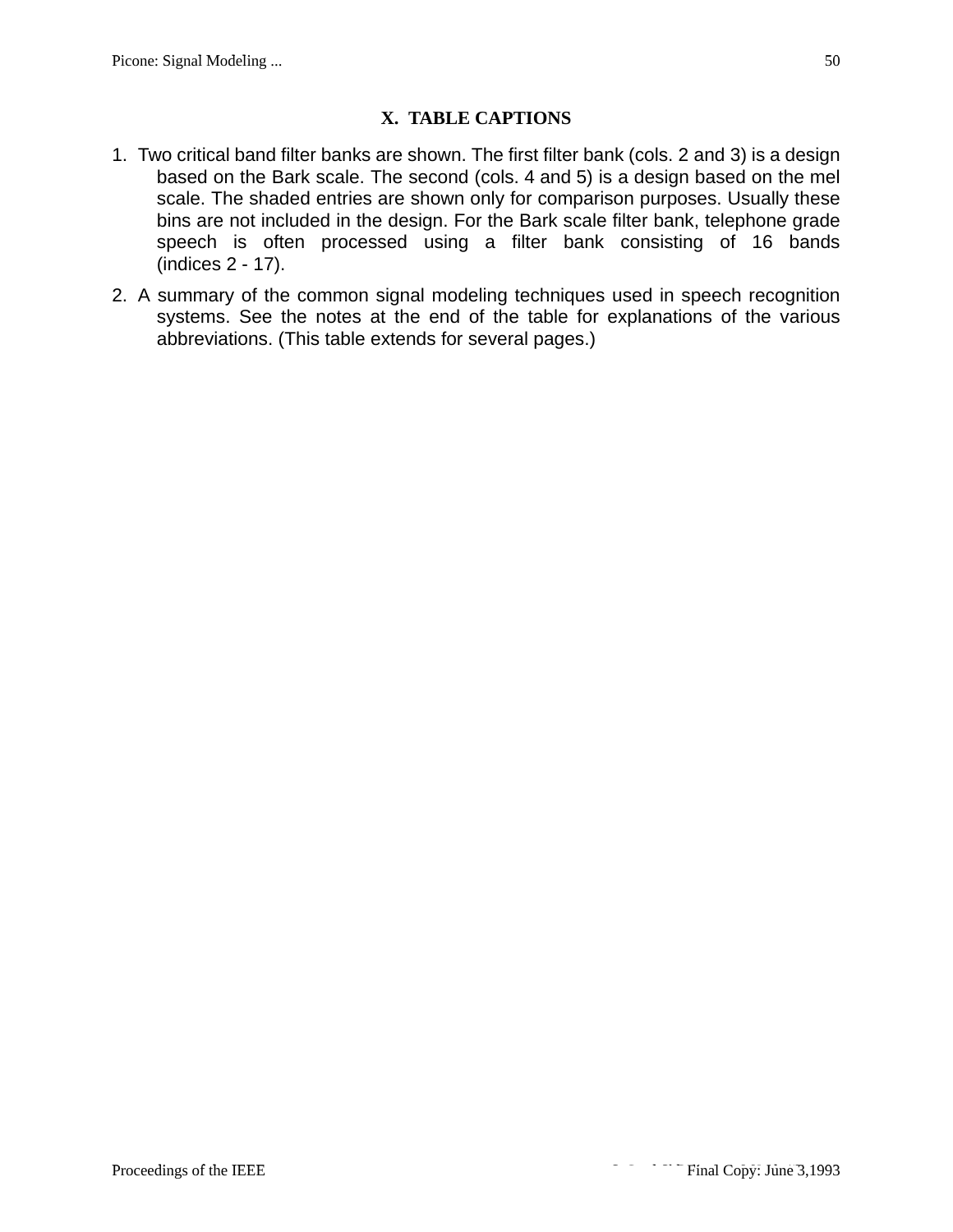## X. TABLE CAPTIONS

1. Two critical band filter banks are shown. The first filter bank (cols. 2 and 3) is a design based on the Bark scale. The second (cols. 4 and 5) is a design based on the mel scale. The shaded entries are shown only for comparison purposes. Usually these bins are not included in the design. For the Bark scale filter bank, telephone grade speech is often processed using a filter bank consisting of 16 bands (indices 2 - 17).

2. A summary of the common signal modeling techniques used in speech recognition systems. See the notes at the end of the table for explanations of the various abbreviations. (This table extends for several pages.)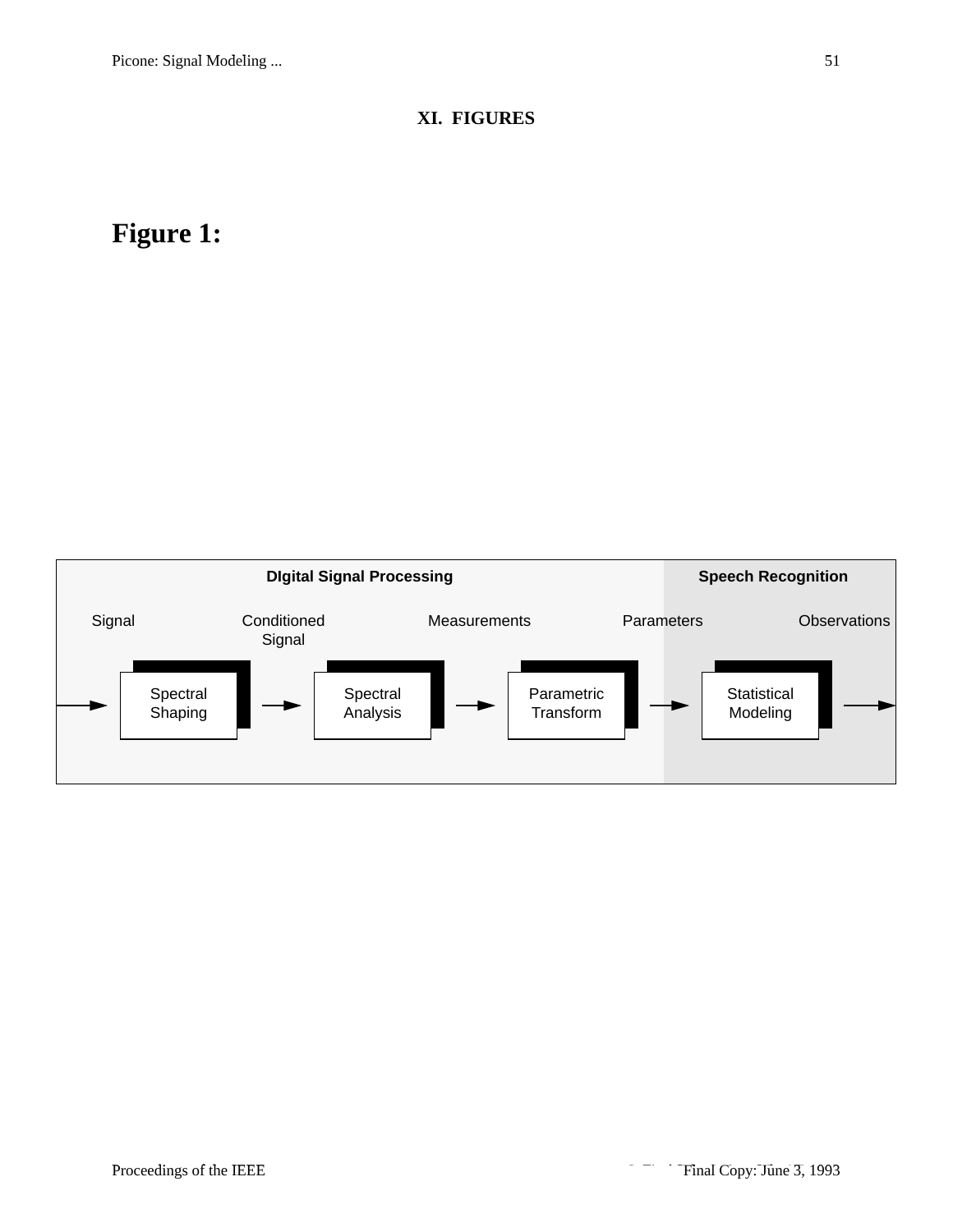# XI. FIGURES

## Figure 1:

DIgital Signal Processing

Speech Recognition

Signal → Spectral Shaping → Conditioned Signal → Spectral Analysis → Measurements → Parametric Transform → Parameters → Statistical Modeling → Observations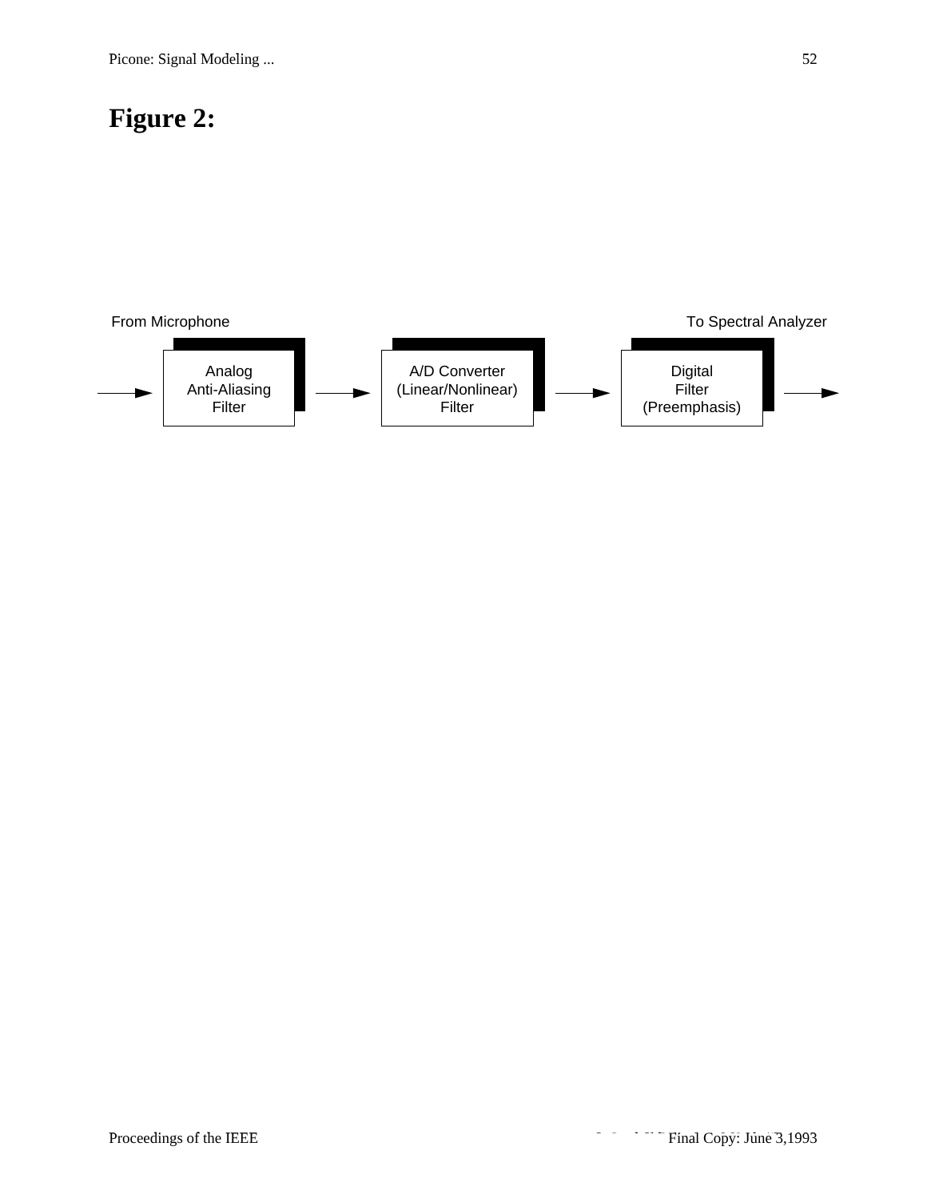# Figure 2:

From Microphone

To Spectral Analyzer

Analog Anti-Aliasing Filter → A/D Converter (Linear/Nonlinear) Filter → Digital Filter (Preemphasis)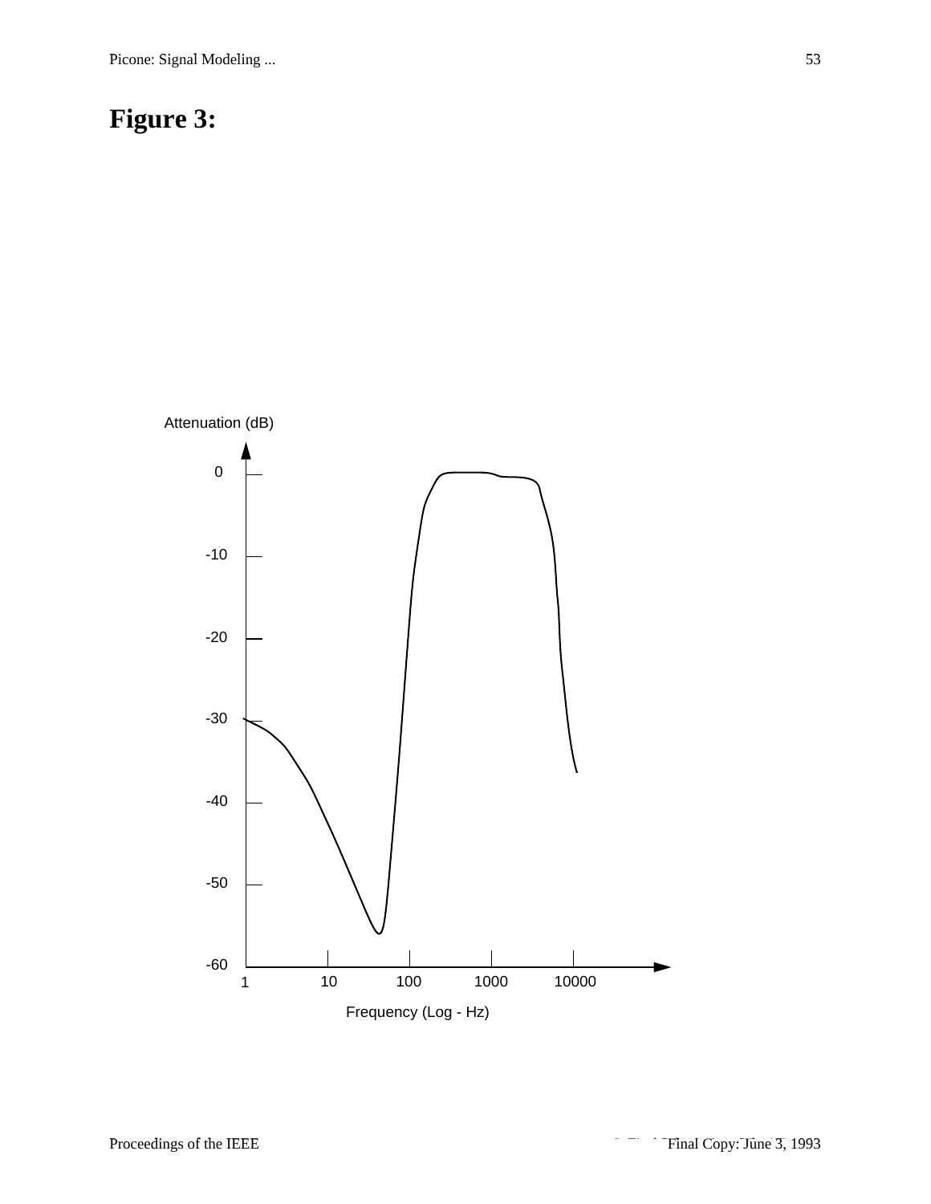# Figure 3:

Attenuation (dB)

0

-10

-20

-30

-40

-50

-60

1 10 100 1000 10000

Frequency (Log - Hz)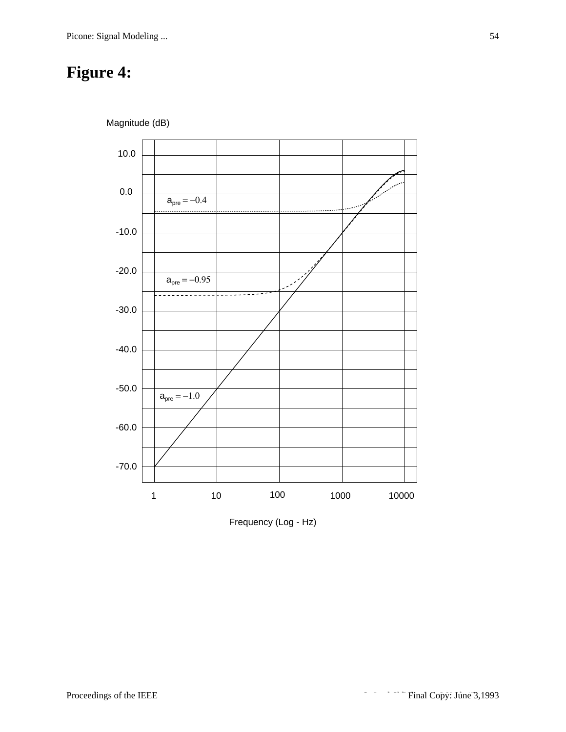# Figure 4:

Magnitude (dB)

10.0

0.0

-10.0

-20.0

-30.0

-40.0

-50.0

-60.0

-70.0

$a_{pre} = -0.4$

$a_{pre} = -0.95$

$a_{pre} = -1.0$

1 10 100 1000 10000

Frequency (Log - Hz)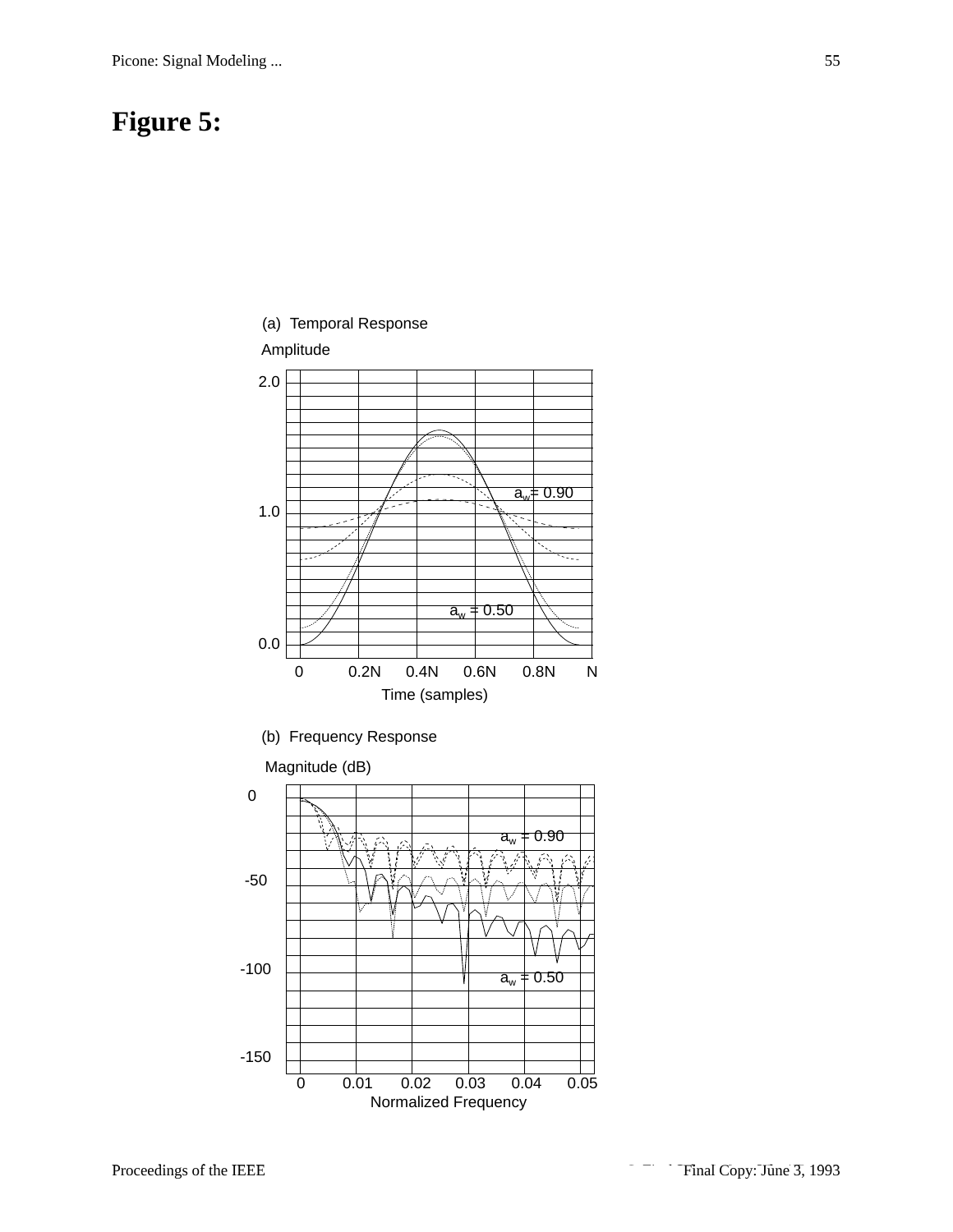# Figure 5:

(a) Temporal Response

Amplitude

2.0

1.0

0.0

$a_w = 0.90$

$a_w = 0.50$

0 0.2N 0.4N 0.6N 0.8N N

Time (samples)

(b) Frequency Response

Magnitude (dB)

0

-50

-100

-150

$a_w = 0.90$

$a_w = 0.50$

0 0.01 0.02 0.03 0.04 0.05

Normalized Frequency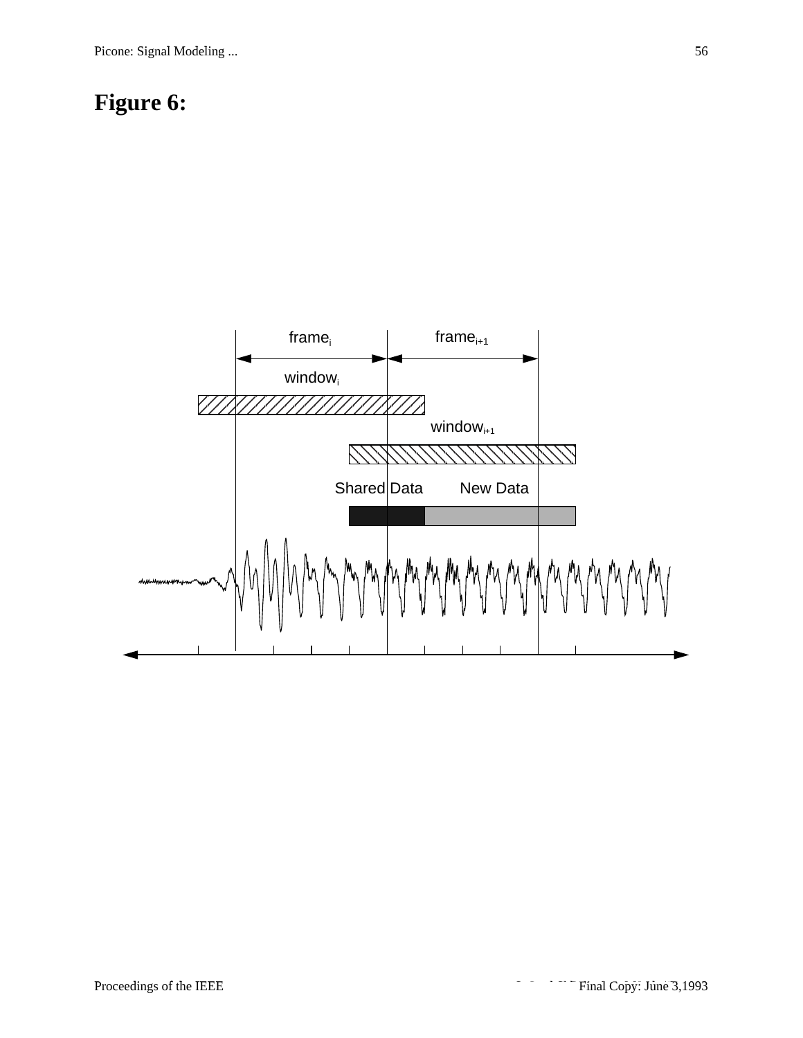# Figure 6:

frame$_i$ frame$_{i+1}$

window$_i$

window$_{i+1}$

Shared Data New Data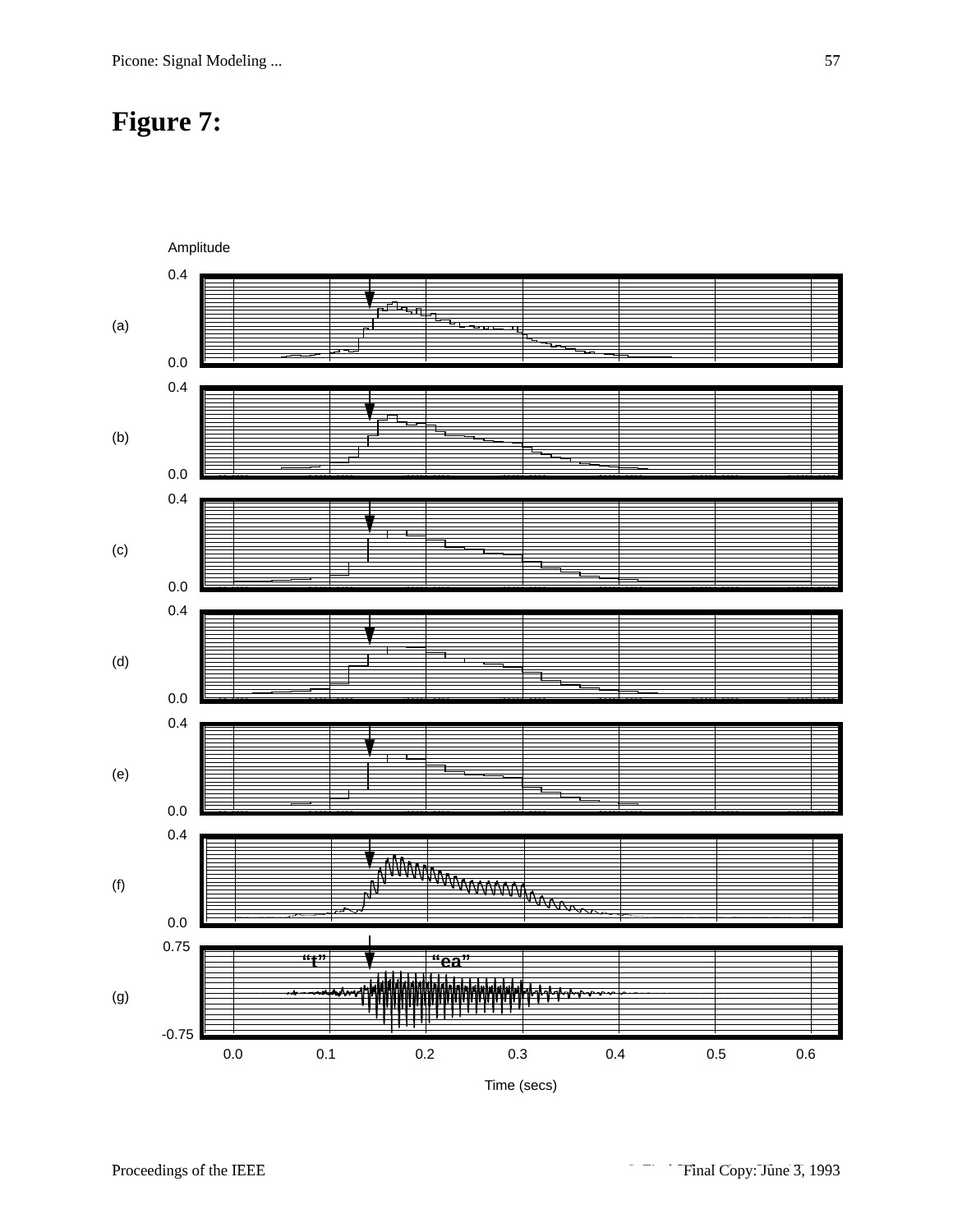# Figure 7:

Amplitude

(a) 0.4 / 0.0

(b) 0.4 / 0.0

(c) 0.4 / 0.0

(d) 0.4 / 0.0

(e) 0.4 / 0.0

(f) 0.4 / 0.0

(g) 0.75 / -0.75 "t" "ea"

0.0 0.1 0.2 0.3 0.4 0.5 0.6

Time (secs)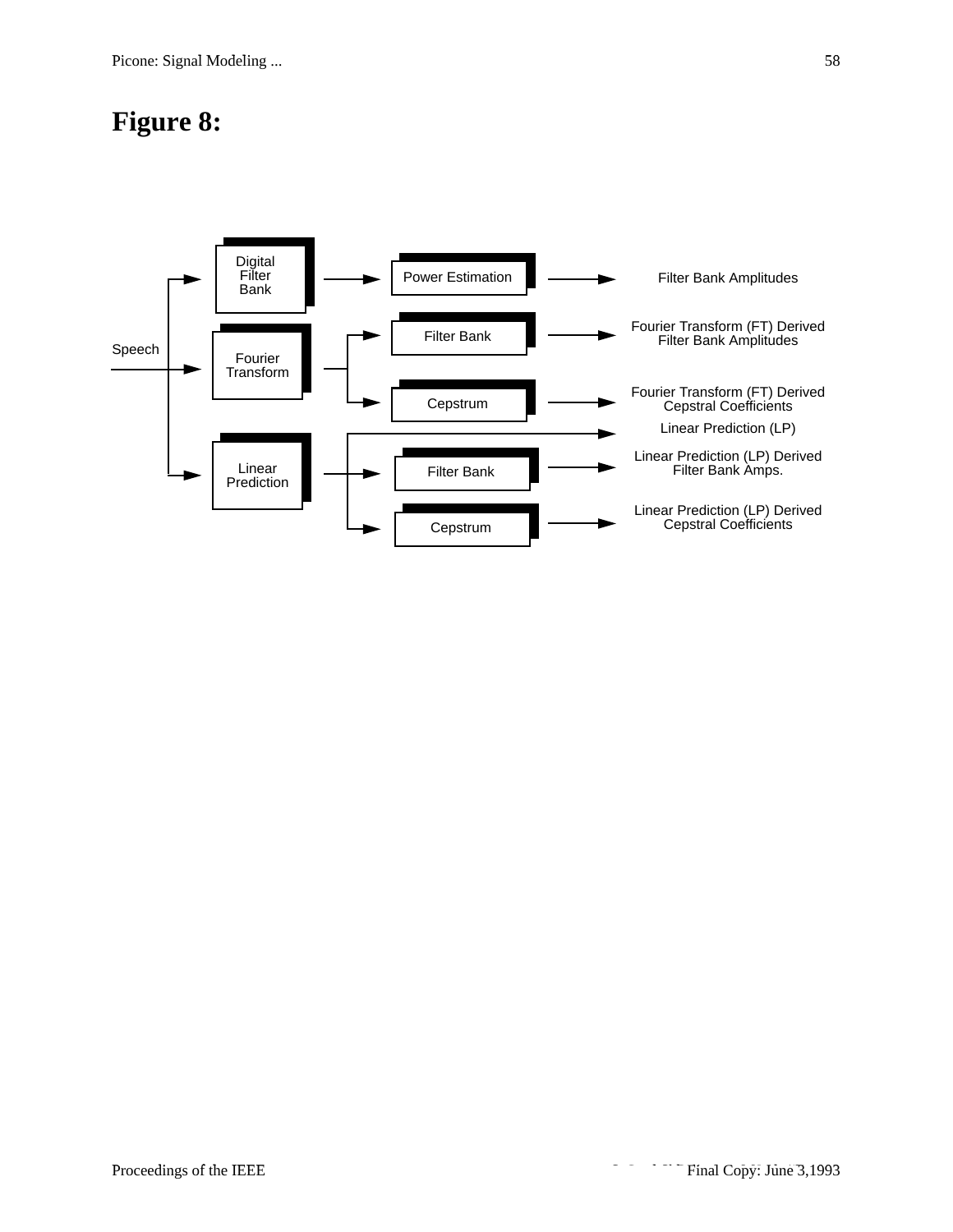# Figure 8:

Speech

Digital Filter Bank → Power Estimation → Filter Bank Amplitudes

Fourier Transform → Filter Bank → Fourier Transform (FT) Derived Filter Bank Amplitudes

Fourier Transform → Cepstrum → Fourier Transform (FT) Derived Cepstral Coefficients

Linear Prediction → Linear Prediction (LP)

Linear Prediction → Filter Bank → Linear Prediction (LP) Derived Filter Bank Amps.

Linear Prediction → Cepstrum → Linear Prediction (LP) Derived Cepstral Coefficients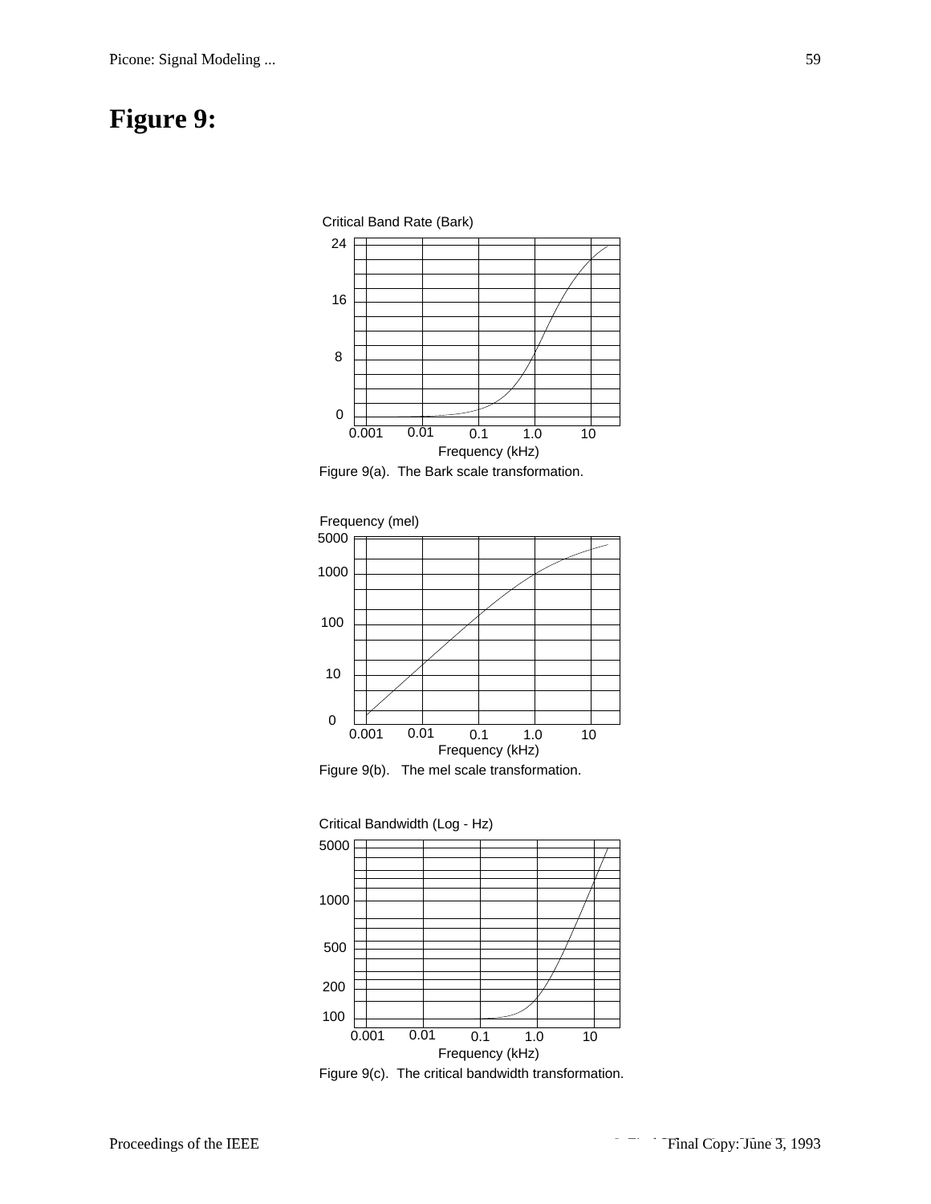# Figure 9:

Figure 9(a). The Bark scale transformation.

Figure 9(b). The mel scale transformation.

Figure 9(c). The critical bandwidth transformation.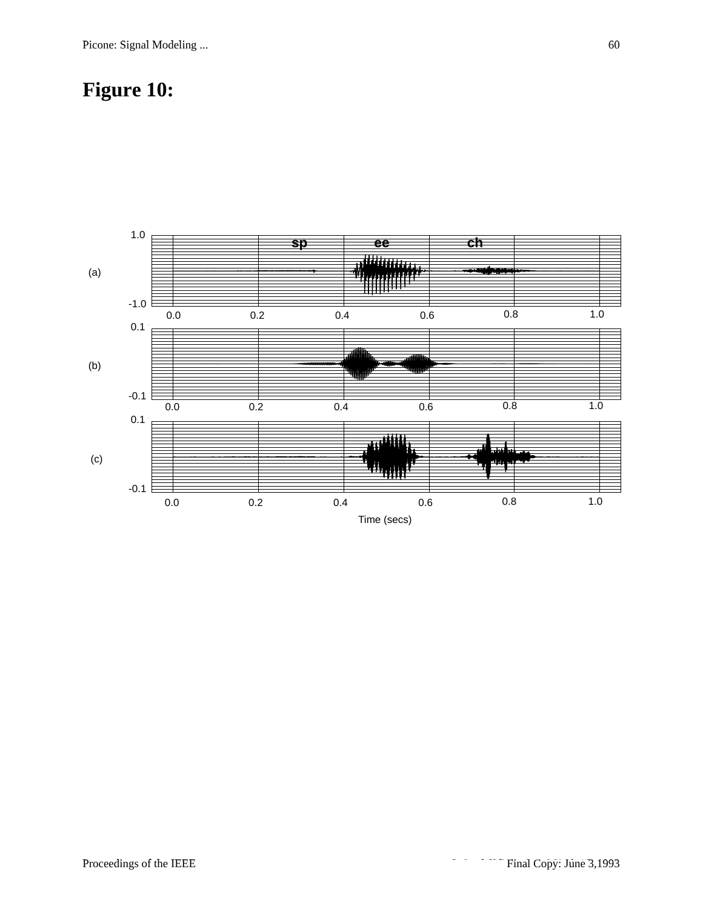# Figure 10: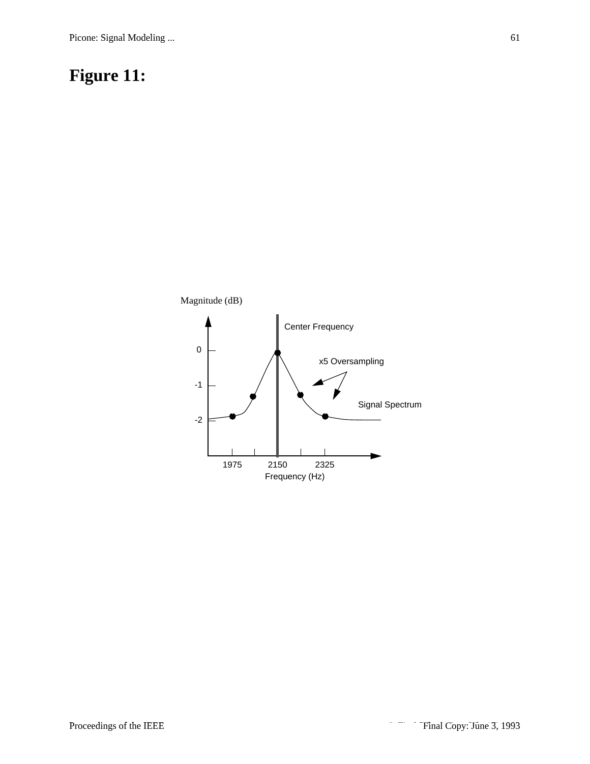# Figure 11:

Magnitude (dB)

Center Frequency

0

x5 Oversampling

-1

Signal Spectrum

-2

1975 2150 2325

Frequency (Hz)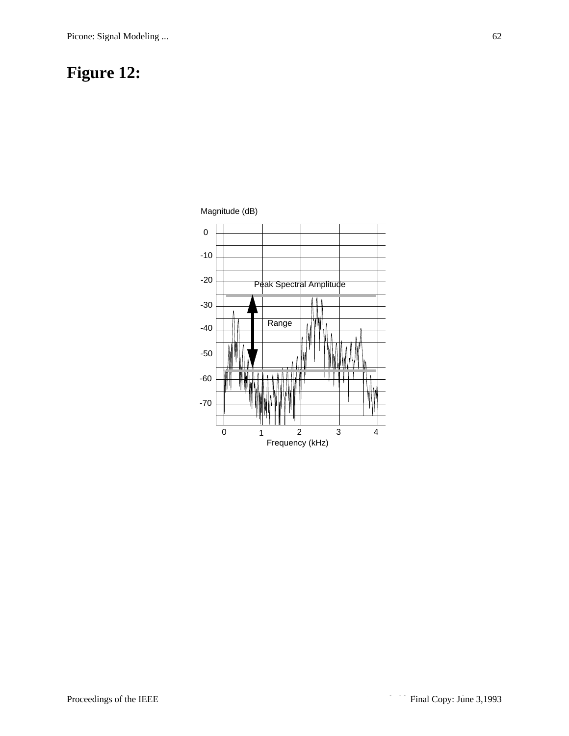# Figure 12:

Magnitude (dB)

0

-10

-20

-30

-40

-50

-60

-70

Peak Spectral Amplitude

Range

0 1 2 3 4

Frequency (kHz)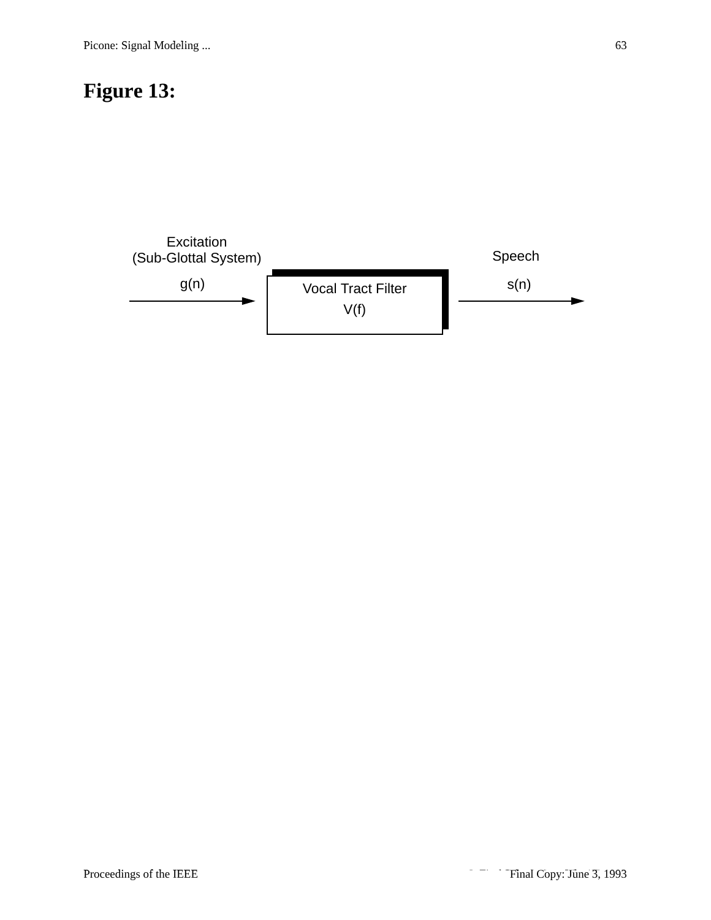# Figure 13:

Excitation
(Sub-Glottal System)

$g(n)$

Vocal Tract Filter

$V(f)$

Speech

$s(n)$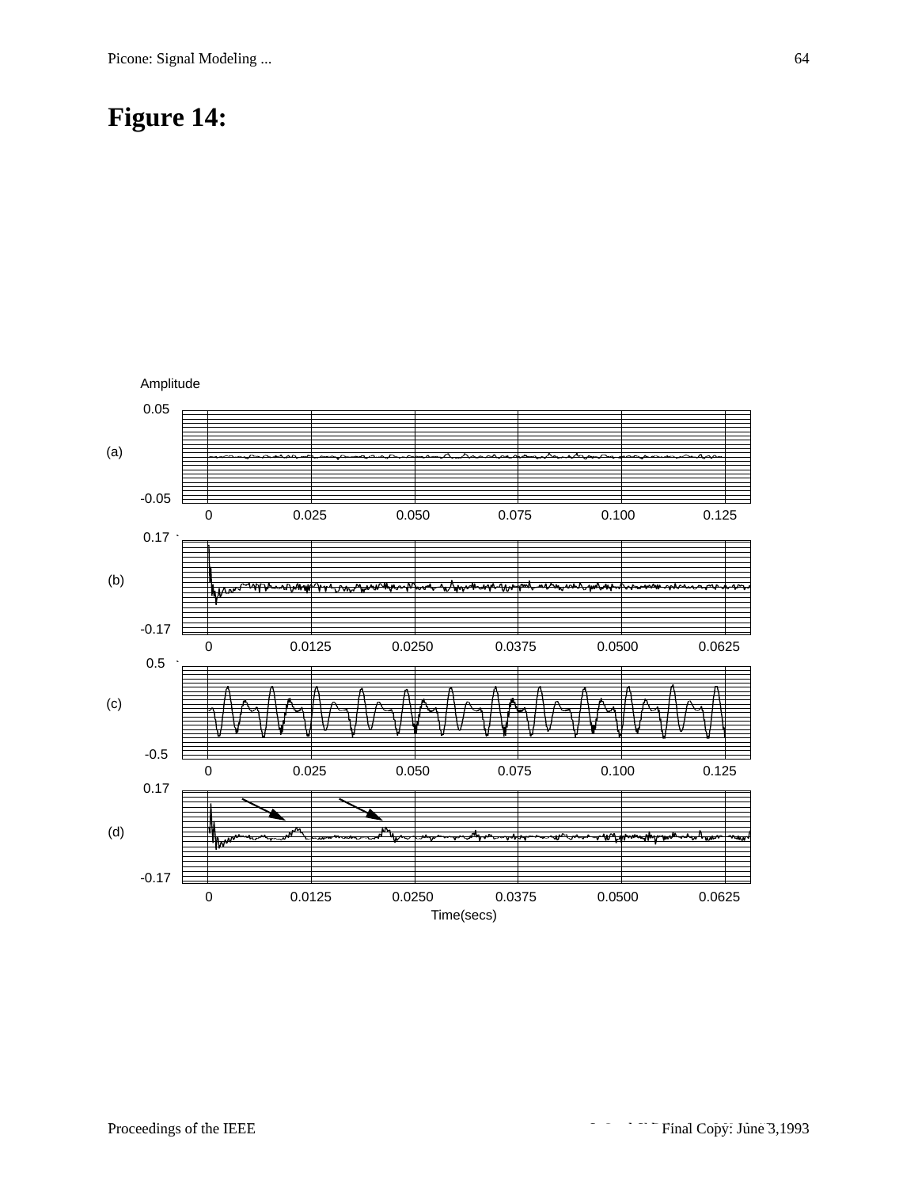# Figure 14:

Amplitude

(a) 0.05 / -0.05; time axis: 0, 0.025, 0.050, 0.075, 0.100, 0.125

(b) 0.17 / -0.17; time axis: 0, 0.0125, 0.0250, 0.0375, 0.0500, 0.0625

(c) 0.5 / -0.5; time axis: 0, 0.025, 0.050, 0.075, 0.100, 0.125

(d) 0.17 / -0.17; time axis: 0, 0.0125, 0.0250, 0.0375, 0.0500, 0.0625

Time(secs)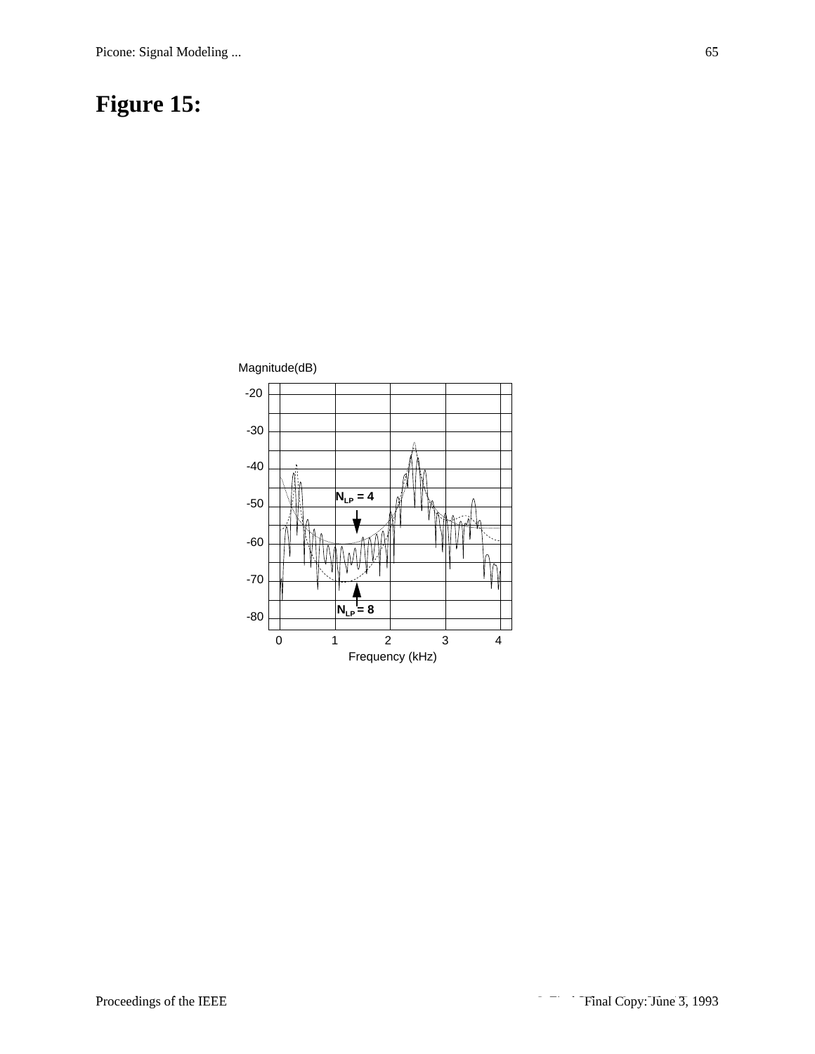# Figure 15:

Magnitude(dB)

-20

-30

-40

-50

-60

-70

-80

$N_{LP} = 4$

$N_{LP} = 8$

0 1 2 3 4

Frequency (kHz)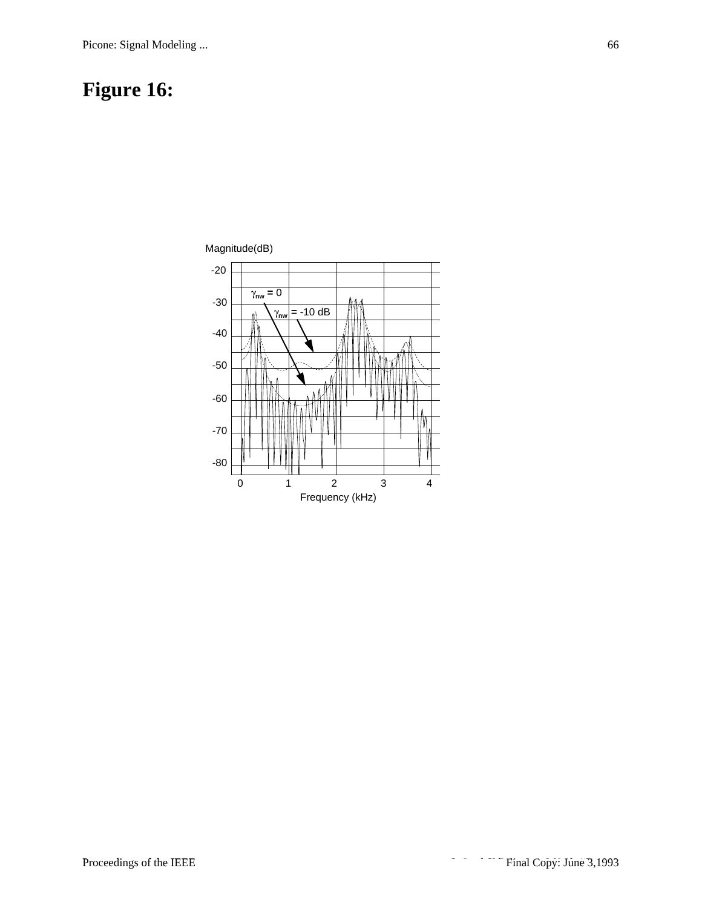# Figure 16:

Magnitude(dB)

$\gamma_{nw} = 0$

$\gamma_{nw} = -10$ dB

-20
-30
-40
-50
-60
-70
-80

0 1 2 3 4

Frequency (kHz)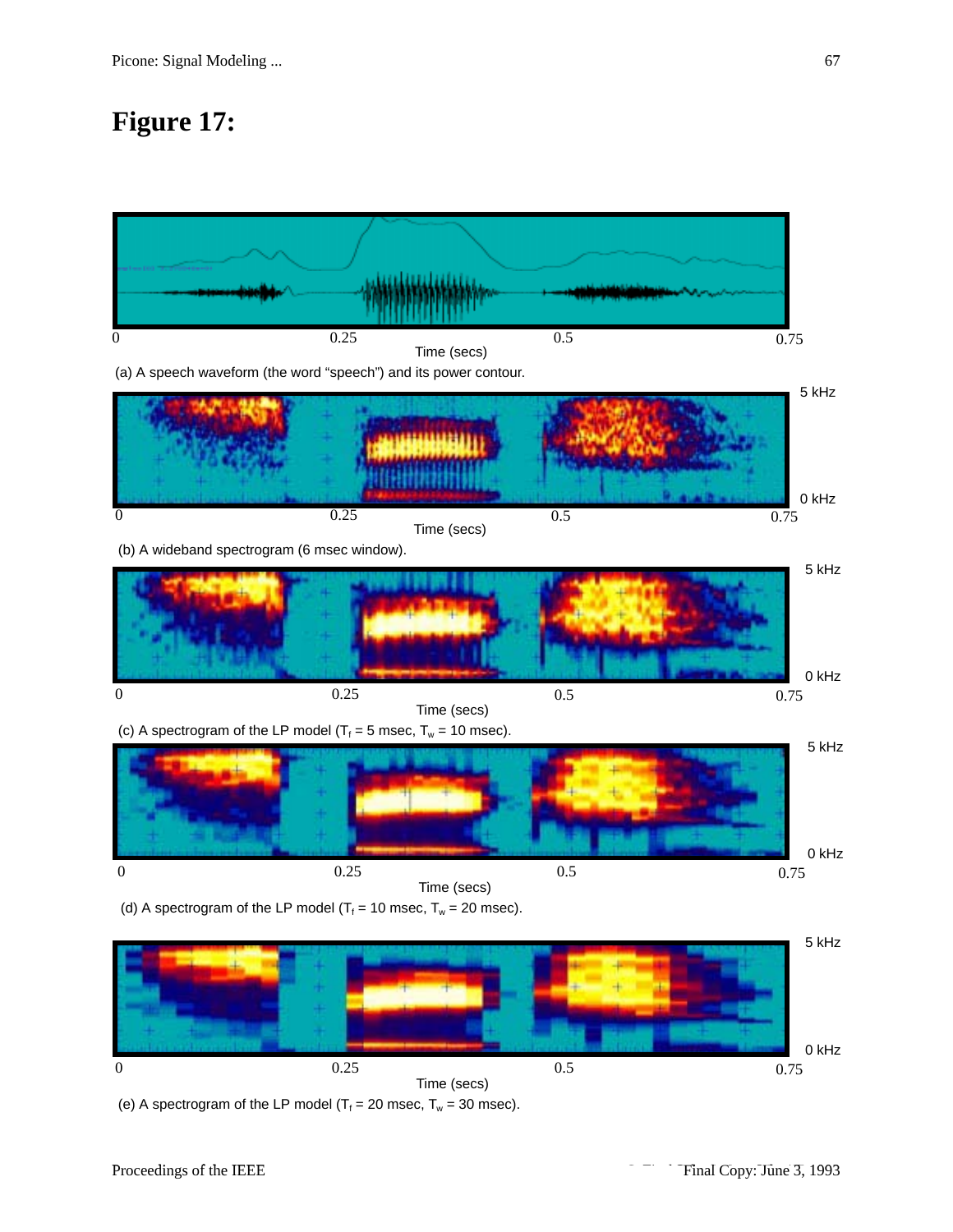# Figure 17:

(a) A speech waveform (the word "speech") and its power contour.

(b) A wideband spectrogram (6 msec window).

(c) A spectrogram of the LP model ($T_f$ = 5 msec, $T_w$ = 10 msec).

(d) A spectrogram of the LP model ($T_f$ = 10 msec, $T_w$ = 20 msec).

(e) A spectrogram of the LP model ($T_f$ = 20 msec, $T_w$ = 30 msec).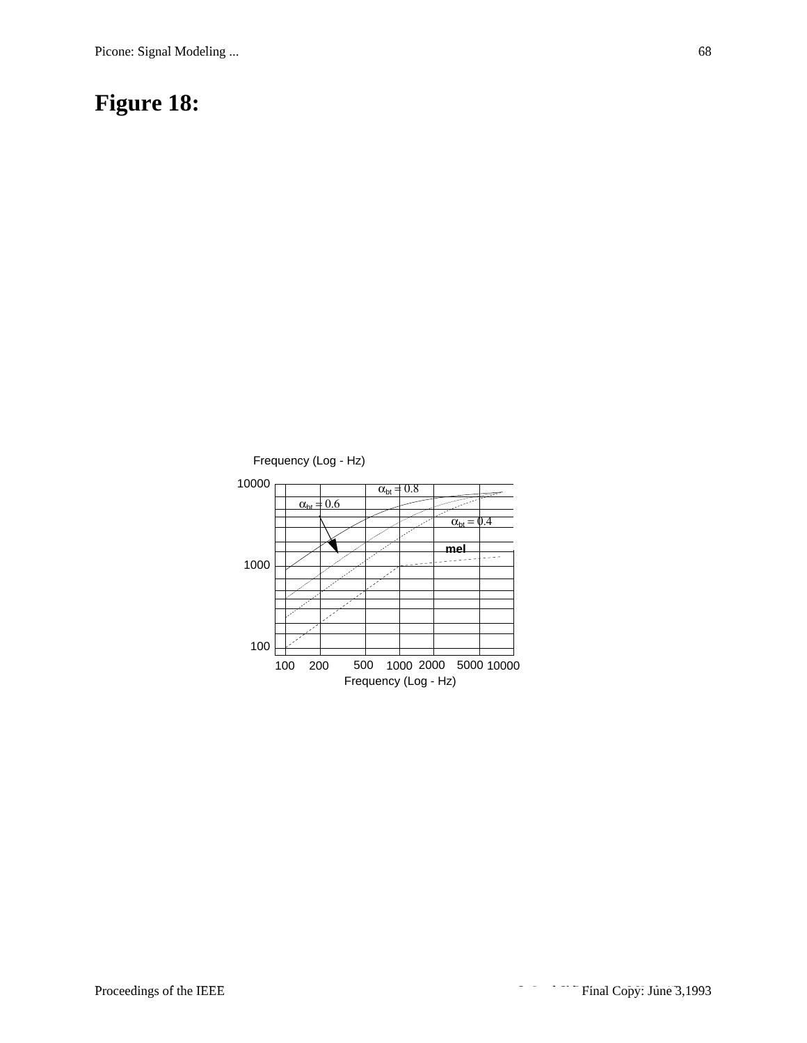# Figure 18:

Frequency (Log - Hz)

10000

1000

100

$\alpha_{bt} = 0.8$

$\alpha_{bt} = 0.6$

$\alpha_{bt} = 0.4$

mel

100 200 500 1000 2000 5000 10000

Frequency (Log - Hz)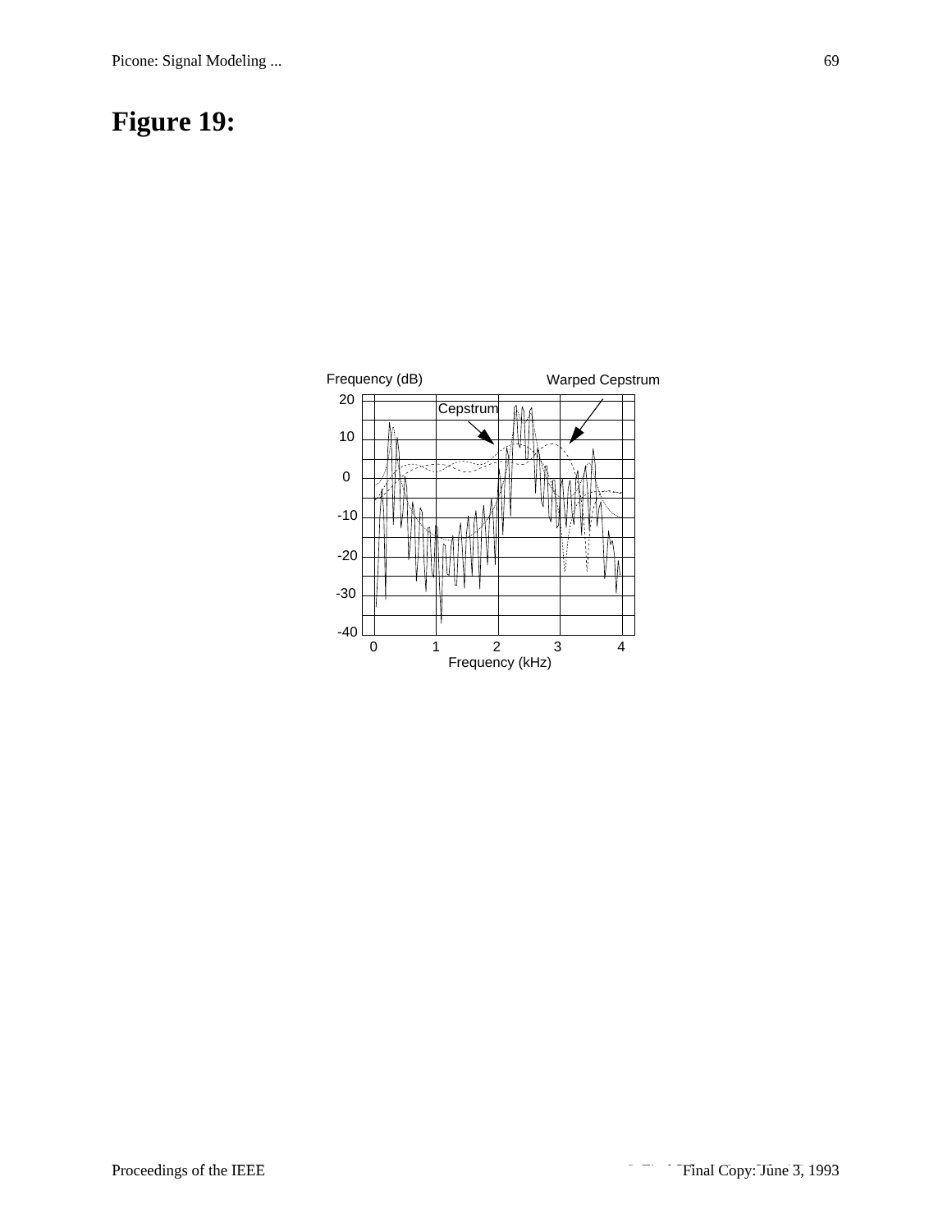# Figure 19:

Frequency (dB)

Warped Cepstrum

Cepstrum

20

10

0

-10

-20

-30

-40

0 1 2 3 4

Frequency (kHz)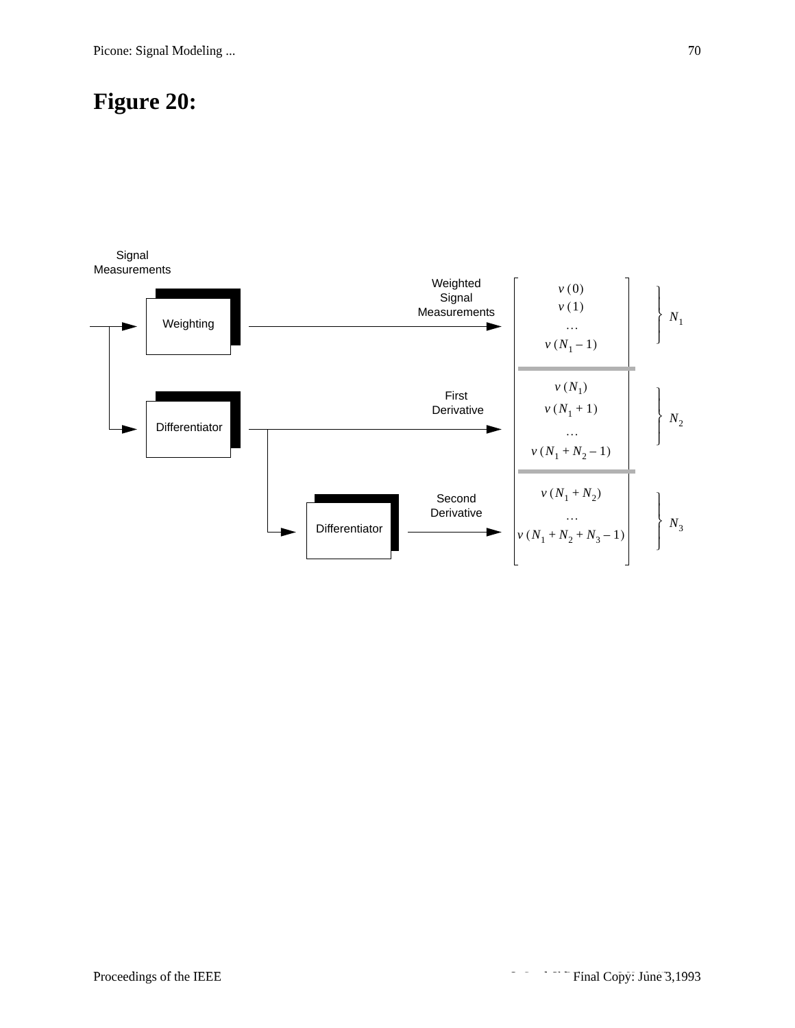# Figure 20:

Signal Measurements

Weighting

Weighted Signal Measurements

Differentiator

First Derivative

Differentiator

Second Derivative

$$
\begin{bmatrix}
v(0) \\
v(1) \\
\dots \\
v(N_1 - 1) \\
v(N_1) \\
v(N_1 + 1) \\
\dots \\
v(N_1 + N_2 - 1) \\
v(N_1 + N_2) \\
\dots \\
v(N_1 + N_2 + N_3 - 1)
\end{bmatrix}
$$

$N_1$

$N_2$

$N_3$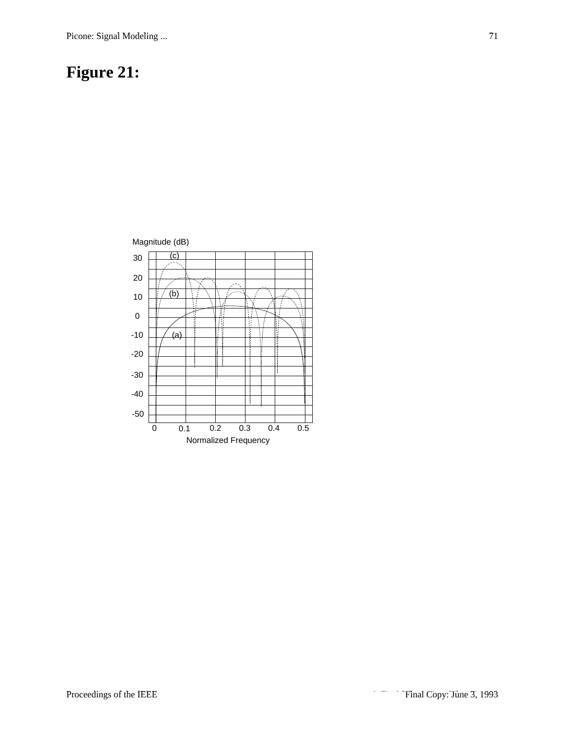# Figure 21:

Magnitude (dB)

(c)

(b)

(a)

30

20

10

0

-10

-20

-30

-40

-50

0 0.1 0.2 0.3 0.4 0.5

Normalized Frequency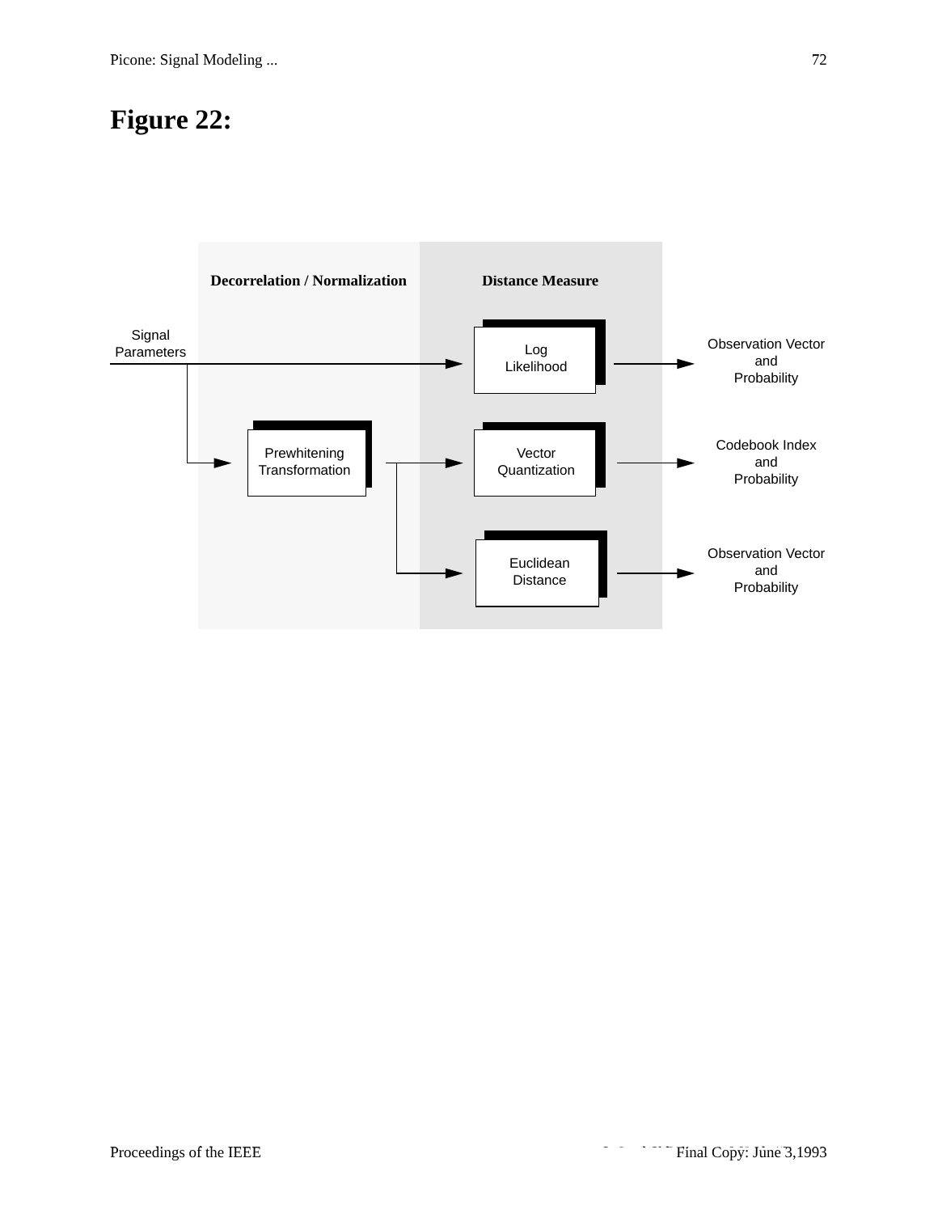# Figure 22:

Decorrelation / Normalization

Distance Measure

Signal Parameters

Log Likelihood

Observation Vector and Probability

Prewhitening Transformation

Vector Quantization

Codebook Index and Probability

Euclidean Distance

Observation Vector and Probability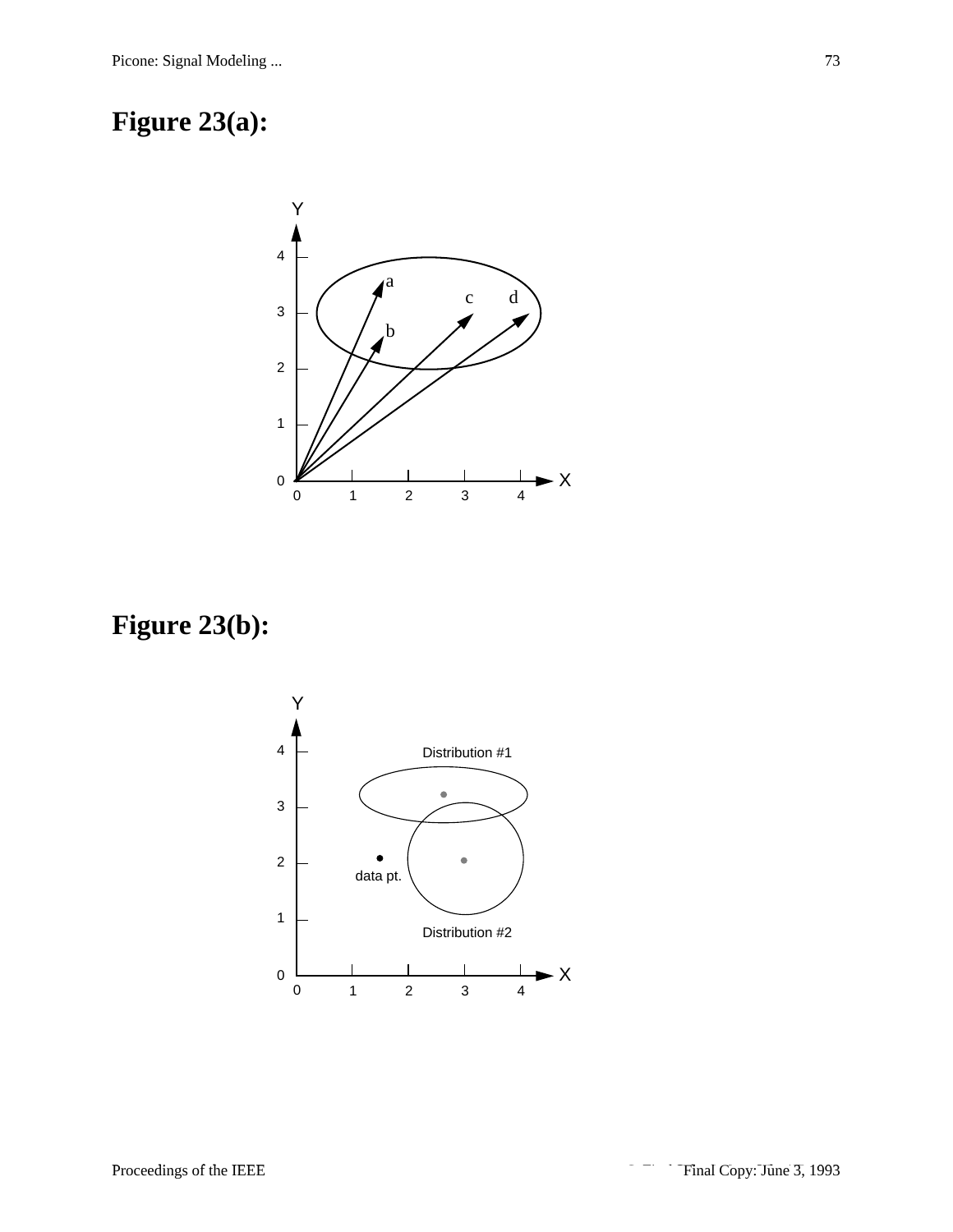# Figure 23(a):

Y

4

3

2

1

0

a

c

d

b

X

0 1 2 3 4

# Figure 23(b):

Y

4

3

2

1

0

Distribution #1

data pt.

Distribution #2

X

0 1 2 3 4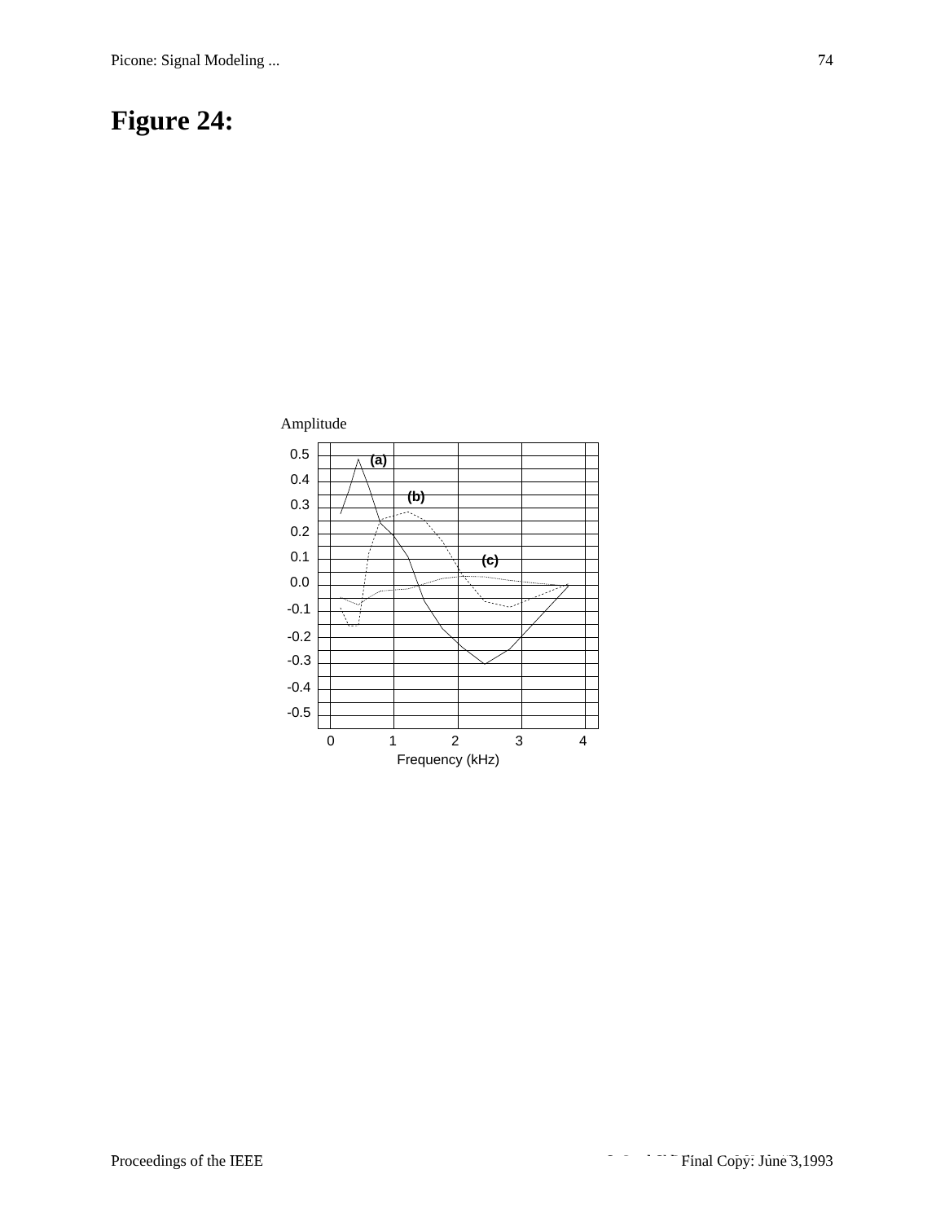# Figure 24:

Amplitude

0.5
0.4
0.3
0.2
0.1
0.0
-0.1
-0.2
-0.3
-0.4
-0.5

(a)
(b)
(c)

0 1 2 3 4

Frequency (kHz)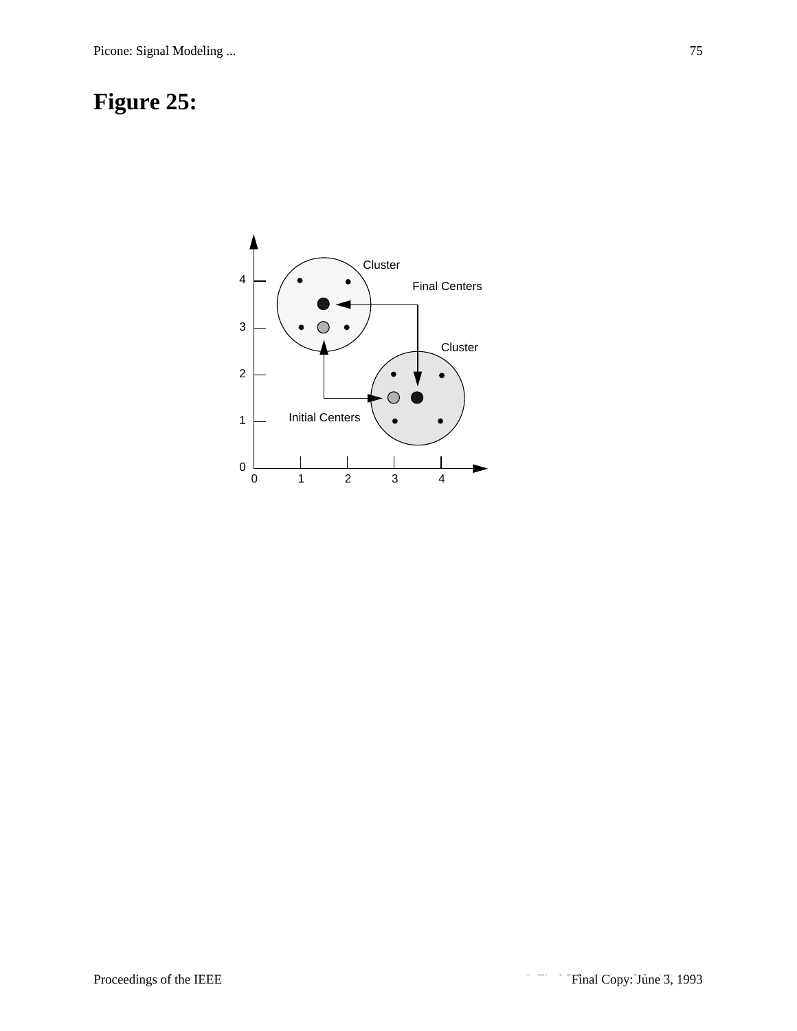# Figure 25:

Cluster

Final Centers

Cluster

Initial Centers

4

3

2

1

0

0 1 2 3 4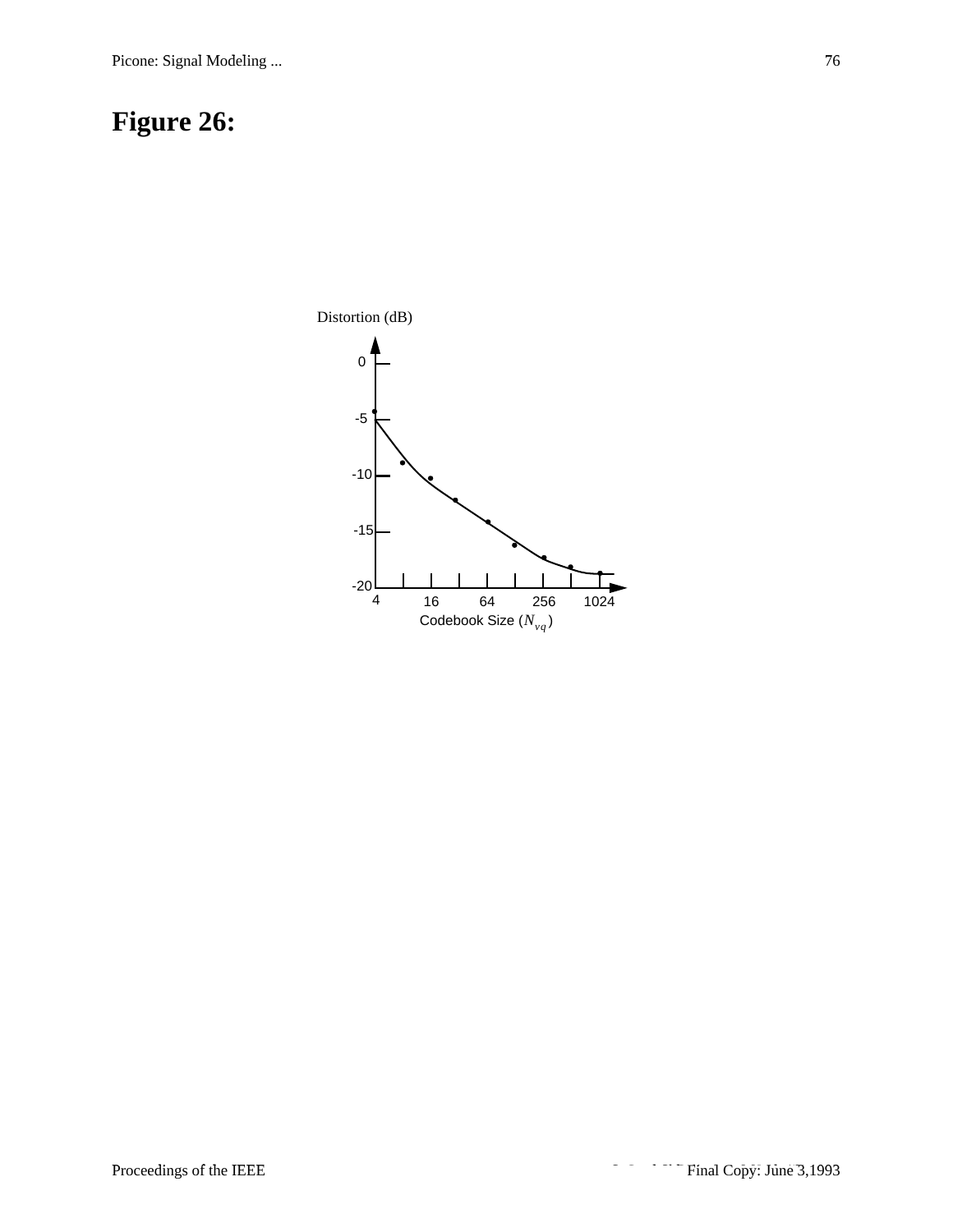# Figure 26:

Distortion (dB)

0

-5

-10

-15

-20

4 16 64 256 1024

Codebook Size ($N_{vq}$)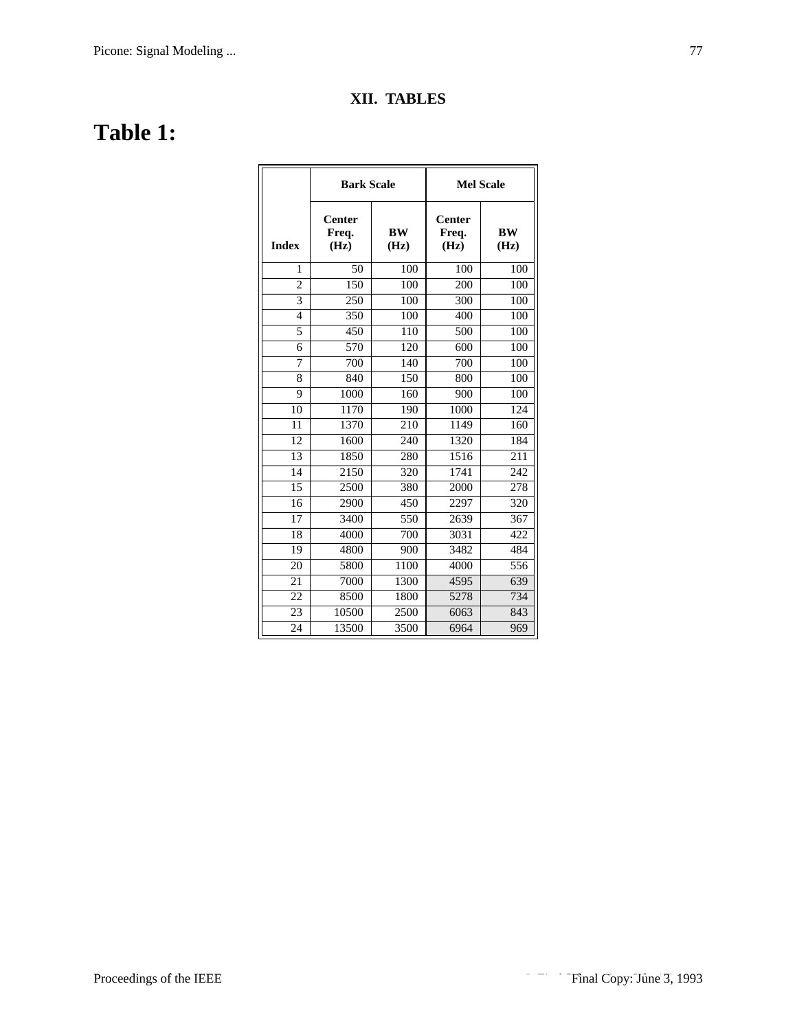## XII. TABLES

# Table 1:

| Index | Bark Scale | | Mel Scale | |
|---|---|---|---|---|
| | Center Freq. (Hz) | BW (Hz) | Center Freq. (Hz) | BW (Hz) |
| 1 | 50 | 100 | 100 | 100 |
| 2 | 150 | 100 | 200 | 100 |
| 3 | 250 | 100 | 300 | 100 |
| 4 | 350 | 100 | 400 | 100 |
| 5 | 450 | 110 | 500 | 100 |
| 6 | 570 | 120 | 600 | 100 |
| 7 | 700 | 140 | 700 | 100 |
| 8 | 840 | 150 | 800 | 100 |
| 9 | 1000 | 160 | 900 | 100 |
| 10 | 1170 | 190 | 1000 | 124 |
| 11 | 1370 | 210 | 1149 | 160 |
| 12 | 1600 | 240 | 1320 | 184 |
| 13 | 1850 | 280 | 1516 | 211 |
| 14 | 2150 | 320 | 1741 | 242 |
| 15 | 2500 | 380 | 2000 | 278 |
| 16 | 2900 | 450 | 2297 | 320 |
| 17 | 3400 | 550 | 2639 | 367 |
| 18 | 4000 | 700 | 3031 | 422 |
| 19 | 4800 | 900 | 3482 | 484 |
| 20 | 5800 | 1100 | 4000 | 556 |
| 21 | 7000 | 1300 | 4595 | 639 |
| 22 | 8500 | 1800 | 5278 | 734 |
| 23 | 10500 | 2500 | 6063 | 843 |
| 24 | 13500 | 3500 | 6964 | 969 |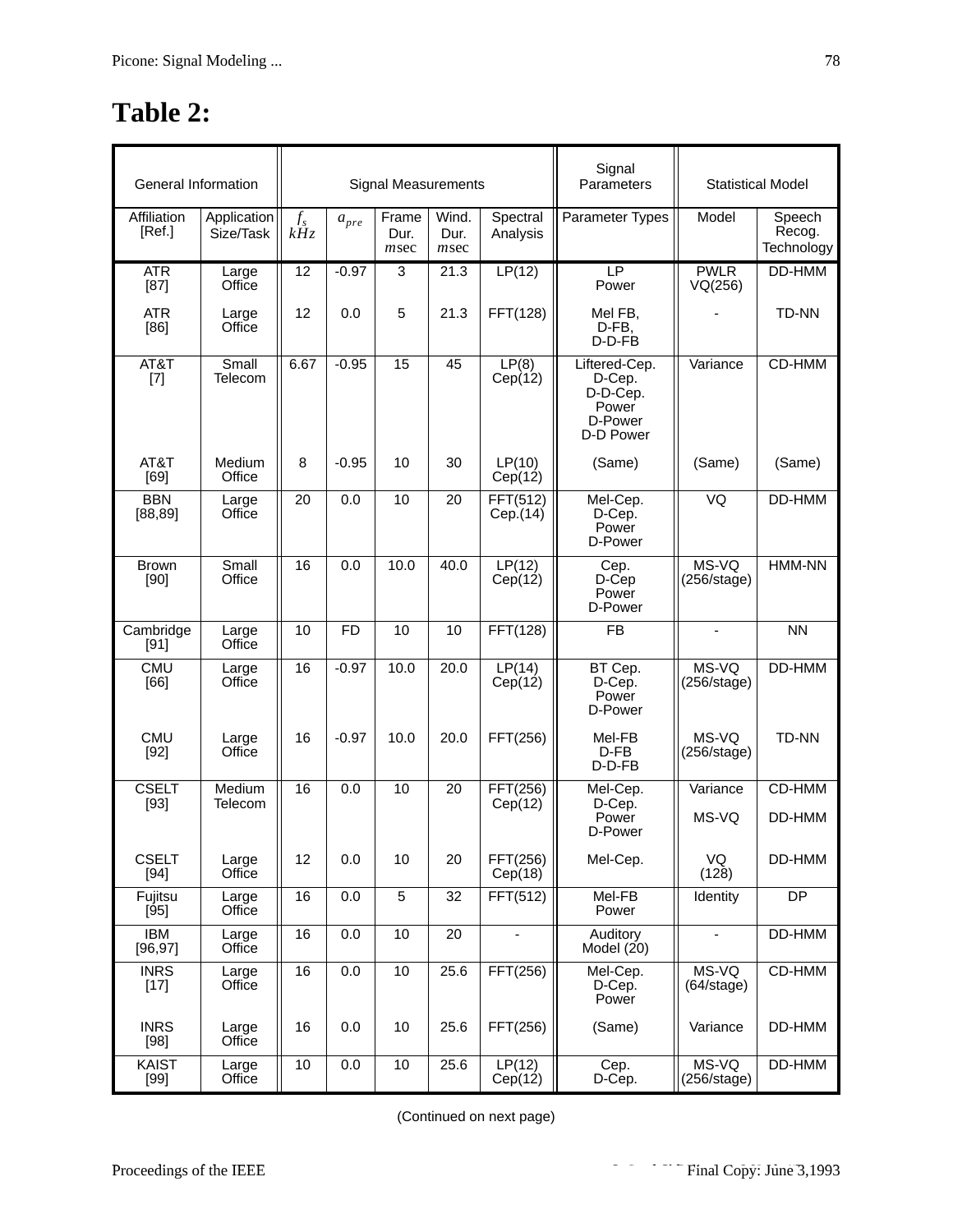# Table 2:

| General Information | | Signal Measurements | | | | | Signal Parameters | Statistical Model | |
|---|---|---|---|---|---|---|---|---|---|
| Affiliation [Ref.] | Application Size/Task | $f_s$ $kHz$ | $a_{pre}$ | Frame Dur. $m$sec | Wind. Dur. $m$sec | Spectral Analysis | Parameter Types | Model | Speech Recog. Technology |
| ATR [87] | Large Office | 12 | -0.97 | 3 | 21.3 | LP(12) | LP Power | PWLR VQ(256) | DD-HMM |
| ATR [86] | Large Office | 12 | 0.0 | 5 | 21.3 | FFT(128) | Mel FB, D-FB, D-D-FB | - | TD-NN |
| AT&T [7] | Small Telecom | 6.67 | -0.95 | 15 | 45 | LP(8) Cep(12) | Liftered-Cep. D-Cep. D-D-Cep. Power D-Power D-D Power | Variance | CD-HMM |
| AT&T [69] | Medium Office | 8 | -0.95 | 10 | 30 | LP(10) Cep(12) | (Same) | (Same) | (Same) |
| BBN [88,89] | Large Office | 20 | 0.0 | 10 | 20 | FFT(512) Cep.(14) | Mel-Cep. D-Cep. Power D-Power | VQ | DD-HMM |
| Brown [90] | Small Office | 16 | 0.0 | 10.0 | 40.0 | LP(12) Cep(12) | Cep. D-Cep Power D-Power | MS-VQ (256/stage) | HMM-NN |
| Cambridge [91] | Large Office | 10 | FD | 10 | 10 | FFT(128) | FB | - | NN |
| CMU [66] | Large Office | 16 | -0.97 | 10.0 | 20.0 | LP(14) Cep(12) | BT Cep. D-Cep. Power D-Power | MS-VQ (256/stage) | DD-HMM |
| CMU [92] | Large Office | 16 | -0.97 | 10.0 | 20.0 | FFT(256) | Mel-FB D-FB D-D-FB | MS-VQ (256/stage) | TD-NN |
| CSELT [93] | Medium Telecom | 16 | 0.0 | 10 | 20 | FFT(256) Cep(12) | Mel-Cep. D-Cep. Power D-Power | Variance MS-VQ | CD-HMM DD-HMM |
| CSELT [94] | Large Office | 12 | 0.0 | 10 | 20 | FFT(256) Cep(18) | Mel-Cep. | VQ (128) | DD-HMM |
| Fujitsu [95] | Large Office | 16 | 0.0 | 5 | 32 | FFT(512) | Mel-FB Power | Identity | DP |
| IBM [96,97] | Large Office | 16 | 0.0 | 10 | 20 | - | Auditory Model (20) | - | DD-HMM |
| INRS [17] | Large Office | 16 | 0.0 | 10 | 25.6 | FFT(256) | Mel-Cep. D-Cep. Power | MS-VQ (64/stage) | CD-HMM |
| INRS [98] | Large Office | 16 | 0.0 | 10 | 25.6 | FFT(256) | (Same) | Variance | DD-HMM |
| KAIST [99] | Large Office | 10 | 0.0 | 10 | 25.6 | LP(12) Cep(12) | Cep. D-Cep. | MS-VQ (256/stage) | DD-HMM |

(Continued on next page)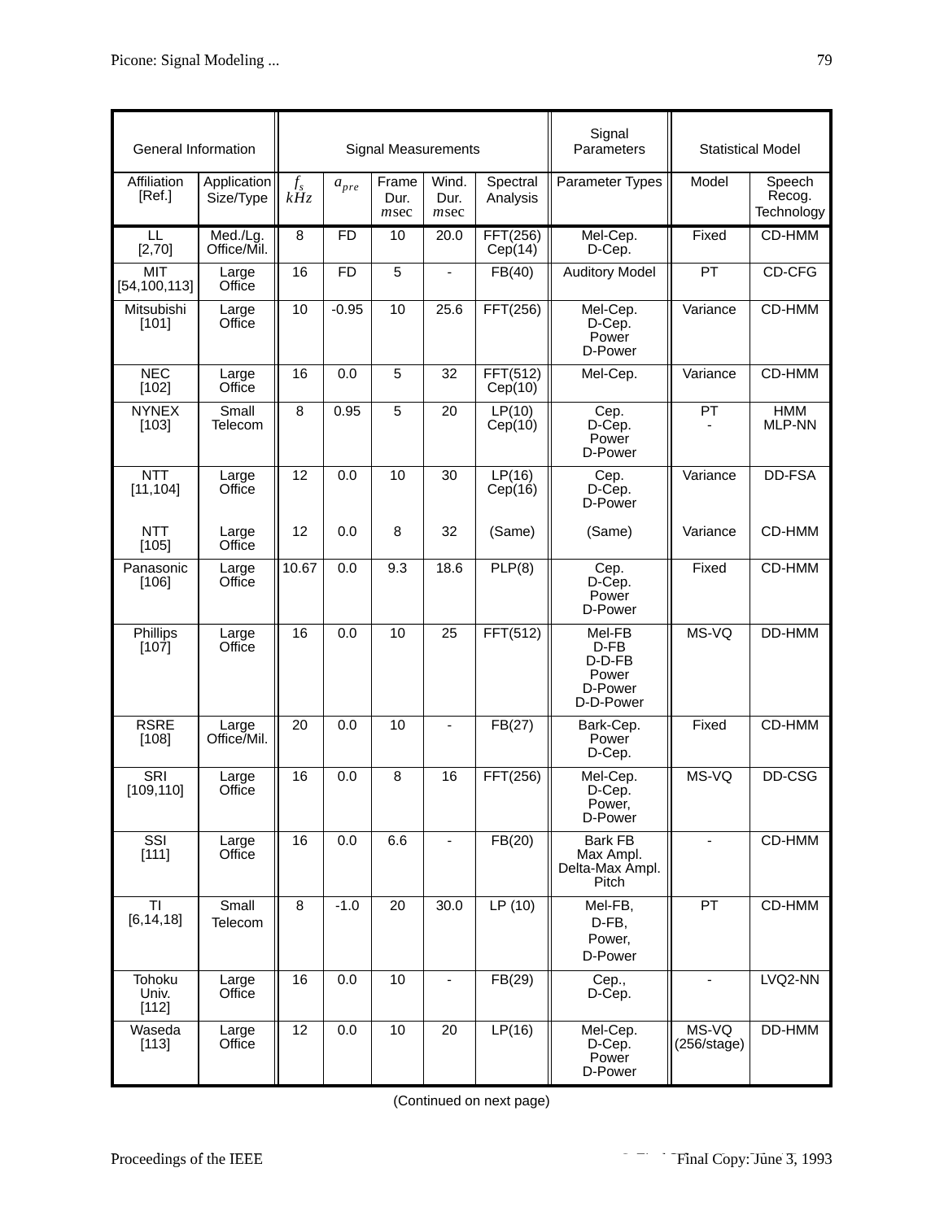| General Information | | Signal Measurements | | | | | Signal Parameters | Statistical Model | |
|---|---|---|---|---|---|---|---|---|---|
| Affiliation [Ref.] | Application Size/Type | $f_s$ $kHz$ | $a_{pre}$ | Frame Dur. $msec$ | Wind. Dur. $msec$ | Spectral Analysis | Parameter Types | Model | Speech Recog. Technology |
| LL [2,70] | Med./Lg. Office/Mil. | 8 | FD | 10 | 20.0 | FFT(256) Cep(14) | Mel-Cep. D-Cep. | Fixed | CD-HMM |
| MIT [54,100,113] | Large Office | 16 | FD | 5 | - | FB(40) | Auditory Model | PT | CD-CFG |
| Mitsubishi [101] | Large Office | 10 | -0.95 | 10 | 25.6 | FFT(256) | Mel-Cep. D-Cep. Power D-Power | Variance | CD-HMM |
| NEC [102] | Large Office | 16 | 0.0 | 5 | 32 | FFT(512) Cep(10) | Mel-Cep. | Variance | CD-HMM |
| NYNEX [103] | Small Telecom | 8 | 0.95 | 5 | 20 | LP(10) Cep(10) | Cep. D-Cep. Power D-Power | PT - | HMM MLP-NN |
| NTT [11,104] | Large Office | 12 | 0.0 | 10 | 30 | LP(16) Cep(16) | Cep. D-Cep. D-Power | Variance | DD-FSA |
| NTT [105] | Large Office | 12 | 0.0 | 8 | 32 | (Same) | (Same) | Variance | CD-HMM |
| Panasonic [106] | Large Office | 10.67 | 0.0 | 9.3 | 18.6 | PLP(8) | Cep. D-Cep. Power D-Power | Fixed | CD-HMM |
| Phillips [107] | Large Office | 16 | 0.0 | 10 | 25 | FFT(512) | Mel-FB D-FB D-D-FB Power D-Power D-D-Power | MS-VQ | DD-HMM |
| RSRE [108] | Large Office/Mil. | 20 | 0.0 | 10 | - | FB(27) | Bark-Cep. Power D-Cep. | Fixed | CD-HMM |
| SRI [109,110] | Large Office | 16 | 0.0 | 8 | 16 | FFT(256) | Mel-Cep. D-Cep. Power, D-Power | MS-VQ | DD-CSG |
| SSI [111] | Large Office | 16 | 0.0 | 6.6 | - | FB(20) | Bark FB Max Ampl. Delta-Max Ampl. Pitch | - | CD-HMM |
| TI [6,14,18] | Small Telecom | 8 | -1.0 | 20 | 30.0 | LP (10) | Mel-FB, D-FB, Power, D-Power | PT | CD-HMM |
| Tohoku Univ. [112] | Large Office | 16 | 0.0 | 10 | - | FB(29) | Cep., D-Cep. | - | LVQ2-NN |
| Waseda [113] | Large Office | 12 | 0.0 | 10 | 20 | LP(16) | Mel-Cep. D-Cep. Power D-Power | MS-VQ (256/stage) | DD-HMM |

(Continued on next page)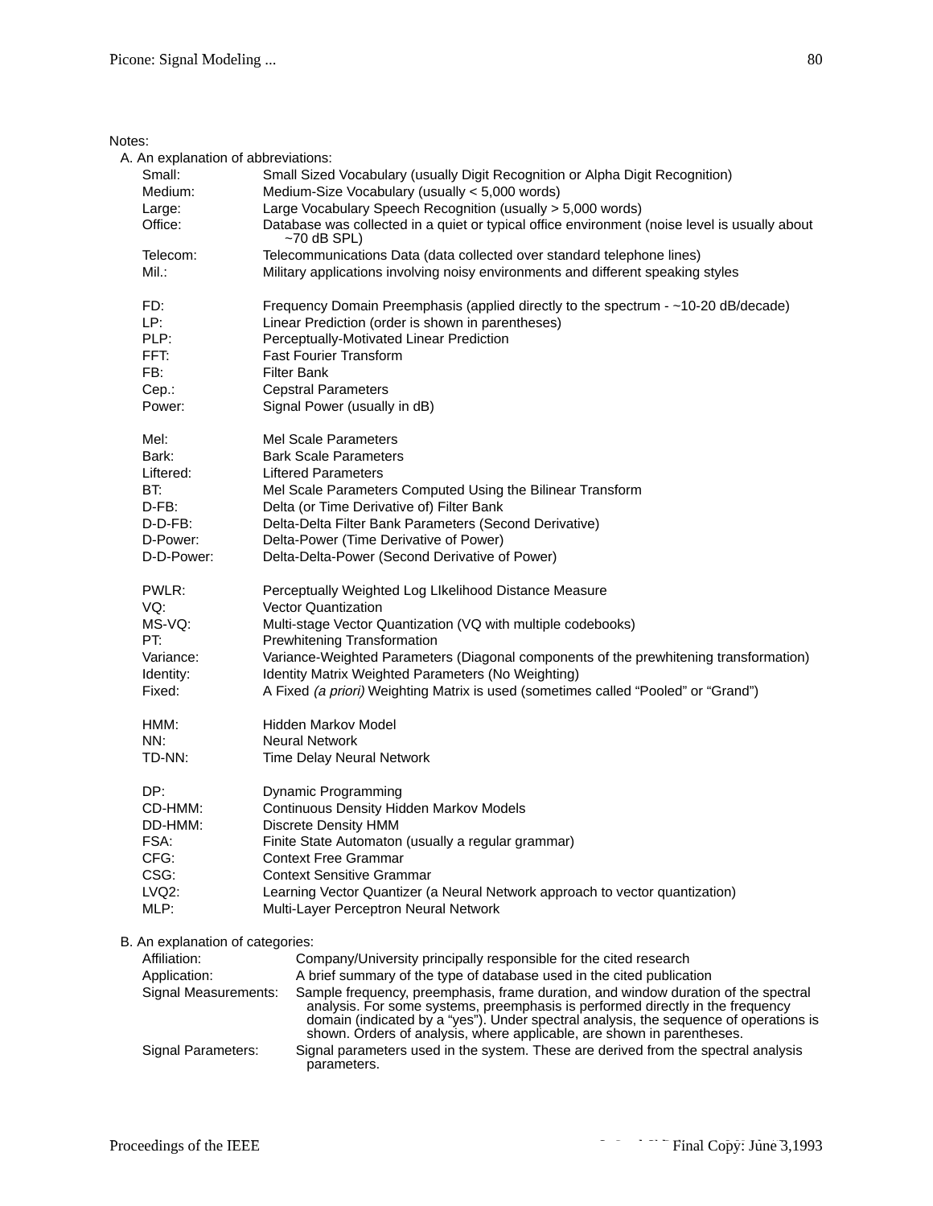Notes:

A. An explanation of abbreviations:

| | |
|---|---|
| Small: | Small Sized Vocabulary (usually Digit Recognition or Alpha Digit Recognition) |
| Medium: | Medium-Size Vocabulary (usually < 5,000 words) |
| Large: | Large Vocabulary Speech Recognition (usually > 5,000 words) |
| Office: | Database was collected in a quiet or typical office environment (noise level is usually about ~70 dB SPL) |
| Telecom: | Telecommunications Data (data collected over standard telephone lines) |
| Mil.: | Military applications involving noisy environments and different speaking styles |
| | |
| FD: | Frequency Domain Preemphasis (applied directly to the spectrum - ~10-20 dB/decade) |
| LP: | Linear Prediction (order is shown in parentheses) |
| PLP: | Perceptually-Motivated Linear Prediction |
| FFT: | Fast Fourier Transform |
| FB: | Filter Bank |
| Cep.: | Cepstral Parameters |
| Power: | Signal Power (usually in dB) |
| | |
| Mel: | Mel Scale Parameters |
| Bark: | Bark Scale Parameters |
| Liftered: | Liftered Parameters |
| BT: | Mel Scale Parameters Computed Using the Bilinear Transform |
| D-FB: | Delta (or Time Derivative of) Filter Bank |
| D-D-FB: | Delta-Delta Filter Bank Parameters (Second Derivative) |
| D-Power: | Delta-Power (Time Derivative of Power) |
| D-D-Power: | Delta-Delta-Power (Second Derivative of Power) |
| | |
| PWLR: | Perceptually Weighted Log LIkelihood Distance Measure |
| VQ: | Vector Quantization |
| MS-VQ: | Multi-stage Vector Quantization (VQ with multiple codebooks) |
| PT: | Prewhitening Transformation |
| Variance: | Variance-Weighted Parameters (Diagonal components of the prewhitening transformation) |
| Identity: | Identity Matrix Weighted Parameters (No Weighting) |
| Fixed: | A Fixed *(a priori)* Weighting Matrix is used (sometimes called "Pooled" or "Grand") |
| | |
| HMM: | Hidden Markov Model |
| NN: | Neural Network |
| TD-NN: | Time Delay Neural Network |
| | |
| DP: | Dynamic Programming |
| CD-HMM: | Continuous Density Hidden Markov Models |
| DD-HMM: | Discrete Density HMM |
| FSA: | Finite State Automaton (usually a regular grammar) |
| CFG: | Context Free Grammar |
| CSG: | Context Sensitive Grammar |
| LVQ2: | Learning Vector Quantizer (a Neural Network approach to vector quantization) |
| MLP: | Multi-Layer Perceptron Neural Network |

B. An explanation of categories:

| | |
|---|---|
| Affiliation: | Company/University principally responsible for the cited research |
| Application: | A brief summary of the type of database used in the cited publication |
| Signal Measurements: | Sample frequency, preemphasis, frame duration, and window duration of the spectral analysis. For some systems, preemphasis is performed directly in the frequency domain (indicated by a "yes"). Under spectral analysis, the sequence of operations is shown. Orders of analysis, where applicable, are shown in parentheses. |
| Signal Parameters: | Signal parameters used in the system. These are derived from the spectral analysis parameters. |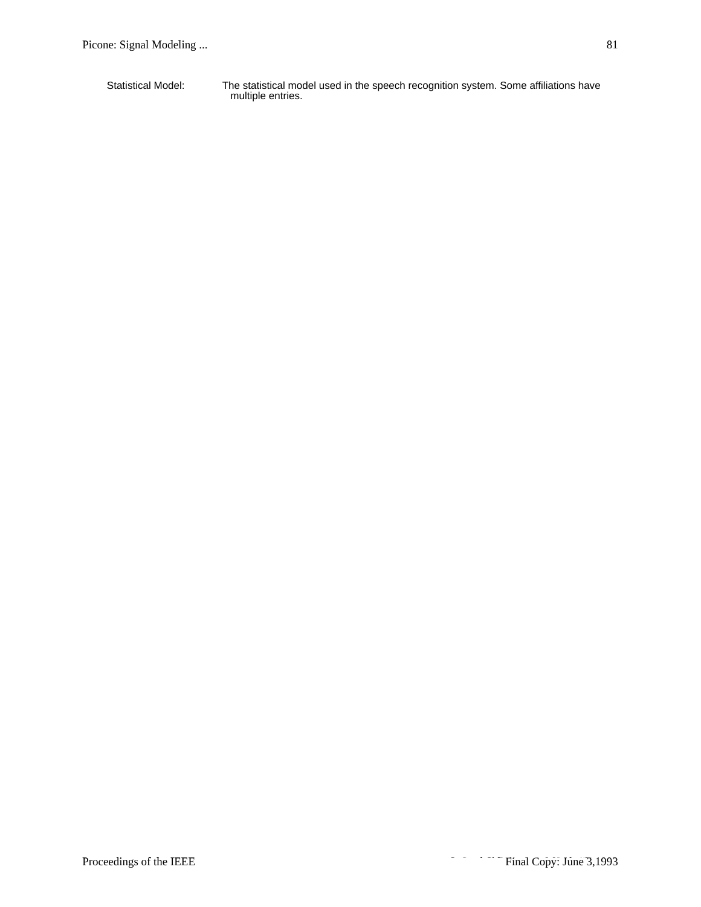| | |
|---|---|
| Statistical Model: | The statistical model used in the speech recognition system. Some affiliations have multiple entries. |